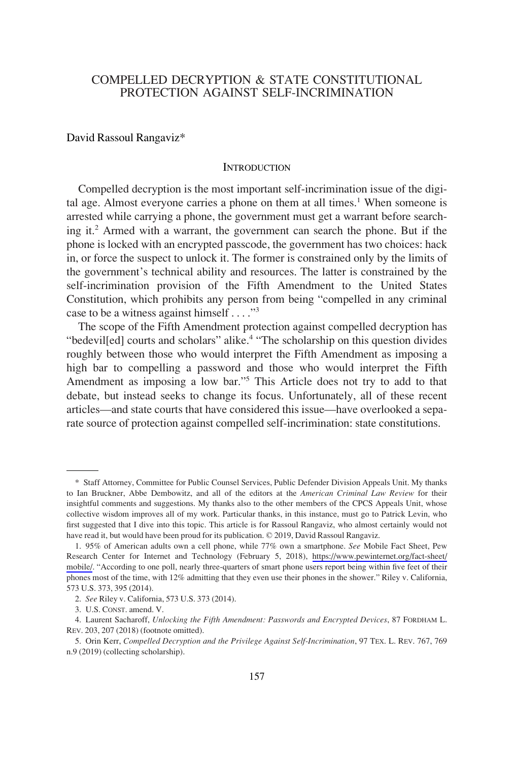# COMPELLED DECRYPTION & STATE CONSTITUTIONAL PROTECTION AGAINST SELF-INCRIMINATION

David Rassoul Rangaviz*

## INTRODUCTION

Compelled decryption is the most important self-incrimination issue of the digital age. Almost everyone carries a phone on them at all times.[1] When someone is arrested while carrying a phone, the government must get a warrant before searching it.[2] Armed with a warrant, the government can search the phone. But if the phone is locked with an encrypted passcode, the government has two choices: hack in, or force the suspect to unlock it. The former is constrained only by the limits of the government's technical ability and resources. The latter is constrained by the self-incrimination provision of the Fifth Amendment to the United States Constitution, which prohibits any person from being "compelled in any criminal case to be a witness against himself . . . ."[3]

The scope of the Fifth Amendment protection against compelled decryption has "bedevil[ed] courts and scholars" alike.[4] "The scholarship on this question divides roughly between those who would interpret the Fifth Amendment as imposing a high bar to compelling a password and those who would interpret the Fifth Amendment as imposing a low bar."[5] This Article does not try to add to that debate, but instead seeks to change its focus. Unfortunately, all of these recent articles—and state courts that have considered this issue—have overlooked a separate source of protection against compelled self-incrimination: state constitutions.

---

\* Staff Attorney, Committee for Public Counsel Services, Public Defender Division Appeals Unit. My thanks to Ian Bruckner, Abbe Dembowitz, and all of the editors at the *American Criminal Law Review* for their insightful comments and suggestions. My thanks also to the other members of the CPCS Appeals Unit, whose collective wisdom improves all of my work. Particular thanks, in this instance, must go to Patrick Levin, who first suggested that I dive into this topic. This article is for Rassoul Rangaviz, who almost certainly would not have read it, but would have been proud for its publication. © 2019, David Rassoul Rangaviz.

1. 95% of American adults own a cell phone, while 77% own a smartphone. *See* Mobile Fact Sheet, Pew Research Center for Internet and Technology (February 5, 2018), https://www.pewinternet.org/fact-sheet/mobile/. "According to one poll, nearly three-quarters of smart phone users report being within five feet of their phones most of the time, with 12% admitting that they even use their phones in the shower." Riley v. California, 573 U.S. 373, 395 (2014).

2. *See* Riley v. California, 573 U.S. 373 (2014).

3. U.S. CONST. amend. V.

4. Laurent Sacharoff, *Unlocking the Fifth Amendment: Passwords and Encrypted Devices*, 87 FORDHAM L. REV. 203, 207 (2018) (footnote omitted).

5. Orin Kerr, *Compelled Decryption and the Privilege Against Self-Incrimination*, 97 TEX. L. REV. 767, 769 n.9 (2019) (collecting scholarship).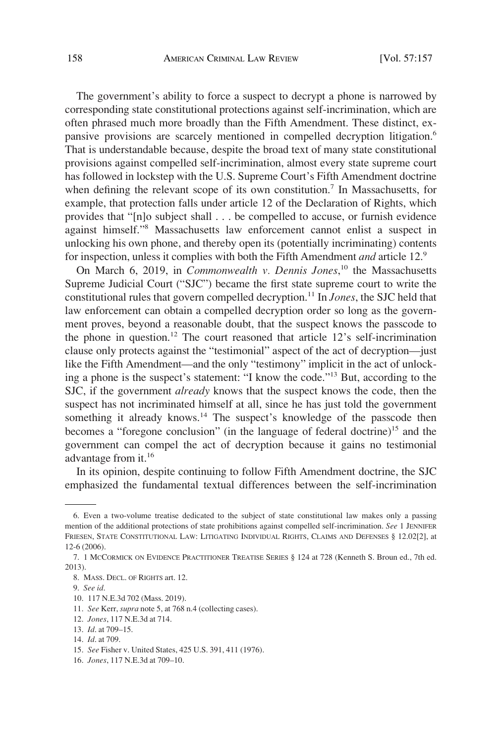The government's ability to force a suspect to decrypt a phone is narrowed by corresponding state constitutional protections against self-incrimination, which are often phrased much more broadly than the Fifth Amendment. These distinct, expansive provisions are scarcely mentioned in compelled decryption litigation.[6] That is understandable because, despite the broad text of many state constitutional provisions against compelled self-incrimination, almost every state supreme court has followed in lockstep with the U.S. Supreme Court's Fifth Amendment doctrine when defining the relevant scope of its own constitution.[7] In Massachusetts, for example, that protection falls under article 12 of the Declaration of Rights, which provides that "[n]o subject shall . . . be compelled to accuse, or furnish evidence against himself."[8] Massachusetts law enforcement cannot enlist a suspect in unlocking his own phone, and thereby open its (potentially incriminating) contents for inspection, unless it complies with both the Fifth Amendment *and* article 12.[9]

On March 6, 2019, in *Commonwealth v. Dennis Jones*,[10] the Massachusetts Supreme Judicial Court ("SJC") became the first state supreme court to write the constitutional rules that govern compelled decryption.[11] In *Jones*, the SJC held that law enforcement can obtain a compelled decryption order so long as the government proves, beyond a reasonable doubt, that the suspect knows the passcode to the phone in question.[12] The court reasoned that article 12's self-incrimination clause only protects against the "testimonial" aspect of the act of decryption—just like the Fifth Amendment—and the only "testimony" implicit in the act of unlocking a phone is the suspect's statement: "I know the code."[13] But, according to the SJC, if the government *already* knows that the suspect knows the code, then the suspect has not incriminated himself at all, since he has just told the government something it already knows.[14] The suspect's knowledge of the passcode then becomes a "foregone conclusion" (in the language of federal doctrine)[15] and the government can compel the act of decryption because it gains no testimonial advantage from it.[16]

In its opinion, despite continuing to follow Fifth Amendment doctrine, the SJC emphasized the fundamental textual differences between the self-incrimination

---

6. Even a two-volume treatise dedicated to the subject of state constitutional law makes only a passing mention of the additional protections of state prohibitions against compelled self-incrimination. *See* 1 JENNIFER FRIESEN, STATE CONSTITUTIONAL LAW: LITIGATING INDIVIDUAL RIGHTS, CLAIMS AND DEFENSES § 12.02[2], at 12-6 (2006).

7. 1 MCCORMICK ON EVIDENCE PRACTITIONER TREATISE SERIES § 124 at 728 (Kenneth S. Broun ed., 7th ed. 2013).

8. MASS. DECL. OF RIGHTS art. 12.

9. *See id.*

10. 117 N.E.3d 702 (Mass. 2019).

11. *See* Kerr, *supra* note 5, at 768 n.4 (collecting cases).

12. *Jones*, 117 N.E.3d at 714.

13. *Id.* at 709–15.

14. *Id.* at 709.

15. *See* Fisher v. United States, 425 U.S. 391, 411 (1976).

16. *Jones*, 117 N.E.3d at 709–10.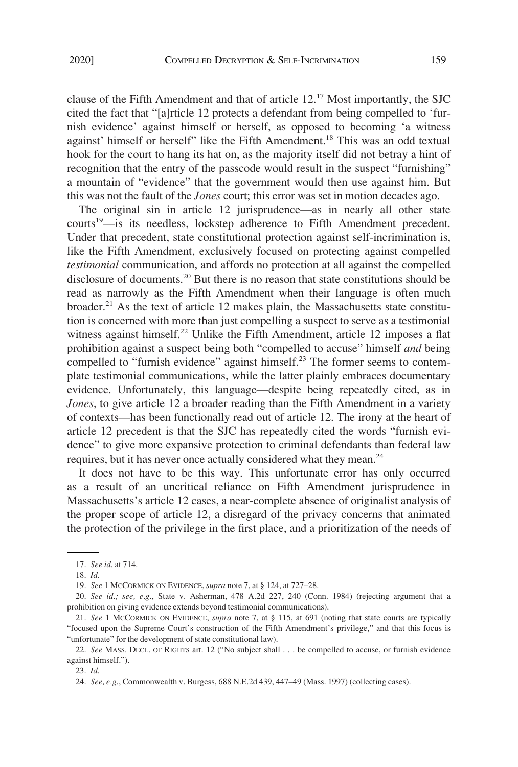clause of the Fifth Amendment and that of article 12.[17] Most importantly, the SJC cited the fact that "[a]rticle 12 protects a defendant from being compelled to 'furnish evidence' against himself or herself, as opposed to becoming 'a witness against' himself or herself" like the Fifth Amendment.[18] This was an odd textual hook for the court to hang its hat on, as the majority itself did not betray a hint of recognition that the entry of the passcode would result in the suspect "furnishing" a mountain of "evidence" that the government would then use against him. But this was not the fault of the *Jones* court; this error was set in motion decades ago.

The original sin in article 12 jurisprudence—as in nearly all other state courts[19]—is its needless, lockstep adherence to Fifth Amendment precedent. Under that precedent, state constitutional protection against self-incrimination is, like the Fifth Amendment, exclusively focused on protecting against compelled *testimonial* communication, and affords no protection at all against the compelled disclosure of documents.[20] But there is no reason that state constitutions should be read as narrowly as the Fifth Amendment when their language is often much broader.[21] As the text of article 12 makes plain, the Massachusetts state constitution is concerned with more than just compelling a suspect to serve as a testimonial witness against himself.[22] Unlike the Fifth Amendment, article 12 imposes a flat prohibition against a suspect being both "compelled to accuse" himself *and* being compelled to "furnish evidence" against himself.[23] The former seems to contemplate testimonial communications, while the latter plainly embraces documentary evidence. Unfortunately, this language—despite being repeatedly cited, as in *Jones*, to give article 12 a broader reading than the Fifth Amendment in a variety of contexts—has been functionally read out of article 12. The irony at the heart of article 12 precedent is that the SJC has repeatedly cited the words "furnish evidence" to give more expansive protection to criminal defendants than federal law requires, but it has never once actually considered what they mean.[24]

It does not have to be this way. This unfortunate error has only occurred as a result of an uncritical reliance on Fifth Amendment jurisprudence in Massachusetts's article 12 cases, a near-complete absence of originalist analysis of the proper scope of article 12, a disregard of the privacy concerns that animated the protection of the privilege in the first place, and a prioritization of the needs of

---

17. *See id.* at 714.

18. *Id.*

19. *See* 1 McCormick on Evidence, *supra* note 7, at § 124, at 727–28.

20. *See id.; see, e.g.*, State v. Asherman, 478 A.2d 227, 240 (Conn. 1984) (rejecting argument that a prohibition on giving evidence extends beyond testimonial communications).

21. *See* 1 McCormick on Evidence, *supra* note 7, at § 115, at 691 (noting that state courts are typically "focused upon the Supreme Court's construction of the Fifth Amendment's privilege," and that this focus is "unfortunate" for the development of state constitutional law).

22. *See* Mass. Decl. of Rights art. 12 ("No subject shall . . . be compelled to accuse, or furnish evidence against himself.").

23. *Id.*

24. *See, e.g.*, Commonwealth v. Burgess, 688 N.E.2d 439, 447–49 (Mass. 1997) (collecting cases).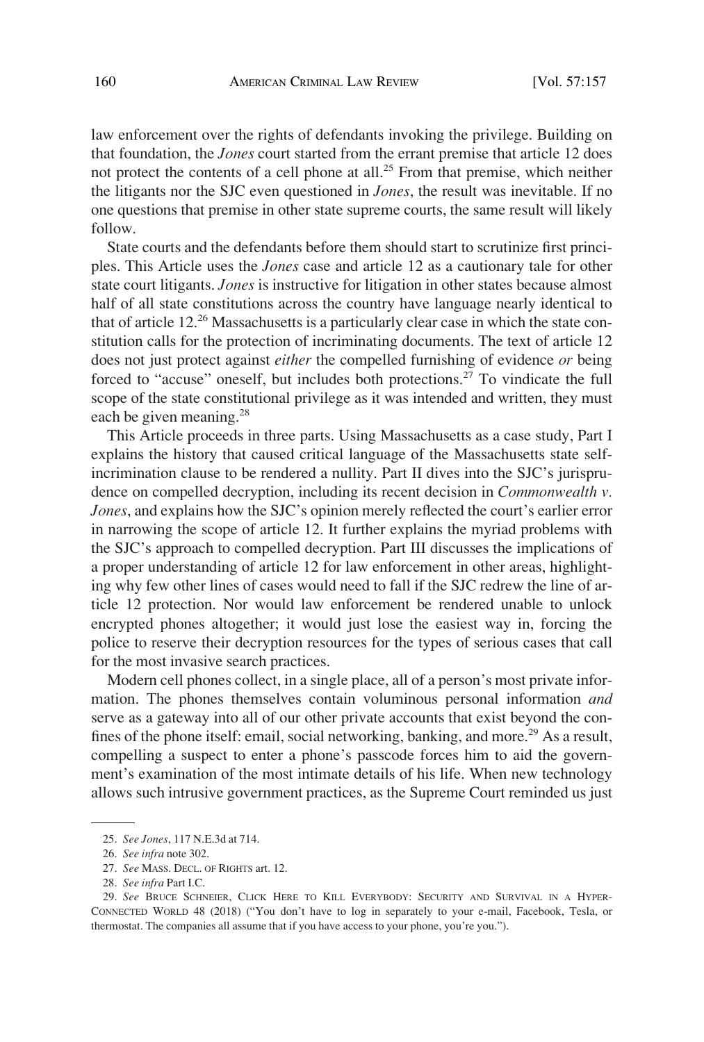law enforcement over the rights of defendants invoking the privilege. Building on that foundation, the *Jones* court started from the errant premise that article 12 does not protect the contents of a cell phone at all.[25] From that premise, which neither the litigants nor the SJC even questioned in *Jones*, the result was inevitable. If no one questions that premise in other state supreme courts, the same result will likely follow.

State courts and the defendants before them should start to scrutinize first principles. This Article uses the *Jones* case and article 12 as a cautionary tale for other state court litigants. *Jones* is instructive for litigation in other states because almost half of all state constitutions across the country have language nearly identical to that of article 12.[26] Massachusetts is a particularly clear case in which the state constitution calls for the protection of incriminating documents. The text of article 12 does not just protect against *either* the compelled furnishing of evidence *or* being forced to "accuse" oneself, but includes both protections.[27] To vindicate the full scope of the state constitutional privilege as it was intended and written, they must each be given meaning.[28]

This Article proceeds in three parts. Using Massachusetts as a case study, Part I explains the history that caused critical language of the Massachusetts state self-incrimination clause to be rendered a nullity. Part II dives into the SJC's jurisprudence on compelled decryption, including its recent decision in *Commonwealth v. Jones*, and explains how the SJC's opinion merely reflected the court's earlier error in narrowing the scope of article 12. It further explains the myriad problems with the SJC's approach to compelled decryption. Part III discusses the implications of a proper understanding of article 12 for law enforcement in other areas, highlighting why few other lines of cases would need to fall if the SJC redrew the line of article 12 protection. Nor would law enforcement be rendered unable to unlock encrypted phones altogether; it would just lose the easiest way in, forcing the police to reserve their decryption resources for the types of serious cases that call for the most invasive search practices.

Modern cell phones collect, in a single place, all of a person's most private information. The phones themselves contain voluminous personal information *and* serve as a gateway into all of our other private accounts that exist beyond the confines of the phone itself: email, social networking, banking, and more.[29] As a result, compelling a suspect to enter a phone's passcode forces him to aid the government's examination of the most intimate details of his life. When new technology allows such intrusive government practices, as the Supreme Court reminded us just

---

25. *See Jones*, 117 N.E.3d at 714.

26. *See infra* note 302.

27. *See* MASS. DECL. OF RIGHTS art. 12.

28. *See infra* Part I.C.

29. *See* BRUCE SCHNEIER, CLICK HERE TO KILL EVERYBODY: SECURITY AND SURVIVAL IN A HYPER-CONNECTED WORLD 48 (2018) ("You don't have to log in separately to your e-mail, Facebook, Tesla, or thermostat. The companies all assume that if you have access to your phone, you're you.").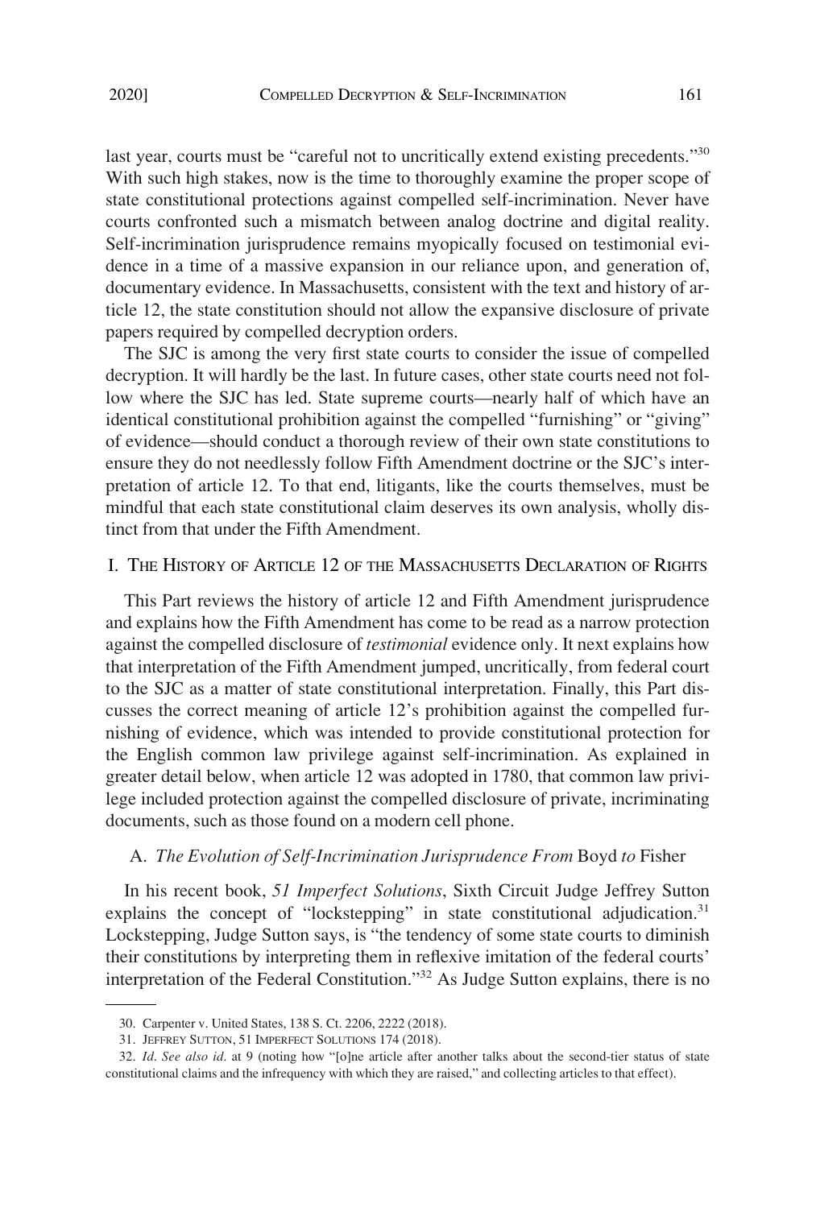last year, courts must be "careful not to uncritically extend existing precedents."[30] With such high stakes, now is the time to thoroughly examine the proper scope of state constitutional protections against compelled self-incrimination. Never have courts confronted such a mismatch between analog doctrine and digital reality. Self-incrimination jurisprudence remains myopically focused on testimonial evidence in a time of a massive expansion in our reliance upon, and generation of, documentary evidence. In Massachusetts, consistent with the text and history of article 12, the state constitution should not allow the expansive disclosure of private papers required by compelled decryption orders.

The SJC is among the very first state courts to consider the issue of compelled decryption. It will hardly be the last. In future cases, other state courts need not follow where the SJC has led. State supreme courts—nearly half of which have an identical constitutional prohibition against the compelled "furnishing" or "giving" of evidence—should conduct a thorough review of their own state constitutions to ensure they do not needlessly follow Fifth Amendment doctrine or the SJC's interpretation of article 12. To that end, litigants, like the courts themselves, must be mindful that each state constitutional claim deserves its own analysis, wholly distinct from that under the Fifth Amendment.

## I. The History of Article 12 of the Massachusetts Declaration of Rights

This Part reviews the history of article 12 and Fifth Amendment jurisprudence and explains how the Fifth Amendment has come to be read as a narrow protection against the compelled disclosure of *testimonial* evidence only. It next explains how that interpretation of the Fifth Amendment jumped, uncritically, from federal court to the SJC as a matter of state constitutional interpretation. Finally, this Part discusses the correct meaning of article 12's prohibition against the compelled furnishing of evidence, which was intended to provide constitutional protection for the English common law privilege against self-incrimination. As explained in greater detail below, when article 12 was adopted in 1780, that common law privilege included protection against the compelled disclosure of private, incriminating documents, such as those found on a modern cell phone.

### A. *The Evolution of Self-Incrimination Jurisprudence From* Boyd *to* Fisher

In his recent book, *51 Imperfect Solutions*, Sixth Circuit Judge Jeffrey Sutton explains the concept of "lockstepping" in state constitutional adjudication.[31] Lockstepping, Judge Sutton says, is "the tendency of some state courts to diminish their constitutions by interpreting them in reflexive imitation of the federal courts' interpretation of the Federal Constitution."[32] As Judge Sutton explains, there is no

---

30. Carpenter v. United States, 138 S. Ct. 2206, 2222 (2018).

31. Jeffrey Sutton, 51 Imperfect Solutions 174 (2018).

32. *Id*. *See also id*. at 9 (noting how "[o]ne article after another talks about the second-tier status of state constitutional claims and the infrequency with which they are raised," and collecting articles to that effect).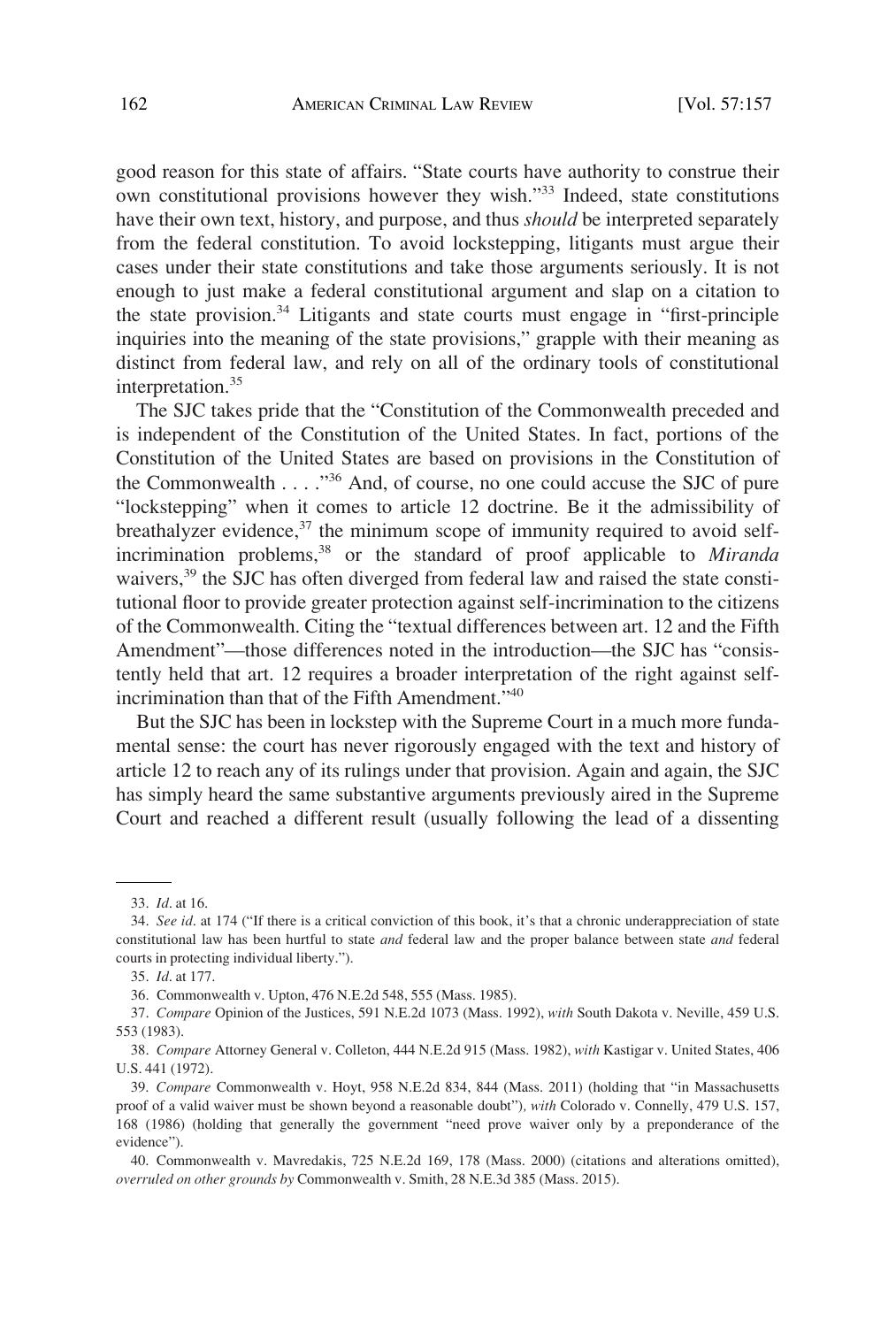good reason for this state of affairs. "State courts have authority to construe their own constitutional provisions however they wish."[33] Indeed, state constitutions have their own text, history, and purpose, and thus *should* be interpreted separately from the federal constitution. To avoid lockstepping, litigants must argue their cases under their state constitutions and take those arguments seriously. It is not enough to just make a federal constitutional argument and slap on a citation to the state provision.[34] Litigants and state courts must engage in "first-principle inquiries into the meaning of the state provisions," grapple with their meaning as distinct from federal law, and rely on all of the ordinary tools of constitutional interpretation.[35]

The SJC takes pride that the "Constitution of the Commonwealth preceded and is independent of the Constitution of the United States. In fact, portions of the Constitution of the United States are based on provisions in the Constitution of the Commonwealth . . . ."[36] And, of course, no one could accuse the SJC of pure "lockstepping" when it comes to article 12 doctrine. Be it the admissibility of breathalyzer evidence,[37] the minimum scope of immunity required to avoid self-incrimination problems,[38] or the standard of proof applicable to *Miranda* waivers,[39] the SJC has often diverged from federal law and raised the state constitutional floor to provide greater protection against self-incrimination to the citizens of the Commonwealth. Citing the "textual differences between art. 12 and the Fifth Amendment"—those differences noted in the introduction—the SJC has "consistently held that art. 12 requires a broader interpretation of the right against self-incrimination than that of the Fifth Amendment."[40]

But the SJC has been in lockstep with the Supreme Court in a much more fundamental sense: the court has never rigorously engaged with the text and history of article 12 to reach any of its rulings under that provision. Again and again, the SJC has simply heard the same substantive arguments previously aired in the Supreme Court and reached a different result (usually following the lead of a dissenting

---

33. *Id*. at 16.

34. *See id*. at 174 ("If there is a critical conviction of this book, it's that a chronic underappreciation of state constitutional law has been hurtful to state *and* federal law and the proper balance between state *and* federal courts in protecting individual liberty.").

35. *Id*. at 177.

36. Commonwealth v. Upton, 476 N.E.2d 548, 555 (Mass. 1985).

37. *Compare* Opinion of the Justices, 591 N.E.2d 1073 (Mass. 1992), *with* South Dakota v. Neville, 459 U.S. 553 (1983).

38. *Compare* Attorney General v. Colleton, 444 N.E.2d 915 (Mass. 1982), *with* Kastigar v. United States, 406 U.S. 441 (1972).

39. *Compare* Commonwealth v. Hoyt, 958 N.E.2d 834, 844 (Mass. 2011) (holding that "in Massachusetts proof of a valid waiver must be shown beyond a reasonable doubt"), *with* Colorado v. Connelly, 479 U.S. 157, 168 (1986) (holding that generally the government "need prove waiver only by a preponderance of the evidence").

40. Commonwealth v. Mavredakis, 725 N.E.2d 169, 178 (Mass. 2000) (citations and alterations omitted), *overruled on other grounds by* Commonwealth v. Smith, 28 N.E.3d 385 (Mass. 2015).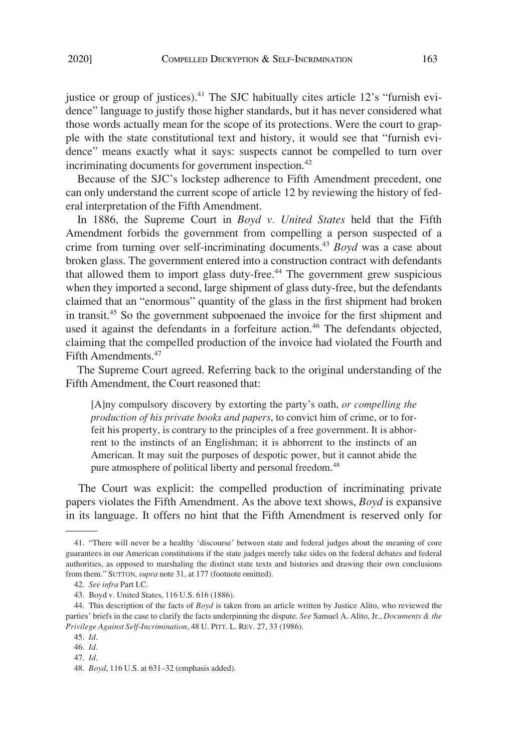justice or group of justices).[41] The SJC habitually cites article 12's "furnish evidence" language to justify those higher standards, but it has never considered what those words actually mean for the scope of its protections. Were the court to grapple with the state constitutional text and history, it would see that "furnish evidence" means exactly what it says: suspects cannot be compelled to turn over incriminating documents for government inspection.[42]

Because of the SJC's lockstep adherence to Fifth Amendment precedent, one can only understand the current scope of article 12 by reviewing the history of federal interpretation of the Fifth Amendment.

In 1886, the Supreme Court in *Boyd v. United States* held that the Fifth Amendment forbids the government from compelling a person suspected of a crime from turning over self-incriminating documents.[43] *Boyd* was a case about broken glass. The government entered into a construction contract with defendants that allowed them to import glass duty-free.[44] The government grew suspicious when they imported a second, large shipment of glass duty-free, but the defendants claimed that an "enormous" quantity of the glass in the first shipment had broken in transit.[45] So the government subpoenaed the invoice for the first shipment and used it against the defendants in a forfeiture action.[46] The defendants objected, claiming that the compelled production of the invoice had violated the Fourth and Fifth Amendments.[47]

The Supreme Court agreed. Referring back to the original understanding of the Fifth Amendment, the Court reasoned that:

> [A]ny compulsory discovery by extorting the party's oath, *or compelling the production of his private books and papers*, to convict him of crime, or to forfeit his property, is contrary to the principles of a free government. It is abhorrent to the instincts of an Englishman; it is abhorrent to the instincts of an American. It may suit the purposes of despotic power, but it cannot abide the pure atmosphere of political liberty and personal freedom.[48]

The Court was explicit: the compelled production of incriminating private papers violates the Fifth Amendment. As the above text shows, *Boyd* is expansive in its language. It offers no hint that the Fifth Amendment is reserved only for

---

41. "There will never be a healthy 'discourse' between state and federal judges about the meaning of core guarantees in our American constitutions if the state judges merely take sides on the federal debates and federal authorities, as opposed to marshaling the distinct state texts and histories and drawing their own conclusions from them." SUTTON, *supra* note 31, at 177 (footnote omitted).

42. *See infra* Part I.C.

43. Boyd v. United States, 116 U.S. 616 (1886).

44. This description of the facts of *Boyd* is taken from an article written by Justice Alito, who reviewed the parties' briefs in the case to clarify the facts underpinning the dispute. *See* Samuel A. Alito, Jr., *Documents & the Privilege Against Self-Incrimination*, 48 U. PITT. L. REV. 27, 33 (1986).

45. *Id*.

46. *Id*.

47. *Id*.

48. *Boyd*, 116 U.S. at 631–32 (emphasis added).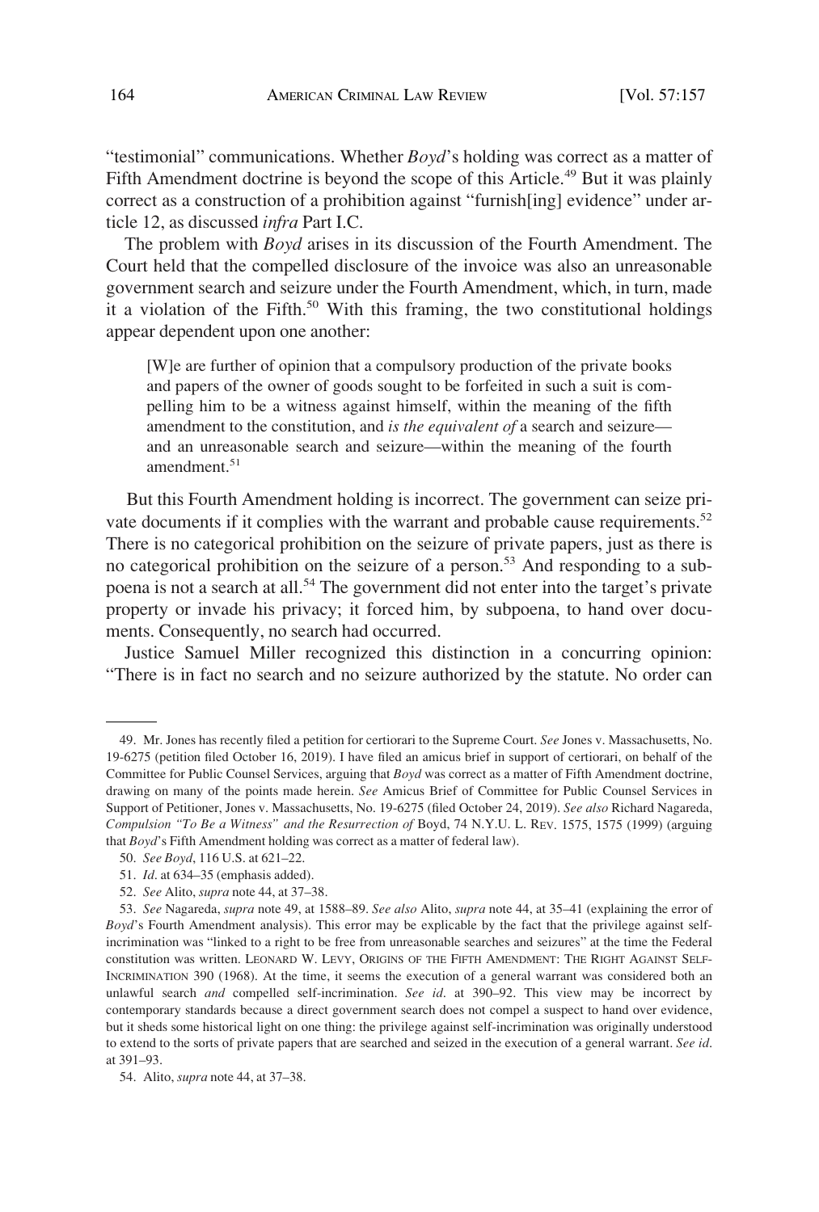"testimonial" communications. Whether *Boyd*'s holding was correct as a matter of Fifth Amendment doctrine is beyond the scope of this Article.[49] But it was plainly correct as a construction of a prohibition against "furnish[ing] evidence" under article 12, as discussed *infra* Part I.C.

The problem with *Boyd* arises in its discussion of the Fourth Amendment. The Court held that the compelled disclosure of the invoice was also an unreasonable government search and seizure under the Fourth Amendment, which, in turn, made it a violation of the Fifth.[50] With this framing, the two constitutional holdings appear dependent upon one another:

> [W]e are further of opinion that a compulsory production of the private books and papers of the owner of goods sought to be forfeited in such a suit is compelling him to be a witness against himself, within the meaning of the fifth amendment to the constitution, and *is the equivalent of* a search and seizure—and an unreasonable search and seizure—within the meaning of the fourth amendment.[51]

But this Fourth Amendment holding is incorrect. The government can seize private documents if it complies with the warrant and probable cause requirements.[52] There is no categorical prohibition on the seizure of private papers, just as there is no categorical prohibition on the seizure of a person.[53] And responding to a subpoena is not a search at all.[54] The government did not enter into the target's private property or invade his privacy; it forced him, by subpoena, to hand over documents. Consequently, no search had occurred.

Justice Samuel Miller recognized this distinction in a concurring opinion: "There is in fact no search and no seizure authorized by the statute. No order can

---

49. Mr. Jones has recently filed a petition for certiorari to the Supreme Court. *See* Jones v. Massachusetts, No. 19-6275 (petition filed October 16, 2019). I have filed an amicus brief in support of certiorari, on behalf of the Committee for Public Counsel Services, arguing that *Boyd* was correct as a matter of Fifth Amendment doctrine, drawing on many of the points made herein. *See* Amicus Brief of Committee for Public Counsel Services in Support of Petitioner, Jones v. Massachusetts, No. 19-6275 (filed October 24, 2019). *See also* Richard Nagareda, *Compulsion "To Be a Witness" and the Resurrection of* Boyd, 74 N.Y.U. L. REV. 1575, 1575 (1999) (arguing that *Boyd*'s Fifth Amendment holding was correct as a matter of federal law).

50. *See Boyd*, 116 U.S. at 621–22.

51. *Id*. at 634–35 (emphasis added).

52. *See* Alito, *supra* note 44, at 37–38.

53. *See* Nagareda, *supra* note 49, at 1588–89. *See also* Alito, *supra* note 44, at 35–41 (explaining the error of *Boyd*'s Fourth Amendment analysis). This error may be explicable by the fact that the privilege against self-incrimination was "linked to a right to be free from unreasonable searches and seizures" at the time the Federal constitution was written. LEONARD W. LEVY, ORIGINS OF THE FIFTH AMENDMENT: THE RIGHT AGAINST SELF-INCRIMINATION 390 (1968). At the time, it seems the execution of a general warrant was considered both an unlawful search *and* compelled self-incrimination. *See id*. at 390–92. This view may be incorrect by contemporary standards because a direct government search does not compel a suspect to hand over evidence, but it sheds some historical light on one thing: the privilege against self-incrimination was originally understood to extend to the sorts of private papers that are searched and seized in the execution of a general warrant. *See id*. at 391–93.

54. Alito, *supra* note 44, at 37–38.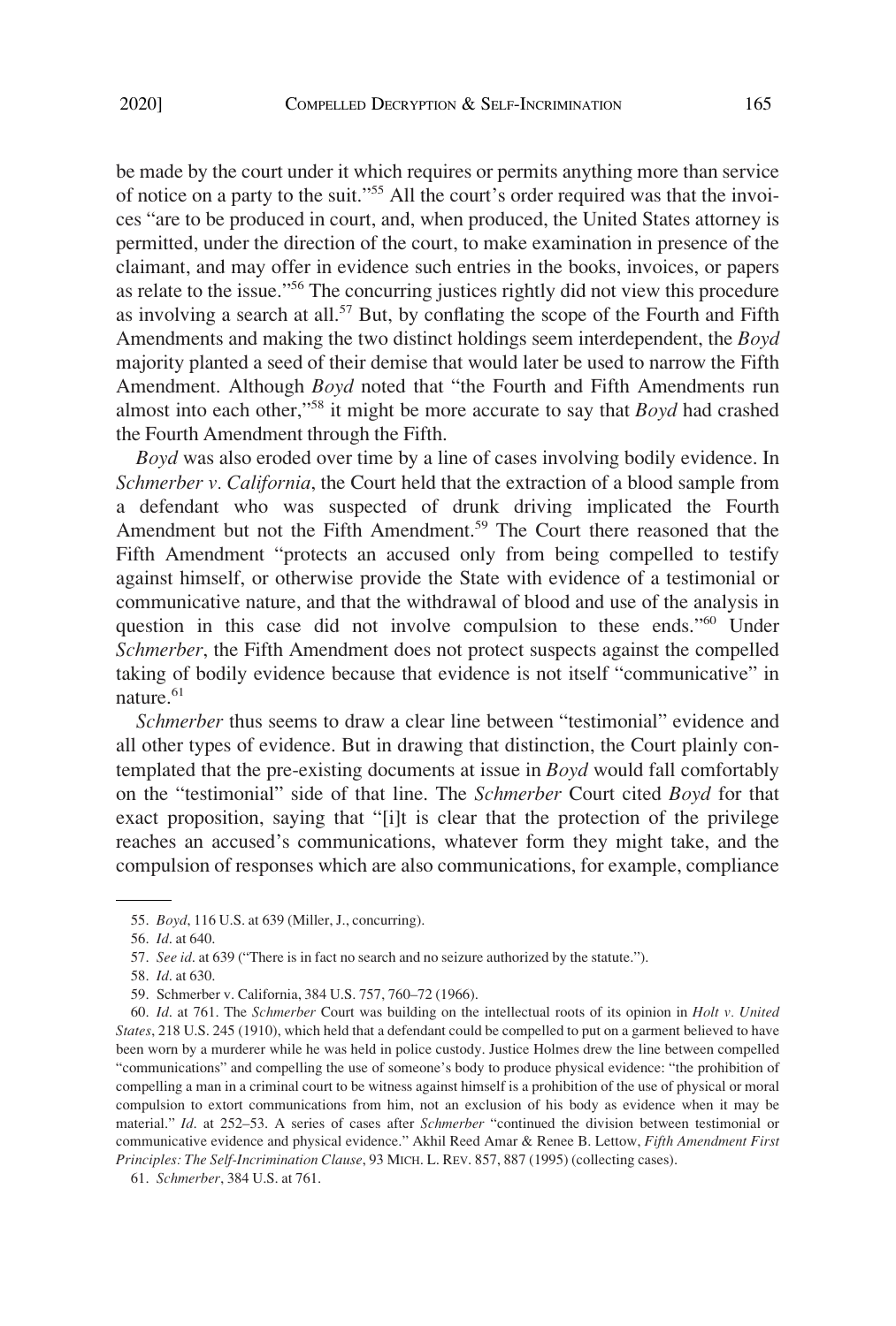be made by the court under it which requires or permits anything more than service of notice on a party to the suit."[55] All the court's order required was that the invoices "are to be produced in court, and, when produced, the United States attorney is permitted, under the direction of the court, to make examination in presence of the claimant, and may offer in evidence such entries in the books, invoices, or papers as relate to the issue."[56] The concurring justices rightly did not view this procedure as involving a search at all.[57] But, by conflating the scope of the Fourth and Fifth Amendments and making the two distinct holdings seem interdependent, the *Boyd* majority planted a seed of their demise that would later be used to narrow the Fifth Amendment. Although *Boyd* noted that "the Fourth and Fifth Amendments run almost into each other,"[58] it might be more accurate to say that *Boyd* had crashed the Fourth Amendment through the Fifth.

*Boyd* was also eroded over time by a line of cases involving bodily evidence. In *Schmerber v. California*, the Court held that the extraction of a blood sample from a defendant who was suspected of drunk driving implicated the Fourth Amendment but not the Fifth Amendment.[59] The Court there reasoned that the Fifth Amendment "protects an accused only from being compelled to testify against himself, or otherwise provide the State with evidence of a testimonial or communicative nature, and that the withdrawal of blood and use of the analysis in question in this case did not involve compulsion to these ends."[60] Under *Schmerber*, the Fifth Amendment does not protect suspects against the compelled taking of bodily evidence because that evidence is not itself "communicative" in nature.[61]

*Schmerber* thus seems to draw a clear line between "testimonial" evidence and all other types of evidence. But in drawing that distinction, the Court plainly contemplated that the pre-existing documents at issue in *Boyd* would fall comfortably on the "testimonial" side of that line. The *Schmerber* Court cited *Boyd* for that exact proposition, saying that "[i]t is clear that the protection of the privilege reaches an accused's communications, whatever form they might take, and the compulsion of responses which are also communications, for example, compliance

---

55. *Boyd*, 116 U.S. at 639 (Miller, J., concurring).

56. *Id.* at 640.

57. *See id.* at 639 ("There is in fact no search and no seizure authorized by the statute.").

58. *Id.* at 630.

59. Schmerber v. California, 384 U.S. 757, 760–72 (1966).

60. *Id.* at 761. The *Schmerber* Court was building on the intellectual roots of its opinion in *Holt v. United States*, 218 U.S. 245 (1910), which held that a defendant could be compelled to put on a garment believed to have been worn by a murderer while he was held in police custody. Justice Holmes drew the line between compelled "communications" and compelling the use of someone's body to produce physical evidence: "the prohibition of compelling a man in a criminal court to be witness against himself is a prohibition of the use of physical or moral compulsion to extort communications from him, not an exclusion of his body as evidence when it may be material." *Id.* at 252–53. A series of cases after *Schmerber* "continued the division between testimonial or communicative evidence and physical evidence." Akhil Reed Amar & Renee B. Lettow, *Fifth Amendment First Principles: The Self-Incrimination Clause*, 93 MICH. L. REV. 857, 887 (1995) (collecting cases).

61. *Schmerber*, 384 U.S. at 761.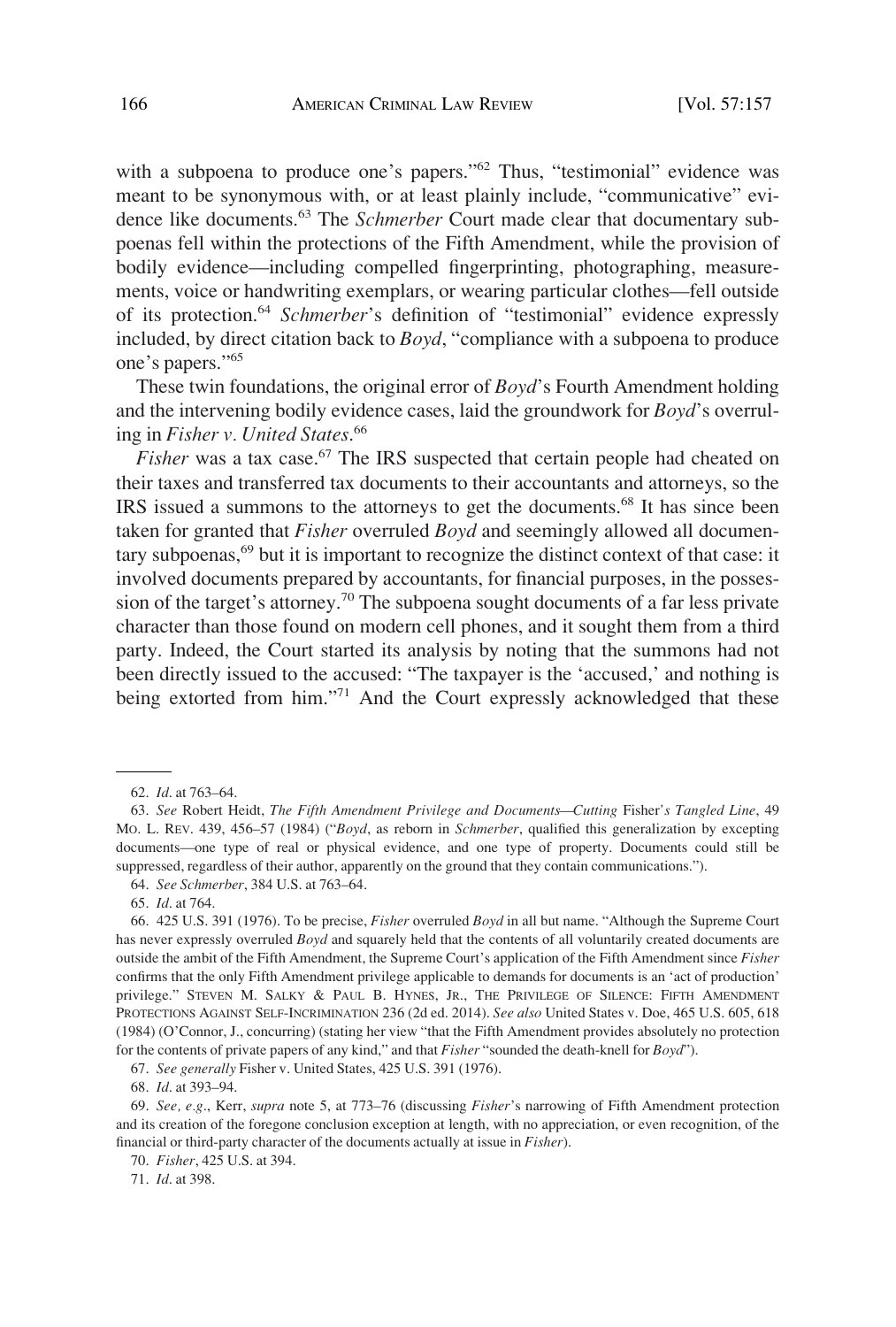with a subpoena to produce one's papers."[62] Thus, "testimonial" evidence was meant to be synonymous with, or at least plainly include, "communicative" evidence like documents.[63] The *Schmerber* Court made clear that documentary subpoenas fell within the protections of the Fifth Amendment, while the provision of bodily evidence—including compelled fingerprinting, photographing, measurements, voice or handwriting exemplars, or wearing particular clothes—fell outside of its protection.[64] *Schmerber*'s definition of "testimonial" evidence expressly included, by direct citation back to *Boyd*, "compliance with a subpoena to produce one's papers."[65]

These twin foundations, the original error of *Boyd*'s Fourth Amendment holding and the intervening bodily evidence cases, laid the groundwork for *Boyd*'s overruling in *Fisher v. United States*.[66]

*Fisher* was a tax case.[67] The IRS suspected that certain people had cheated on their taxes and transferred tax documents to their accountants and attorneys, so the IRS issued a summons to the attorneys to get the documents.[68] It has since been taken for granted that *Fisher* overruled *Boyd* and seemingly allowed all documentary subpoenas,[69] but it is important to recognize the distinct context of that case: it involved documents prepared by accountants, for financial purposes, in the possession of the target's attorney.[70] The subpoena sought documents of a far less private character than those found on modern cell phones, and it sought them from a third party. Indeed, the Court started its analysis by noting that the summons had not been directly issued to the accused: "The taxpayer is the 'accused,' and nothing is being extorted from him."[71] And the Court expressly acknowledged that these

---

62. *Id.* at 763–64.

63. *See* Robert Heidt, *The Fifth Amendment Privilege and Documents—Cutting* Fisher*'s Tangled Line*, 49 MO. L. REV. 439, 456–57 (1984) ("*Boyd*, as reborn in *Schmerber*, qualified this generalization by excepting documents—one type of real or physical evidence, and one type of property. Documents could still be suppressed, regardless of their author, apparently on the ground that they contain communications.").

64. *See Schmerber*, 384 U.S. at 763–64.

65. *Id.* at 764.

66. 425 U.S. 391 (1976). To be precise, *Fisher* overruled *Boyd* in all but name. "Although the Supreme Court has never expressly overruled *Boyd* and squarely held that the contents of all voluntarily created documents are outside the ambit of the Fifth Amendment, the Supreme Court's application of the Fifth Amendment since *Fisher* confirms that the only Fifth Amendment privilege applicable to demands for documents is an 'act of production' privilege." STEVEN M. SALKY & PAUL B. HYNES, JR., THE PRIVILEGE OF SILENCE: FIFTH AMENDMENT PROTECTIONS AGAINST SELF-INCRIMINATION 236 (2d ed. 2014). *See also* United States v. Doe, 465 U.S. 605, 618 (1984) (O'Connor, J., concurring) (stating her view "that the Fifth Amendment provides absolutely no protection for the contents of private papers of any kind," and that *Fisher* "sounded the death-knell for *Boyd*").

67. *See generally* Fisher v. United States, 425 U.S. 391 (1976).

68. *Id.* at 393–94.

69. *See, e.g.*, Kerr, *supra* note 5, at 773–76 (discussing *Fisher*'s narrowing of Fifth Amendment protection and its creation of the foregone conclusion exception at length, with no appreciation, or even recognition, of the financial or third-party character of the documents actually at issue in *Fisher*).

70. *Fisher*, 425 U.S. at 394.

71. *Id.* at 398.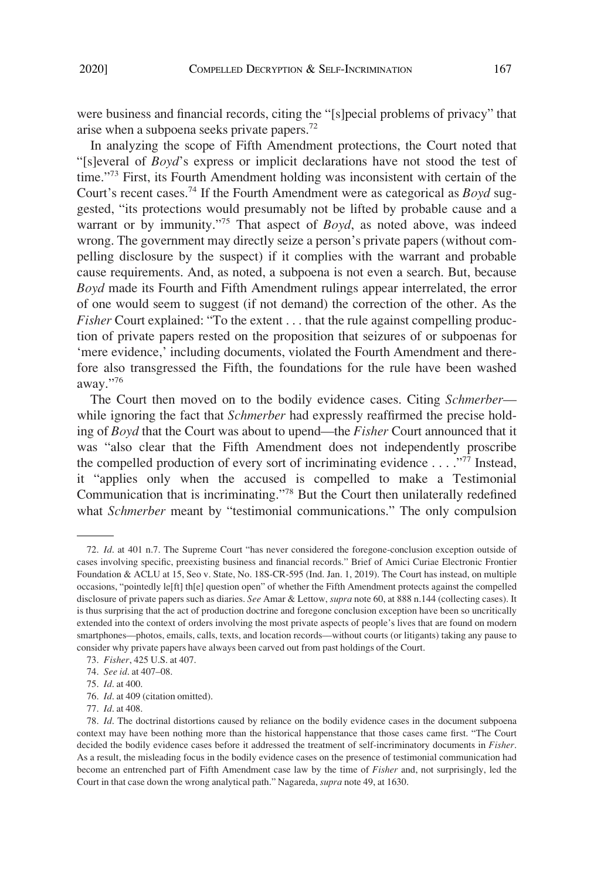were business and financial records, citing the "[s]pecial problems of privacy" that arise when a subpoena seeks private papers.[72]

In analyzing the scope of Fifth Amendment protections, the Court noted that "[s]everal of *Boyd*'s express or implicit declarations have not stood the test of time."[73] First, its Fourth Amendment holding was inconsistent with certain of the Court's recent cases.[74] If the Fourth Amendment were as categorical as *Boyd* suggested, "its protections would presumably not be lifted by probable cause and a warrant or by immunity."[75] That aspect of *Boyd*, as noted above, was indeed wrong. The government may directly seize a person's private papers (without compelling disclosure by the suspect) if it complies with the warrant and probable cause requirements. And, as noted, a subpoena is not even a search. But, because *Boyd* made its Fourth and Fifth Amendment rulings appear interrelated, the error of one would seem to suggest (if not demand) the correction of the other. As the *Fisher* Court explained: "To the extent . . . that the rule against compelling production of private papers rested on the proposition that seizures of or subpoenas for 'mere evidence,' including documents, violated the Fourth Amendment and therefore also transgressed the Fifth, the foundations for the rule have been washed away."[76]

The Court then moved on to the bodily evidence cases. Citing *Schmerber*—while ignoring the fact that *Schmerber* had expressly reaffirmed the precise holding of *Boyd* that the Court was about to upend—the *Fisher* Court announced that it was "also clear that the Fifth Amendment does not independently proscribe the compelled production of every sort of incriminating evidence . . . ."[77] Instead, it "applies only when the accused is compelled to make a Testimonial Communication that is incriminating."[78] But the Court then unilaterally redefined what *Schmerber* meant by "testimonial communications." The only compulsion

---

72. *Id.* at 401 n.7. The Supreme Court "has never considered the foregone-conclusion exception outside of cases involving specific, preexisting business and financial records." Brief of Amici Curiae Electronic Frontier Foundation & ACLU at 15, Seo v. State, No. 18S-CR-595 (Ind. Jan. 1, 2019). The Court has instead, on multiple occasions, "pointedly le[ft] th[e] question open" of whether the Fifth Amendment protects against the compelled disclosure of private papers such as diaries. *See* Amar & Lettow, *supra* note 60, at 888 n.144 (collecting cases). It is thus surprising that the act of production doctrine and foregone conclusion exception have been so uncritically extended into the context of orders involving the most private aspects of people's lives that are found on modern smartphones—photos, emails, calls, texts, and location records—without courts (or litigants) taking any pause to consider why private papers have always been carved out from past holdings of the Court.

73. *Fisher*, 425 U.S. at 407.

74. *See id.* at 407–08.

75. *Id.* at 400.

76. *Id.* at 409 (citation omitted).

77. *Id.* at 408.

78. *Id.* The doctrinal distortions caused by reliance on the bodily evidence cases in the document subpoena context may have been nothing more than the historical happenstance that those cases came first. "The Court decided the bodily evidence cases before it addressed the treatment of self-incriminatory documents in *Fisher*. As a result, the misleading focus in the bodily evidence cases on the presence of testimonial communication had become an entrenched part of Fifth Amendment case law by the time of *Fisher* and, not surprisingly, led the Court in that case down the wrong analytical path." Nagareda, *supra* note 49, at 1630.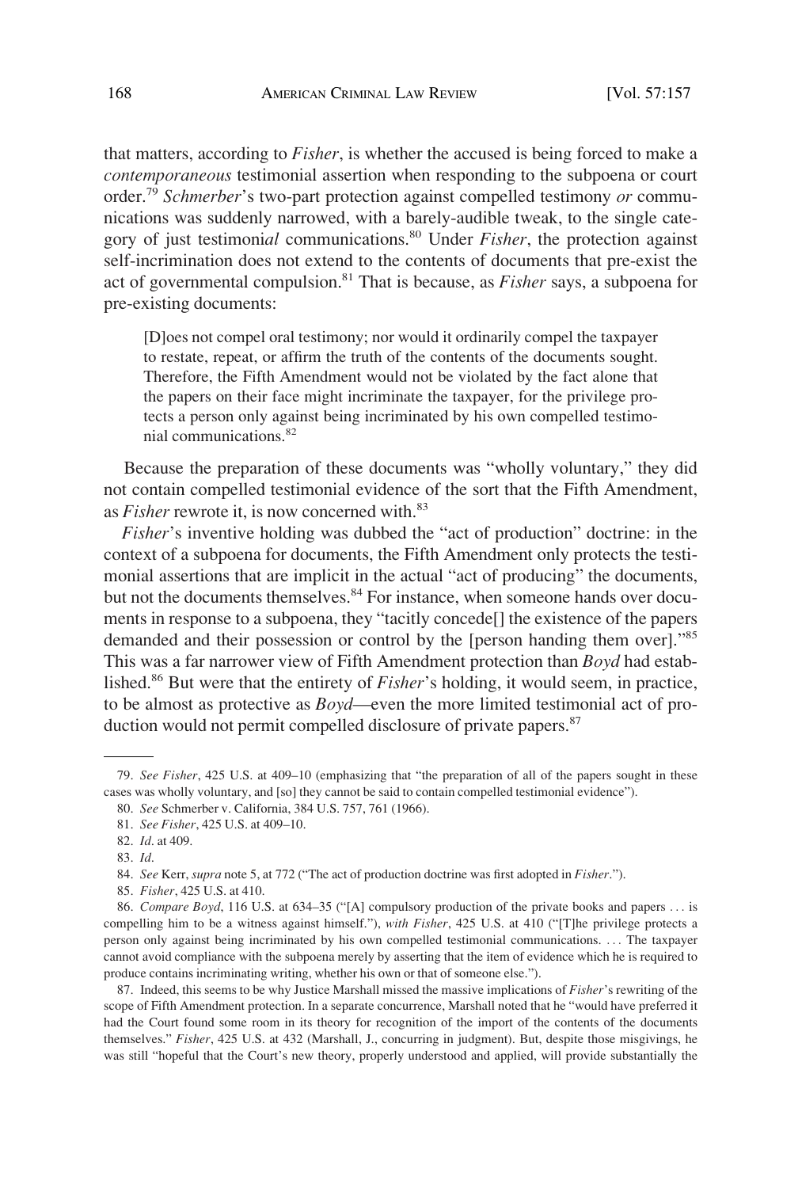that matters, according to *Fisher*, is whether the accused is being forced to make a *contemporaneous* testimonial assertion when responding to the subpoena or court order.[79] *Schmerber*'s two-part protection against compelled testimony *or* communications was suddenly narrowed, with a barely-audible tweak, to the single category of just testimoni*al* communications.[80] Under *Fisher*, the protection against self-incrimination does not extend to the contents of documents that pre-exist the act of governmental compulsion.[81] That is because, as *Fisher* says, a subpoena for pre-existing documents:

> [D]oes not compel oral testimony; nor would it ordinarily compel the taxpayer to restate, repeat, or affirm the truth of the contents of the documents sought. Therefore, the Fifth Amendment would not be violated by the fact alone that the papers on their face might incriminate the taxpayer, for the privilege protects a person only against being incriminated by his own compelled testimonial communications.[82]

Because the preparation of these documents was "wholly voluntary," they did not contain compelled testimonial evidence of the sort that the Fifth Amendment, as *Fisher* rewrote it, is now concerned with.[83]

*Fisher*'s inventive holding was dubbed the "act of production" doctrine: in the context of a subpoena for documents, the Fifth Amendment only protects the testimonial assertions that are implicit in the actual "act of producing" the documents, but not the documents themselves.[84] For instance, when someone hands over documents in response to a subpoena, they "tacitly concede[] the existence of the papers demanded and their possession or control by the [person handing them over]."[85] This was a far narrower view of Fifth Amendment protection than *Boyd* had established.[86] But were that the entirety of *Fisher*'s holding, it would seem, in practice, to be almost as protective as *Boyd*—even the more limited testimonial act of production would not permit compelled disclosure of private papers.[87]

---

79. *See Fisher*, 425 U.S. at 409–10 (emphasizing that "the preparation of all of the papers sought in these cases was wholly voluntary, and [so] they cannot be said to contain compelled testimonial evidence").

80. *See* Schmerber v. California, 384 U.S. 757, 761 (1966).

81. *See Fisher*, 425 U.S. at 409–10.

82. *Id*. at 409.

83. *Id*.

84. *See* Kerr, *supra* note 5, at 772 ("The act of production doctrine was first adopted in *Fisher*.").

85. *Fisher*, 425 U.S. at 410.

86. *Compare Boyd*, 116 U.S. at 634–35 ("[A] compulsory production of the private books and papers . . . is compelling him to be a witness against himself."), *with Fisher*, 425 U.S. at 410 ("[T]he privilege protects a person only against being incriminated by his own compelled testimonial communications. . . . The taxpayer cannot avoid compliance with the subpoena merely by asserting that the item of evidence which he is required to produce contains incriminating writing, whether his own or that of someone else.").

87. Indeed, this seems to be why Justice Marshall missed the massive implications of *Fisher*'s rewriting of the scope of Fifth Amendment protection. In a separate concurrence, Marshall noted that he "would have preferred it had the Court found some room in its theory for recognition of the import of the contents of the documents themselves." *Fisher*, 425 U.S. at 432 (Marshall, J., concurring in judgment). But, despite those misgivings, he was still "hopeful that the Court's new theory, properly understood and applied, will provide substantially the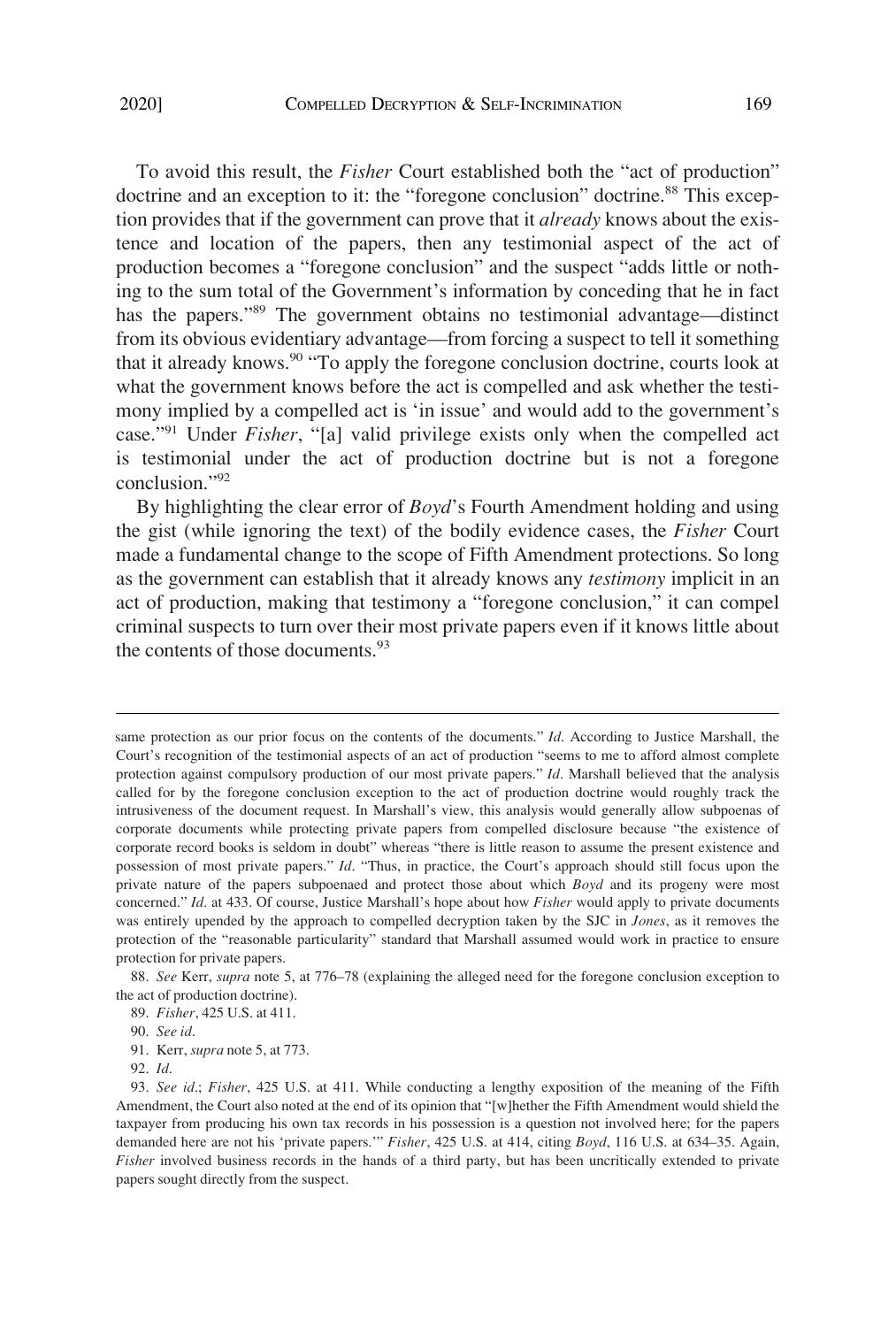To avoid this result, the *Fisher* Court established both the "act of production" doctrine and an exception to it: the "foregone conclusion" doctrine.[88] This exception provides that if the government can prove that it *already* knows about the existence and location of the papers, then any testimonial aspect of the act of production becomes a "foregone conclusion" and the suspect "adds little or nothing to the sum total of the Government's information by conceding that he in fact has the papers."[89] The government obtains no testimonial advantage—distinct from its obvious evidentiary advantage—from forcing a suspect to tell it something that it already knows.[90] "To apply the foregone conclusion doctrine, courts look at what the government knows before the act is compelled and ask whether the testimony implied by a compelled act is 'in issue' and would add to the government's case."[91] Under *Fisher*, "[a] valid privilege exists only when the compelled act is testimonial under the act of production doctrine but is not a foregone conclusion."[92]

By highlighting the clear error of *Boyd*'s Fourth Amendment holding and using the gist (while ignoring the text) of the bodily evidence cases, the *Fisher* Court made a fundamental change to the scope of Fifth Amendment protections. So long as the government can establish that it already knows any *testimony* implicit in an act of production, making that testimony a "foregone conclusion," it can compel criminal suspects to turn over their most private papers even if it knows little about the contents of those documents.[93]

---

same protection as our prior focus on the contents of the documents." *Id*. According to Justice Marshall, the Court's recognition of the testimonial aspects of an act of production "seems to me to afford almost complete protection against compulsory production of our most private papers." *Id*. Marshall believed that the analysis called for by the foregone conclusion exception to the act of production doctrine would roughly track the intrusiveness of the document request. In Marshall's view, this analysis would generally allow subpoenas of corporate documents while protecting private papers from compelled disclosure because "the existence of corporate record books is seldom in doubt" whereas "there is little reason to assume the present existence and possession of most private papers." *Id*. "Thus, in practice, the Court's approach should still focus upon the private nature of the papers subpoenaed and protect those about which *Boyd* and its progeny were most concerned." *Id*. at 433. Of course, Justice Marshall's hope about how *Fisher* would apply to private documents was entirely upended by the approach to compelled decryption taken by the SJC in *Jones*, as it removes the protection of the "reasonable particularity" standard that Marshall assumed would work in practice to ensure protection for private papers.

88. *See* Kerr, *supra* note 5, at 776–78 (explaining the alleged need for the foregone conclusion exception to the act of production doctrine).

89. *Fisher*, 425 U.S. at 411.

90. *See id*.

91. Kerr, *supra* note 5, at 773.

92. *Id*.

93. *See id*.; *Fisher*, 425 U.S. at 411. While conducting a lengthy exposition of the meaning of the Fifth Amendment, the Court also noted at the end of its opinion that "[w]hether the Fifth Amendment would shield the taxpayer from producing his own tax records in his possession is a question not involved here; for the papers demanded here are not his 'private papers.'" *Fisher*, 425 U.S. at 414, citing *Boyd*, 116 U.S. at 634–35. Again, *Fisher* involved business records in the hands of a third party, but has been uncritically extended to private papers sought directly from the suspect.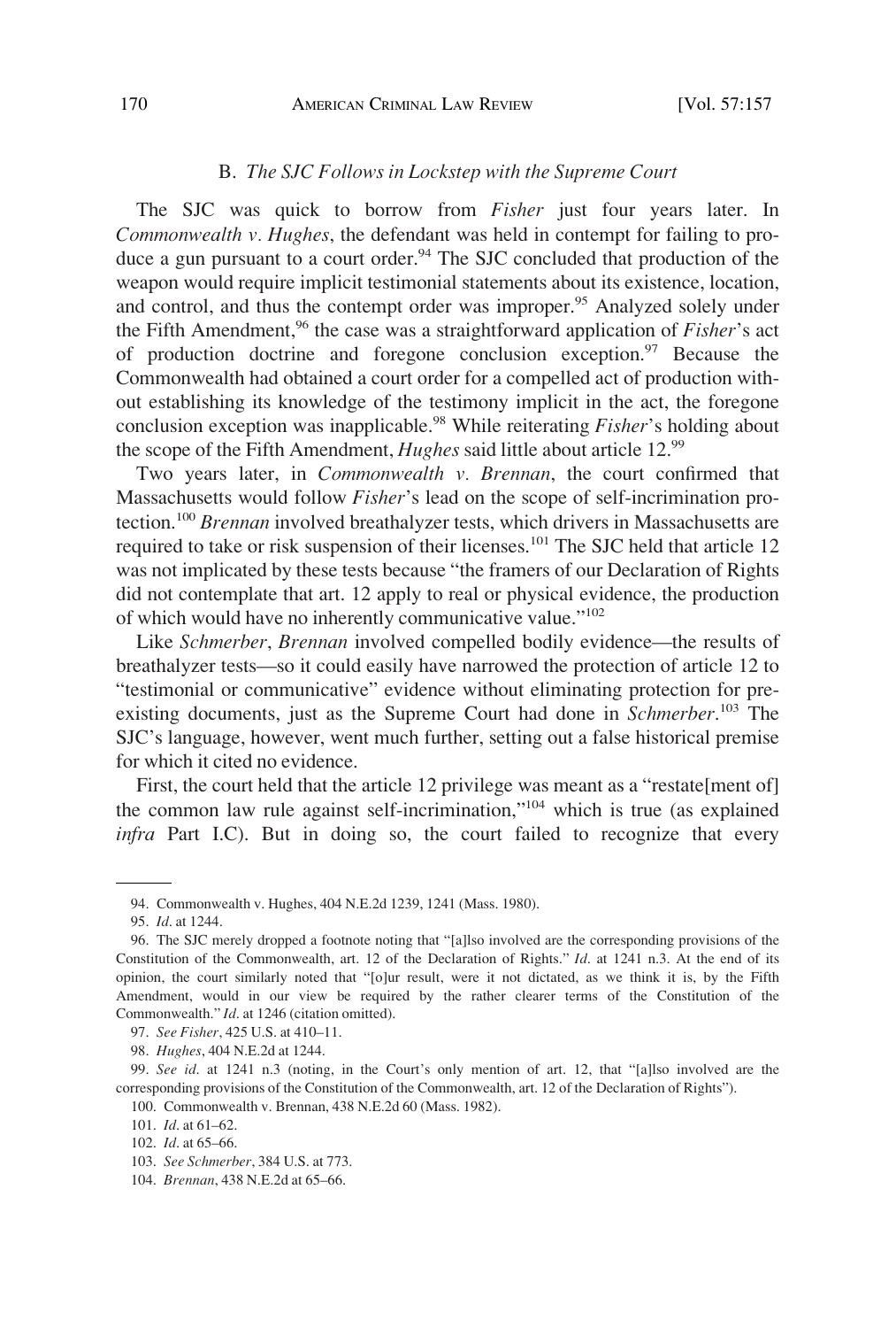### B. *The SJC Follows in Lockstep with the Supreme Court*

The SJC was quick to borrow from *Fisher* just four years later. In *Commonwealth v. Hughes*, the defendant was held in contempt for failing to produce a gun pursuant to a court order.[94] The SJC concluded that production of the weapon would require implicit testimonial statements about its existence, location, and control, and thus the contempt order was improper.[95] Analyzed solely under the Fifth Amendment,[96] the case was a straightforward application of *Fisher*'s act of production doctrine and foregone conclusion exception.[97] Because the Commonwealth had obtained a court order for a compelled act of production without establishing its knowledge of the testimony implicit in the act, the foregone conclusion exception was inapplicable.[98] While reiterating *Fisher*'s holding about the scope of the Fifth Amendment, *Hughes* said little about article 12.[99]

Two years later, in *Commonwealth v. Brennan*, the court confirmed that Massachusetts would follow *Fisher*'s lead on the scope of self-incrimination protection.[100] *Brennan* involved breathalyzer tests, which drivers in Massachusetts are required to take or risk suspension of their licenses.[101] The SJC held that article 12 was not implicated by these tests because "the framers of our Declaration of Rights did not contemplate that art. 12 apply to real or physical evidence, the production of which would have no inherently communicative value."[102]

Like *Schmerber*, *Brennan* involved compelled bodily evidence—the results of breathalyzer tests—so it could easily have narrowed the protection of article 12 to "testimonial or communicative" evidence without eliminating protection for pre-existing documents, just as the Supreme Court had done in *Schmerber*.[103] The SJC's language, however, went much further, setting out a false historical premise for which it cited no evidence.

First, the court held that the article 12 privilege was meant as a "restate[ment of] the common law rule against self-incrimination,"[104] which is true (as explained *infra* Part I.C). But in doing so, the court failed to recognize that every

---

94. Commonwealth v. Hughes, 404 N.E.2d 1239, 1241 (Mass. 1980).

95. *Id*. at 1244.

96. The SJC merely dropped a footnote noting that "[a]lso involved are the corresponding provisions of the Constitution of the Commonwealth, art. 12 of the Declaration of Rights." *Id*. at 1241 n.3. At the end of its opinion, the court similarly noted that "[o]ur result, were it not dictated, as we think it is, by the Fifth Amendment, would in our view be required by the rather clearer terms of the Constitution of the Commonwealth." *Id*. at 1246 (citation omitted).

97. *See Fisher*, 425 U.S. at 410–11.

98. *Hughes*, 404 N.E.2d at 1244.

99. *See id*. at 1241 n.3 (noting, in the Court's only mention of art. 12, that "[a]lso involved are the corresponding provisions of the Constitution of the Commonwealth, art. 12 of the Declaration of Rights").

100. Commonwealth v. Brennan, 438 N.E.2d 60 (Mass. 1982).

101. *Id*. at 61–62.

102. *Id*. at 65–66.

103. *See Schmerber*, 384 U.S. at 773.

104. *Brennan*, 438 N.E.2d at 65–66.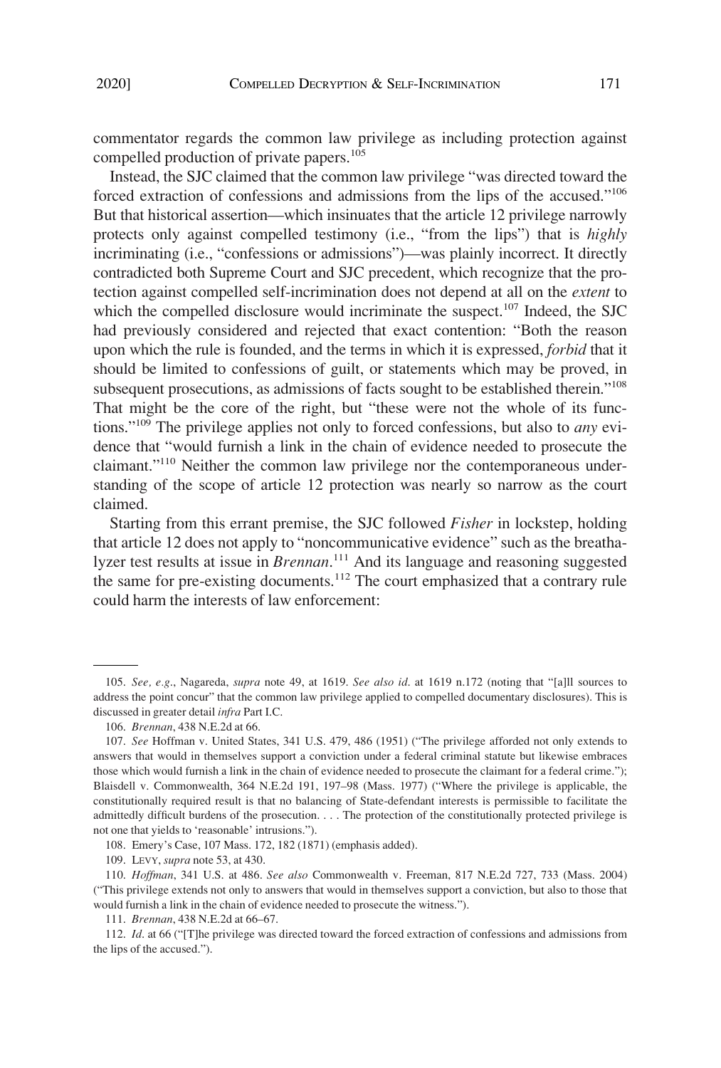commentator regards the common law privilege as including protection against compelled production of private papers.[105]

Instead, the SJC claimed that the common law privilege "was directed toward the forced extraction of confessions and admissions from the lips of the accused."[106] But that historical assertion—which insinuates that the article 12 privilege narrowly protects only against compelled testimony (i.e., "from the lips") that is *highly* incriminating (i.e., "confessions or admissions")—was plainly incorrect. It directly contradicted both Supreme Court and SJC precedent, which recognize that the protection against compelled self-incrimination does not depend at all on the *extent* to which the compelled disclosure would incriminate the suspect.[107] Indeed, the SJC had previously considered and rejected that exact contention: "Both the reason upon which the rule is founded, and the terms in which it is expressed, *forbid* that it should be limited to confessions of guilt, or statements which may be proved, in subsequent prosecutions, as admissions of facts sought to be established therein."[108] That might be the core of the right, but "these were not the whole of its functions."[109] The privilege applies not only to forced confessions, but also to *any* evidence that "would furnish a link in the chain of evidence needed to prosecute the claimant."[110] Neither the common law privilege nor the contemporaneous understanding of the scope of article 12 protection was nearly so narrow as the court claimed.

Starting from this errant premise, the SJC followed *Fisher* in lockstep, holding that article 12 does not apply to "noncommunicative evidence" such as the breathalyzer test results at issue in *Brennan*.[111] And its language and reasoning suggested the same for pre-existing documents.[112] The court emphasized that a contrary rule could harm the interests of law enforcement:

---

105. *See, e.g.*, Nagareda, *supra* note 49, at 1619. *See also id.* at 1619 n.172 (noting that "[a]ll sources to address the point concur" that the common law privilege applied to compelled documentary disclosures). This is discussed in greater detail *infra* Part I.C.

106. *Brennan*, 438 N.E.2d at 66.

107. *See* Hoffman v. United States, 341 U.S. 479, 486 (1951) ("The privilege afforded not only extends to answers that would in themselves support a conviction under a federal criminal statute but likewise embraces those which would furnish a link in the chain of evidence needed to prosecute the claimant for a federal crime."); Blaisdell v. Commonwealth, 364 N.E.2d 191, 197–98 (Mass. 1977) ("Where the privilege is applicable, the constitutionally required result is that no balancing of State-defendant interests is permissible to facilitate the admittedly difficult burdens of the prosecution. . . . The protection of the constitutionally protected privilege is not one that yields to 'reasonable' intrusions.").

108. Emery's Case, 107 Mass. 172, 182 (1871) (emphasis added).

109. LEVY, *supra* note 53, at 430.

110. *Hoffman*, 341 U.S. at 486. *See also* Commonwealth v. Freeman, 817 N.E.2d 727, 733 (Mass. 2004) ("This privilege extends not only to answers that would in themselves support a conviction, but also to those that would furnish a link in the chain of evidence needed to prosecute the witness.").

111. *Brennan*, 438 N.E.2d at 66–67.

112. *Id.* at 66 ("[T]he privilege was directed toward the forced extraction of confessions and admissions from the lips of the accused.").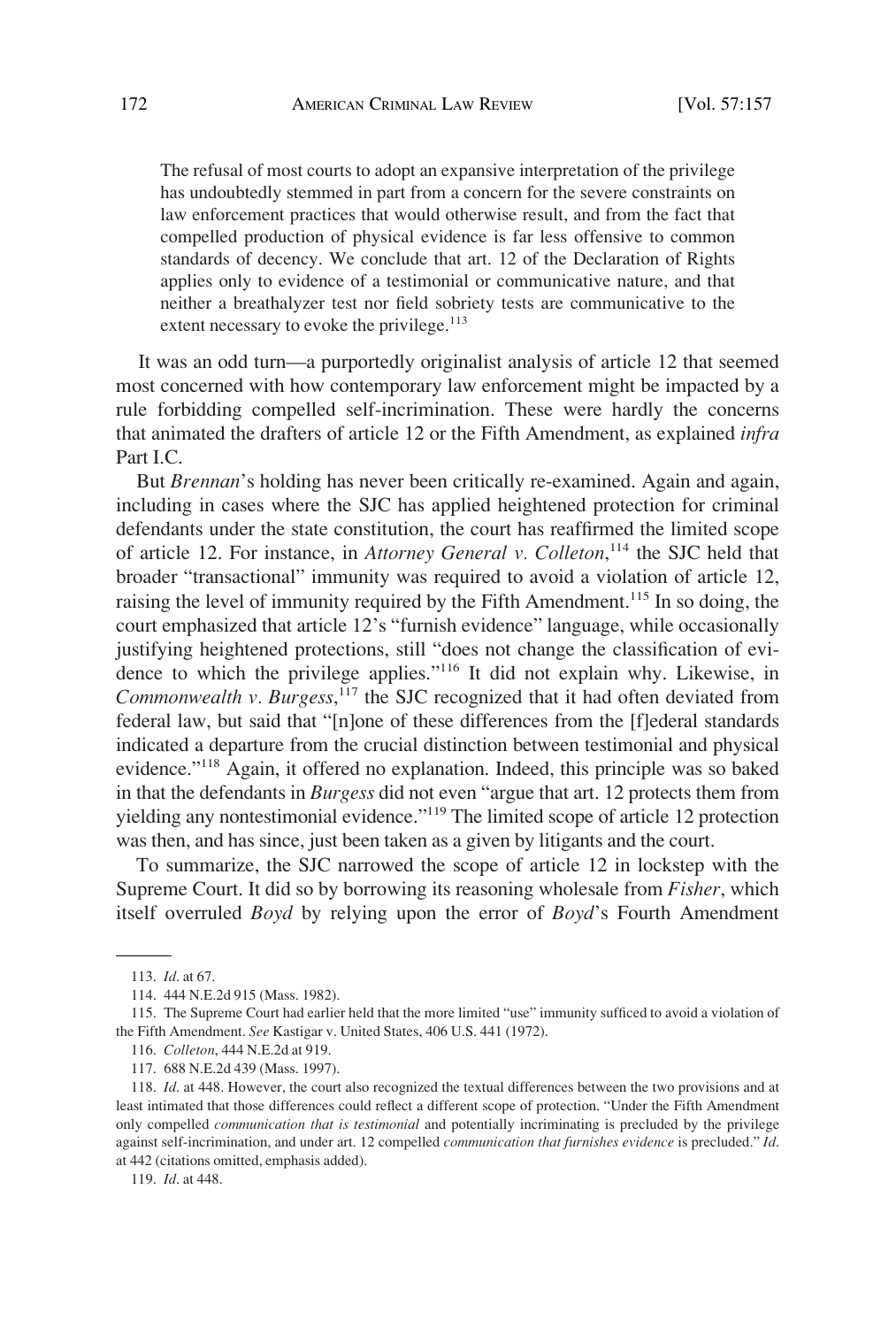> The refusal of most courts to adopt an expansive interpretation of the privilege has undoubtedly stemmed in part from a concern for the severe constraints on law enforcement practices that would otherwise result, and from the fact that compelled production of physical evidence is far less offensive to common standards of decency. We conclude that art. 12 of the Declaration of Rights applies only to evidence of a testimonial or communicative nature, and that neither a breathalyzer test nor field sobriety tests are communicative to the extent necessary to evoke the privilege.[113]

It was an odd turn—a purportedly originalist analysis of article 12 that seemed most concerned with how contemporary law enforcement might be impacted by a rule forbidding compelled self-incrimination. These were hardly the concerns that animated the drafters of article 12 or the Fifth Amendment, as explained *infra* Part I.C.

But *Brennan*'s holding has never been critically re-examined. Again and again, including in cases where the SJC has applied heightened protection for criminal defendants under the state constitution, the court has reaffirmed the limited scope of article 12. For instance, in *Attorney General v. Colleton*,[114] the SJC held that broader "transactional" immunity was required to avoid a violation of article 12, raising the level of immunity required by the Fifth Amendment.[115] In so doing, the court emphasized that article 12's "furnish evidence" language, while occasionally justifying heightened protections, still "does not change the classification of evidence to which the privilege applies."[116] It did not explain why. Likewise, in *Commonwealth v. Burgess*,[117] the SJC recognized that it had often deviated from federal law, but said that "[n]one of these differences from the [f]ederal standards indicated a departure from the crucial distinction between testimonial and physical evidence."[118] Again, it offered no explanation. Indeed, this principle was so baked in that the defendants in *Burgess* did not even "argue that art. 12 protects them from yielding any nontestimonial evidence."[119] The limited scope of article 12 protection was then, and has since, just been taken as a given by litigants and the court.

To summarize, the SJC narrowed the scope of article 12 in lockstep with the Supreme Court. It did so by borrowing its reasoning wholesale from *Fisher*, which itself overruled *Boyd* by relying upon the error of *Boyd*'s Fourth Amendment

---

113. *Id*. at 67.

114. 444 N.E.2d 915 (Mass. 1982).

115. The Supreme Court had earlier held that the more limited "use" immunity sufficed to avoid a violation of the Fifth Amendment. *See* Kastigar v. United States, 406 U.S. 441 (1972).

116. *Colleton*, 444 N.E.2d at 919.

117. 688 N.E.2d 439 (Mass. 1997).

118. *Id*. at 448. However, the court also recognized the textual differences between the two provisions and at least intimated that those differences could reflect a different scope of protection. "Under the Fifth Amendment only compelled *communication that is testimonial* and potentially incriminating is precluded by the privilege against self-incrimination, and under art. 12 compelled *communication that furnishes evidence* is precluded." *Id*. at 442 (citations omitted, emphasis added).

119. *Id*. at 448.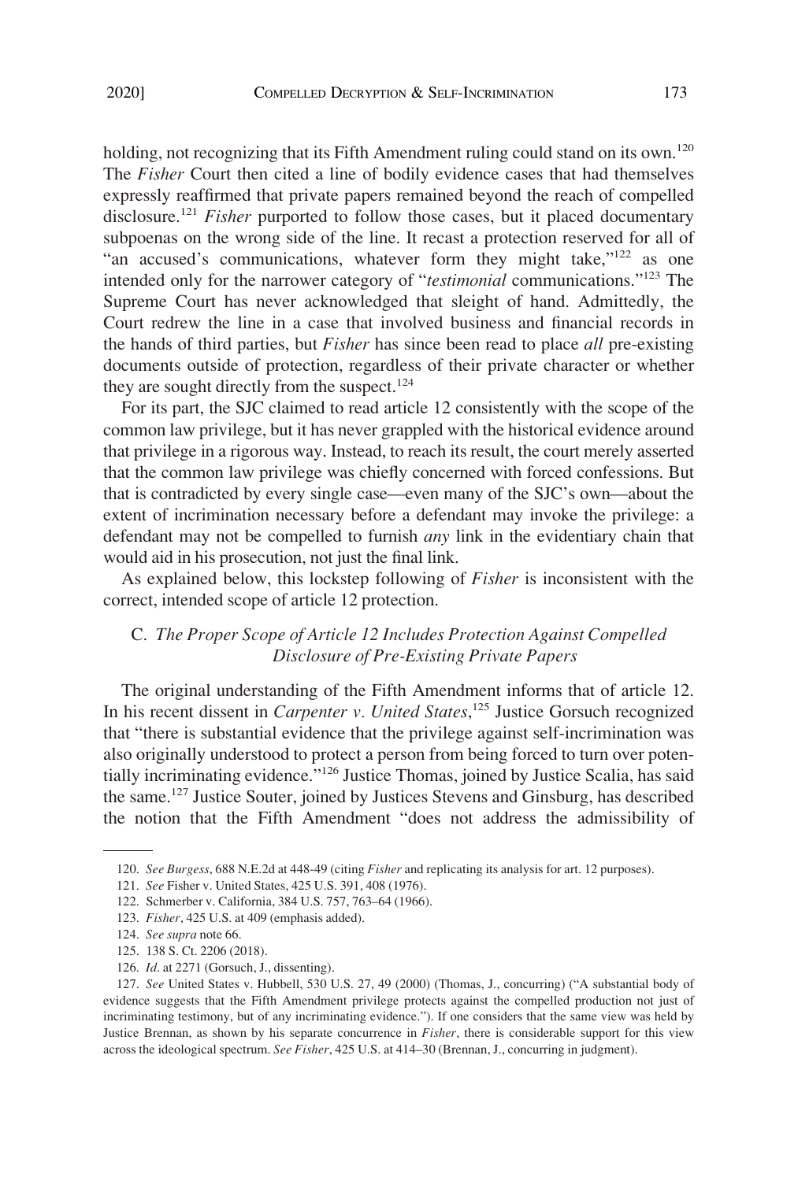holding, not recognizing that its Fifth Amendment ruling could stand on its own.[120] The *Fisher* Court then cited a line of bodily evidence cases that had themselves expressly reaffirmed that private papers remained beyond the reach of compelled disclosure.[121] *Fisher* purported to follow those cases, but it placed documentary subpoenas on the wrong side of the line. It recast a protection reserved for all of "an accused's communications, whatever form they might take,"[122] as one intended only for the narrower category of "*testimonial* communications."[123] The Supreme Court has never acknowledged that sleight of hand. Admittedly, the Court redrew the line in a case that involved business and financial records in the hands of third parties, but *Fisher* has since been read to place *all* pre-existing documents outside of protection, regardless of their private character or whether they are sought directly from the suspect.[124]

For its part, the SJC claimed to read article 12 consistently with the scope of the common law privilege, but it has never grappled with the historical evidence around that privilege in a rigorous way. Instead, to reach its result, the court merely asserted that the common law privilege was chiefly concerned with forced confessions. But that is contradicted by every single case—even many of the SJC's own—about the extent of incrimination necessary before a defendant may invoke the privilege: a defendant may not be compelled to furnish *any* link in the evidentiary chain that would aid in his prosecution, not just the final link.

As explained below, this lockstep following of *Fisher* is inconsistent with the correct, intended scope of article 12 protection.

### C. *The Proper Scope of Article 12 Includes Protection Against Compelled Disclosure of Pre-Existing Private Papers*

The original understanding of the Fifth Amendment informs that of article 12. In his recent dissent in *Carpenter v. United States*,[125] Justice Gorsuch recognized that "there is substantial evidence that the privilege against self-incrimination was also originally understood to protect a person from being forced to turn over potentially incriminating evidence."[126] Justice Thomas, joined by Justice Scalia, has said the same.[127] Justice Souter, joined by Justices Stevens and Ginsburg, has described the notion that the Fifth Amendment "does not address the admissibility of

---

120. *See Burgess*, 688 N.E.2d at 448-49 (citing *Fisher* and replicating its analysis for art. 12 purposes).

121. *See* Fisher v. United States, 425 U.S. 391, 408 (1976).

122. Schmerber v. California, 384 U.S. 757, 763–64 (1966).

123. *Fisher*, 425 U.S. at 409 (emphasis added).

124. *See supra* note 66.

125. 138 S. Ct. 2206 (2018).

126. *Id*. at 2271 (Gorsuch, J., dissenting).

127. *See* United States v. Hubbell, 530 U.S. 27, 49 (2000) (Thomas, J., concurring) ("A substantial body of evidence suggests that the Fifth Amendment privilege protects against the compelled production not just of incriminating testimony, but of any incriminating evidence."). If one considers that the same view was held by Justice Brennan, as shown by his separate concurrence in *Fisher*, there is considerable support for this view across the ideological spectrum. *See Fisher*, 425 U.S. at 414–30 (Brennan, J., concurring in judgment).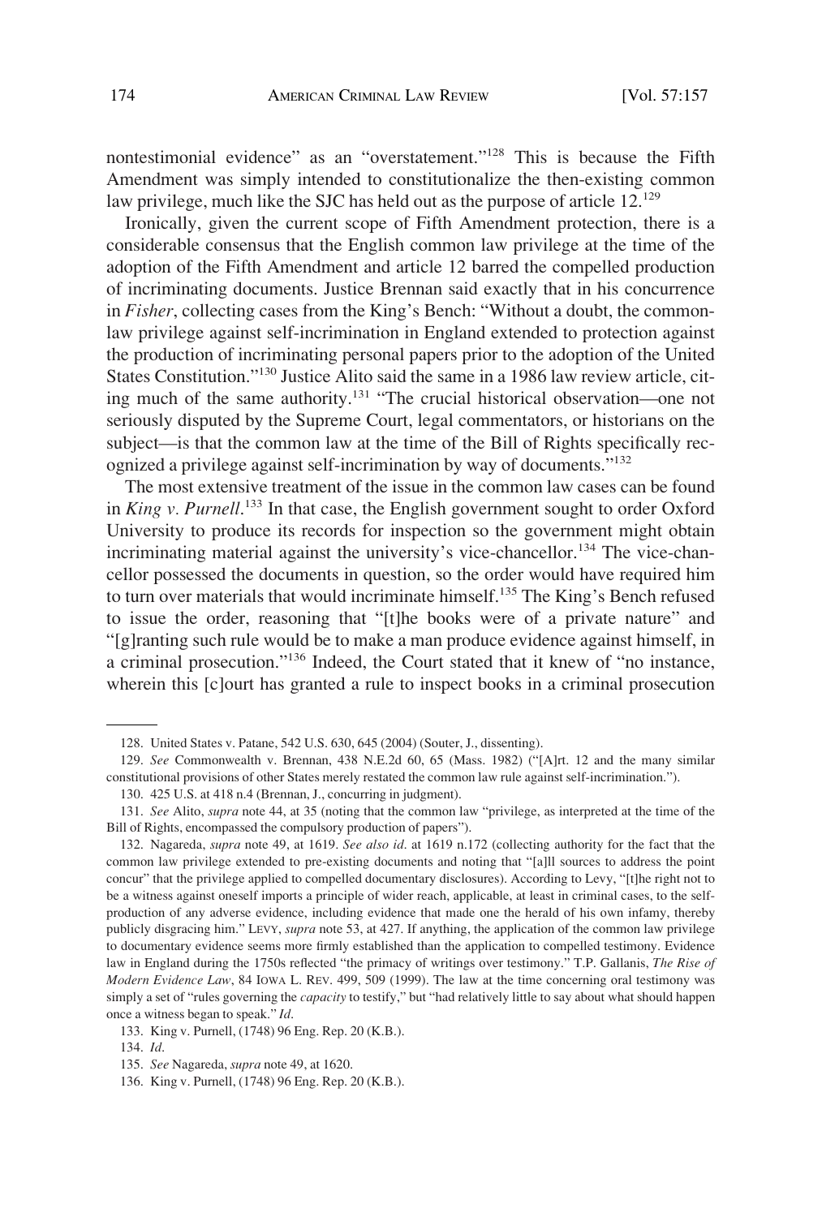nontestimonial evidence" as an "overstatement."[128] This is because the Fifth Amendment was simply intended to constitutionalize the then-existing common law privilege, much like the SJC has held out as the purpose of article 12.[129]

Ironically, given the current scope of Fifth Amendment protection, there is a considerable consensus that the English common law privilege at the time of the adoption of the Fifth Amendment and article 12 barred the compelled production of incriminating documents. Justice Brennan said exactly that in his concurrence in *Fisher*, collecting cases from the King's Bench: "Without a doubt, the common-law privilege against self-incrimination in England extended to protection against the production of incriminating personal papers prior to the adoption of the United States Constitution."[130] Justice Alito said the same in a 1986 law review article, citing much of the same authority.[131] "The crucial historical observation—one not seriously disputed by the Supreme Court, legal commentators, or historians on the subject—is that the common law at the time of the Bill of Rights specifically recognized a privilege against self-incrimination by way of documents."[132]

The most extensive treatment of the issue in the common law cases can be found in *King v. Purnell*.[133] In that case, the English government sought to order Oxford University to produce its records for inspection so the government might obtain incriminating material against the university's vice-chancellor.[134] The vice-chancellor possessed the documents in question, so the order would have required him to turn over materials that would incriminate himself.[135] The King's Bench refused to issue the order, reasoning that "[t]he books were of a private nature" and "[g]ranting such rule would be to make a man produce evidence against himself, in a criminal prosecution."[136] Indeed, the Court stated that it knew of "no instance, wherein this [c]ourt has granted a rule to inspect books in a criminal prosecution

---

128. United States v. Patane, 542 U.S. 630, 645 (2004) (Souter, J., dissenting).

129. *See* Commonwealth v. Brennan, 438 N.E.2d 60, 65 (Mass. 1982) ("[A]rt. 12 and the many similar constitutional provisions of other States merely restated the common law rule against self-incrimination.").

130. 425 U.S. at 418 n.4 (Brennan, J., concurring in judgment).

131. *See* Alito, *supra* note 44, at 35 (noting that the common law "privilege, as interpreted at the time of the Bill of Rights, encompassed the compulsory production of papers").

132. Nagareda, *supra* note 49, at 1619. *See also id*. at 1619 n.172 (collecting authority for the fact that the common law privilege extended to pre-existing documents and noting that "[a]ll sources to address the point concur" that the privilege applied to compelled documentary disclosures). According to Levy, "[t]he right not to be a witness against oneself imports a principle of wider reach, applicable, at least in criminal cases, to the self-production of any adverse evidence, including evidence that made one the herald of his own infamy, thereby publicly disgracing him." LEVY, *supra* note 53, at 427. If anything, the application of the common law privilege to documentary evidence seems more firmly established than the application to compelled testimony. Evidence law in England during the 1750s reflected "the primacy of writings over testimony." T.P. Gallanis, *The Rise of Modern Evidence Law*, 84 IOWA L. REV. 499, 509 (1999). The law at the time concerning oral testimony was simply a set of "rules governing the *capacity* to testify," but "had relatively little to say about what should happen once a witness began to speak." *Id*.

133. King v. Purnell, (1748) 96 Eng. Rep. 20 (K.B.).

134. *Id*.

135. *See* Nagareda, *supra* note 49, at 1620.

136. King v. Purnell, (1748) 96 Eng. Rep. 20 (K.B.).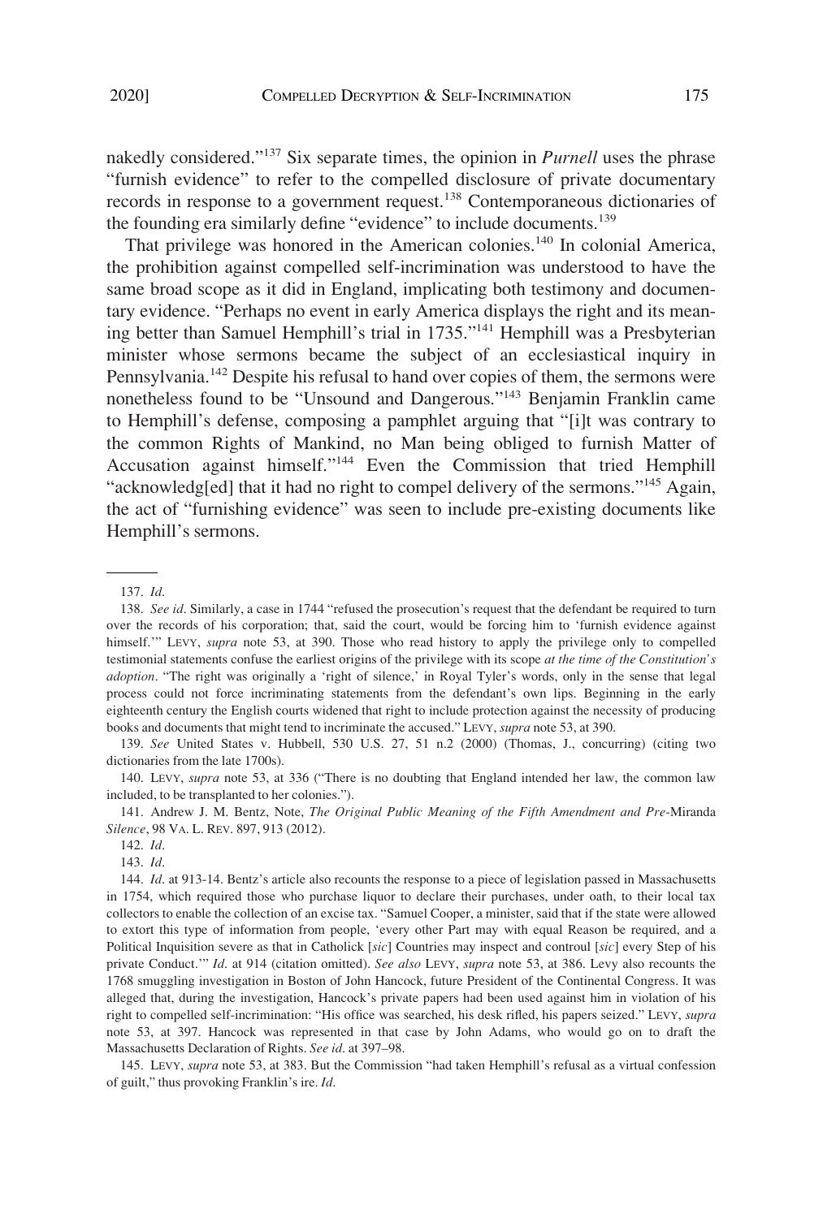nakedly considered."[137] Six separate times, the opinion in *Purnell* uses the phrase "furnish evidence" to refer to the compelled disclosure of private documentary records in response to a government request.[138] Contemporaneous dictionaries of the founding era similarly define "evidence" to include documents.[139]

That privilege was honored in the American colonies.[140] In colonial America, the prohibition against compelled self-incrimination was understood to have the same broad scope as it did in England, implicating both testimony and documentary evidence. "Perhaps no event in early America displays the right and its meaning better than Samuel Hemphill's trial in 1735."[141] Hemphill was a Presbyterian minister whose sermons became the subject of an ecclesiastical inquiry in Pennsylvania.[142] Despite his refusal to hand over copies of them, the sermons were nonetheless found to be "Unsound and Dangerous."[143] Benjamin Franklin came to Hemphill's defense, composing a pamphlet arguing that "[i]t was contrary to the common Rights of Mankind, no Man being obliged to furnish Matter of Accusation against himself."[144] Even the Commission that tried Hemphill "acknowledg[ed] that it had no right to compel delivery of the sermons."[145] Again, the act of "furnishing evidence" was seen to include pre-existing documents like Hemphill's sermons.

---

137. *Id.*

138. *See id.* Similarly, a case in 1744 "refused the prosecution's request that the defendant be required to turn over the records of his corporation; that, said the court, would be forcing him to 'furnish evidence against himself.'" LEVY, *supra* note 53, at 390. Those who read history to apply the privilege only to compelled testimonial statements confuse the earliest origins of the privilege with its scope *at the time of the Constitution's adoption*. "The right was originally a 'right of silence,' in Royal Tyler's words, only in the sense that legal process could not force incriminating statements from the defendant's own lips. Beginning in the early eighteenth century the English courts widened that right to include protection against the necessity of producing books and documents that might tend to incriminate the accused." LEVY, *supra* note 53, at 390.

139. *See* United States v. Hubbell, 530 U.S. 27, 51 n.2 (2000) (Thomas, J., concurring) (citing two dictionaries from the late 1700s).

140. LEVY, *supra* note 53, at 336 ("There is no doubting that England intended her law, the common law included, to be transplanted to her colonies.").

141. Andrew J. M. Bentz, Note, *The Original Public Meaning of the Fifth Amendment and Pre-*Miranda *Silence*, 98 VA. L. REV. 897, 913 (2012).

142. *Id.*

143. *Id.*

144. *Id.* at 913-14. Bentz's article also recounts the response to a piece of legislation passed in Massachusetts in 1754, which required those who purchase liquor to declare their purchases, under oath, to their local tax collectors to enable the collection of an excise tax. "Samuel Cooper, a minister, said that if the state were allowed to extort this type of information from people, 'every other Part may with equal Reason be required, and a Political Inquisition severe as that in Catholick [*sic*] Countries may inspect and controul [*sic*] every Step of his private Conduct.'" *Id.* at 914 (citation omitted). *See also* LEVY, *supra* note 53, at 386. Levy also recounts the 1768 smuggling investigation in Boston of John Hancock, future President of the Continental Congress. It was alleged that, during the investigation, Hancock's private papers had been used against him in violation of his right to compelled self-incrimination: "His office was searched, his desk rifled, his papers seized." LEVY, *supra* note 53, at 397. Hancock was represented in that case by John Adams, who would go on to draft the Massachusetts Declaration of Rights. *See id.* at 397–98.

145. LEVY, *supra* note 53, at 383. But the Commission "had taken Hemphill's refusal as a virtual confession of guilt," thus provoking Franklin's ire. *Id.*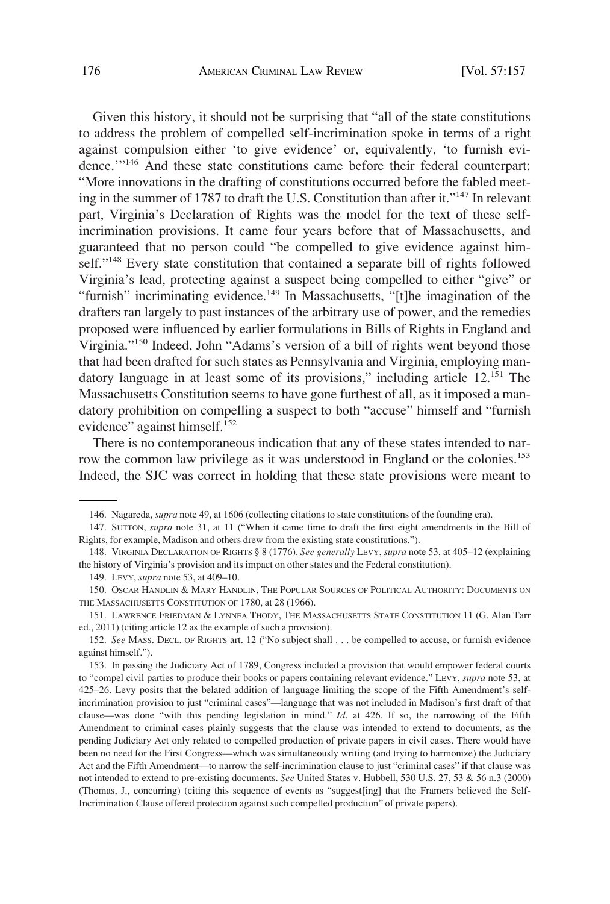Given this history, it should not be surprising that "all of the state constitutions to address the problem of compelled self-incrimination spoke in terms of a right against compulsion either 'to give evidence' or, equivalently, 'to furnish evidence.'"[146] And these state constitutions came before their federal counterpart: "More innovations in the drafting of constitutions occurred before the fabled meeting in the summer of 1787 to draft the U.S. Constitution than after it."[147] In relevant part, Virginia's Declaration of Rights was the model for the text of these self-incrimination provisions. It came four years before that of Massachusetts, and guaranteed that no person could "be compelled to give evidence against himself."[148] Every state constitution that contained a separate bill of rights followed Virginia's lead, protecting against a suspect being compelled to either "give" or "furnish" incriminating evidence.[149] In Massachusetts, "[t]he imagination of the drafters ran largely to past instances of the arbitrary use of power, and the remedies proposed were influenced by earlier formulations in Bills of Rights in England and Virginia."[150] Indeed, John "Adams's version of a bill of rights went beyond those that had been drafted for such states as Pennsylvania and Virginia, employing mandatory language in at least some of its provisions," including article 12.[151] The Massachusetts Constitution seems to have gone furthest of all, as it imposed a mandatory prohibition on compelling a suspect to both "accuse" himself and "furnish evidence" against himself.[152]

There is no contemporaneous indication that any of these states intended to narrow the common law privilege as it was understood in England or the colonies.[153] Indeed, the SJC was correct in holding that these state provisions were meant to

---

146. Nagareda, *supra* note 49, at 1606 (collecting citations to state constitutions of the founding era).

147. SUTTON, *supra* note 31, at 11 ("When it came time to draft the first eight amendments in the Bill of Rights, for example, Madison and others drew from the existing state constitutions.").

148. VIRGINIA DECLARATION OF RIGHTS § 8 (1776). *See generally* LEVY, *supra* note 53, at 405–12 (explaining the history of Virginia's provision and its impact on other states and the Federal constitution).

149. LEVY, *supra* note 53, at 409–10.

150. OSCAR HANDLIN & MARY HANDLIN, THE POPULAR SOURCES OF POLITICAL AUTHORITY: DOCUMENTS ON THE MASSACHUSETTS CONSTITUTION OF 1780, at 28 (1966).

151. LAWRENCE FRIEDMAN & LYNNEA THODY, THE MASSACHUSETTS STATE CONSTITUTION 11 (G. Alan Tarr ed., 2011) (citing article 12 as the example of such a provision).

152. *See* MASS. DECL. OF RIGHTS art. 12 ("No subject shall . . . be compelled to accuse, or furnish evidence against himself.").

153. In passing the Judiciary Act of 1789, Congress included a provision that would empower federal courts to "compel civil parties to produce their books or papers containing relevant evidence." LEVY, *supra* note 53, at 425–26. Levy posits that the belated addition of language limiting the scope of the Fifth Amendment's self-incrimination provision to just "criminal cases"—language that was not included in Madison's first draft of that clause—was done "with this pending legislation in mind." *Id*. at 426. If so, the narrowing of the Fifth Amendment to criminal cases plainly suggests that the clause was intended to extend to documents, as the pending Judiciary Act only related to compelled production of private papers in civil cases. There would have been no need for the First Congress—which was simultaneously writing (and trying to harmonize) the Judiciary Act and the Fifth Amendment—to narrow the self-incrimination clause to just "criminal cases" if that clause was not intended to extend to pre-existing documents. *See* United States v. Hubbell, 530 U.S. 27, 53 & 56 n.3 (2000) (Thomas, J., concurring) (citing this sequence of events as "suggest[ing] that the Framers believed the Self-Incrimination Clause offered protection against such compelled production" of private papers).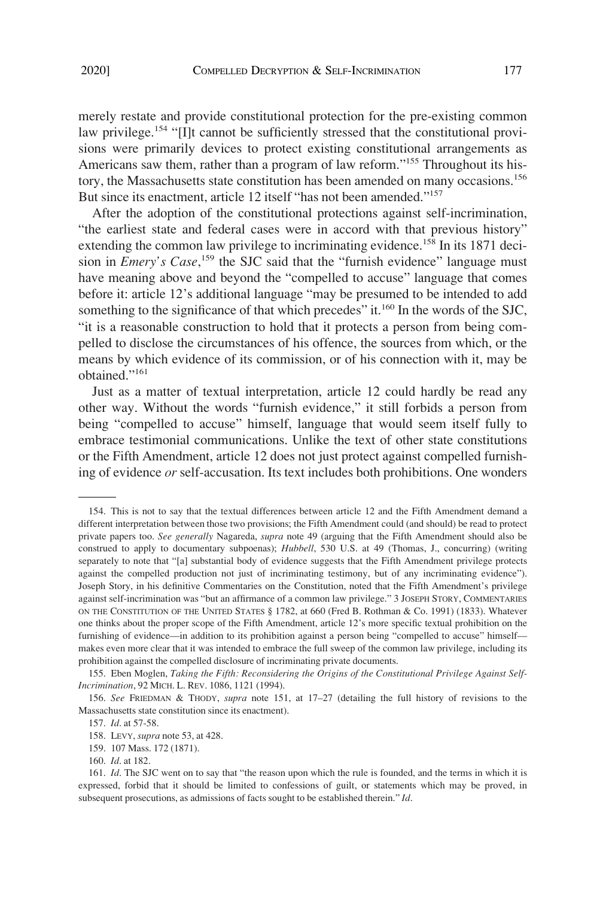merely restate and provide constitutional protection for the pre-existing common law privilege.[154] "[I]t cannot be sufficiently stressed that the constitutional provisions were primarily devices to protect existing constitutional arrangements as Americans saw them, rather than a program of law reform."[155] Throughout its history, the Massachusetts state constitution has been amended on many occasions.[156] But since its enactment, article 12 itself "has not been amended."[157]

After the adoption of the constitutional protections against self-incrimination, "the earliest state and federal cases were in accord with that previous history" extending the common law privilege to incriminating evidence.[158] In its 1871 decision in *Emery's Case*,[159] the SJC said that the "furnish evidence" language must have meaning above and beyond the "compelled to accuse" language that comes before it: article 12's additional language "may be presumed to be intended to add something to the significance of that which precedes" it.[160] In the words of the SJC, "it is a reasonable construction to hold that it protects a person from being compelled to disclose the circumstances of his offence, the sources from which, or the means by which evidence of its commission, or of his connection with it, may be obtained."[161]

Just as a matter of textual interpretation, article 12 could hardly be read any other way. Without the words "furnish evidence," it still forbids a person from being "compelled to accuse" himself, language that would seem itself fully to embrace testimonial communications. Unlike the text of other state constitutions or the Fifth Amendment, article 12 does not just protect against compelled furnishing of evidence *or* self-accusation. Its text includes both prohibitions. One wonders

---

154. This is not to say that the textual differences between article 12 and the Fifth Amendment demand a different interpretation between those two provisions; the Fifth Amendment could (and should) be read to protect private papers too. *See generally* Nagareda, *supra* note 49 (arguing that the Fifth Amendment should also be construed to apply to documentary subpoenas); *Hubbell*, 530 U.S. at 49 (Thomas, J., concurring) (writing separately to note that "[a] substantial body of evidence suggests that the Fifth Amendment privilege protects against the compelled production not just of incriminating testimony, but of any incriminating evidence"). Joseph Story, in his definitive Commentaries on the Constitution, noted that the Fifth Amendment's privilege against self-incrimination was "but an affirmance of a common law privilege." 3 JOSEPH STORY, COMMENTARIES ON THE CONSTITUTION OF THE UNITED STATES § 1782, at 660 (Fred B. Rothman & Co. 1991) (1833). Whatever one thinks about the proper scope of the Fifth Amendment, article 12's more specific textual prohibition on the furnishing of evidence—in addition to its prohibition against a person being "compelled to accuse" himself—makes even more clear that it was intended to embrace the full sweep of the common law privilege, including its prohibition against the compelled disclosure of incriminating private documents.

155. Eben Moglen, *Taking the Fifth: Reconsidering the Origins of the Constitutional Privilege Against Self-Incrimination*, 92 MICH. L. REV. 1086, 1121 (1994).

156. *See* FRIEDMAN & THODY, *supra* note 151, at 17–27 (detailing the full history of revisions to the Massachusetts state constitution since its enactment).

157. *Id*. at 57-58.

158. LEVY, *supra* note 53, at 428.

159. 107 Mass. 172 (1871).

160. *Id*. at 182.

161. *Id*. The SJC went on to say that "the reason upon which the rule is founded, and the terms in which it is expressed, forbid that it should be limited to confessions of guilt, or statements which may be proved, in subsequent prosecutions, as admissions of facts sought to be established therein." *Id*.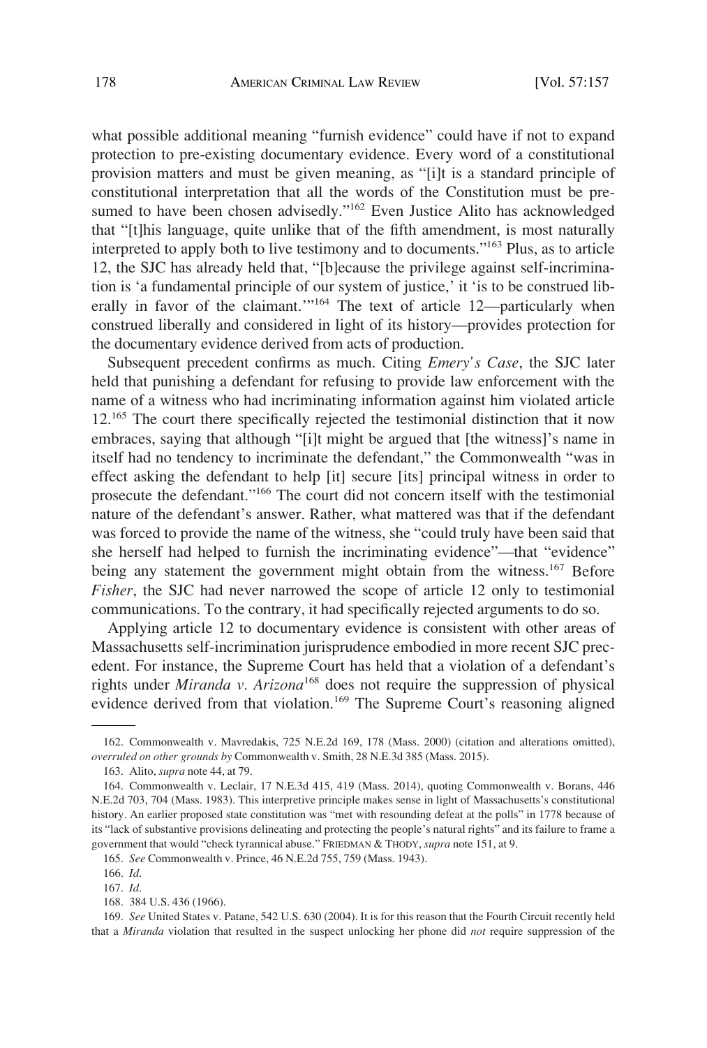what possible additional meaning "furnish evidence" could have if not to expand protection to pre-existing documentary evidence. Every word of a constitutional provision matters and must be given meaning, as "[i]t is a standard principle of constitutional interpretation that all the words of the Constitution must be presumed to have been chosen advisedly."[162] Even Justice Alito has acknowledged that "[t]his language, quite unlike that of the fifth amendment, is most naturally interpreted to apply both to live testimony and to documents."[163] Plus, as to article 12, the SJC has already held that, "[b]ecause the privilege against self-incrimination is 'a fundamental principle of our system of justice,' it 'is to be construed liberally in favor of the claimant.'"[164] The text of article 12—particularly when construed liberally and considered in light of its history—provides protection for the documentary evidence derived from acts of production.

Subsequent precedent confirms as much. Citing *Emery's Case*, the SJC later held that punishing a defendant for refusing to provide law enforcement with the name of a witness who had incriminating information against him violated article 12.[165] The court there specifically rejected the testimonial distinction that it now embraces, saying that although "[i]t might be argued that [the witness]'s name in itself had no tendency to incriminate the defendant," the Commonwealth "was in effect asking the defendant to help [it] secure [its] principal witness in order to prosecute the defendant."[166] The court did not concern itself with the testimonial nature of the defendant's answer. Rather, what mattered was that if the defendant was forced to provide the name of the witness, she "could truly have been said that she herself had helped to furnish the incriminating evidence"—that "evidence" being any statement the government might obtain from the witness.[167] Before *Fisher*, the SJC had never narrowed the scope of article 12 only to testimonial communications. To the contrary, it had specifically rejected arguments to do so.

Applying article 12 to documentary evidence is consistent with other areas of Massachusetts self-incrimination jurisprudence embodied in more recent SJC precedent. For instance, the Supreme Court has held that a violation of a defendant's rights under *Miranda v. Arizona*[168] does not require the suppression of physical evidence derived from that violation.[169] The Supreme Court's reasoning aligned

---

162. Commonwealth v. Mavredakis, 725 N.E.2d 169, 178 (Mass. 2000) (citation and alterations omitted), *overruled on other grounds by* Commonwealth v. Smith, 28 N.E.3d 385 (Mass. 2015).

163. Alito, *supra* note 44, at 79.

164. Commonwealth v. Leclair, 17 N.E.3d 415, 419 (Mass. 2014), quoting Commonwealth v. Borans, 446 N.E.2d 703, 704 (Mass. 1983). This interpretive principle makes sense in light of Massachusetts's constitutional history. An earlier proposed state constitution was "met with resounding defeat at the polls" in 1778 because of its "lack of substantive provisions delineating and protecting the people's natural rights" and its failure to frame a government that would "check tyrannical abuse." FRIEDMAN & THODY, *supra* note 151, at 9.

165. *See* Commonwealth v. Prince, 46 N.E.2d 755, 759 (Mass. 1943).

166. *Id.*

167. *Id.*

168. 384 U.S. 436 (1966).

169. *See* United States v. Patane, 542 U.S. 630 (2004). It is for this reason that the Fourth Circuit recently held that a *Miranda* violation that resulted in the suspect unlocking her phone did *not* require suppression of the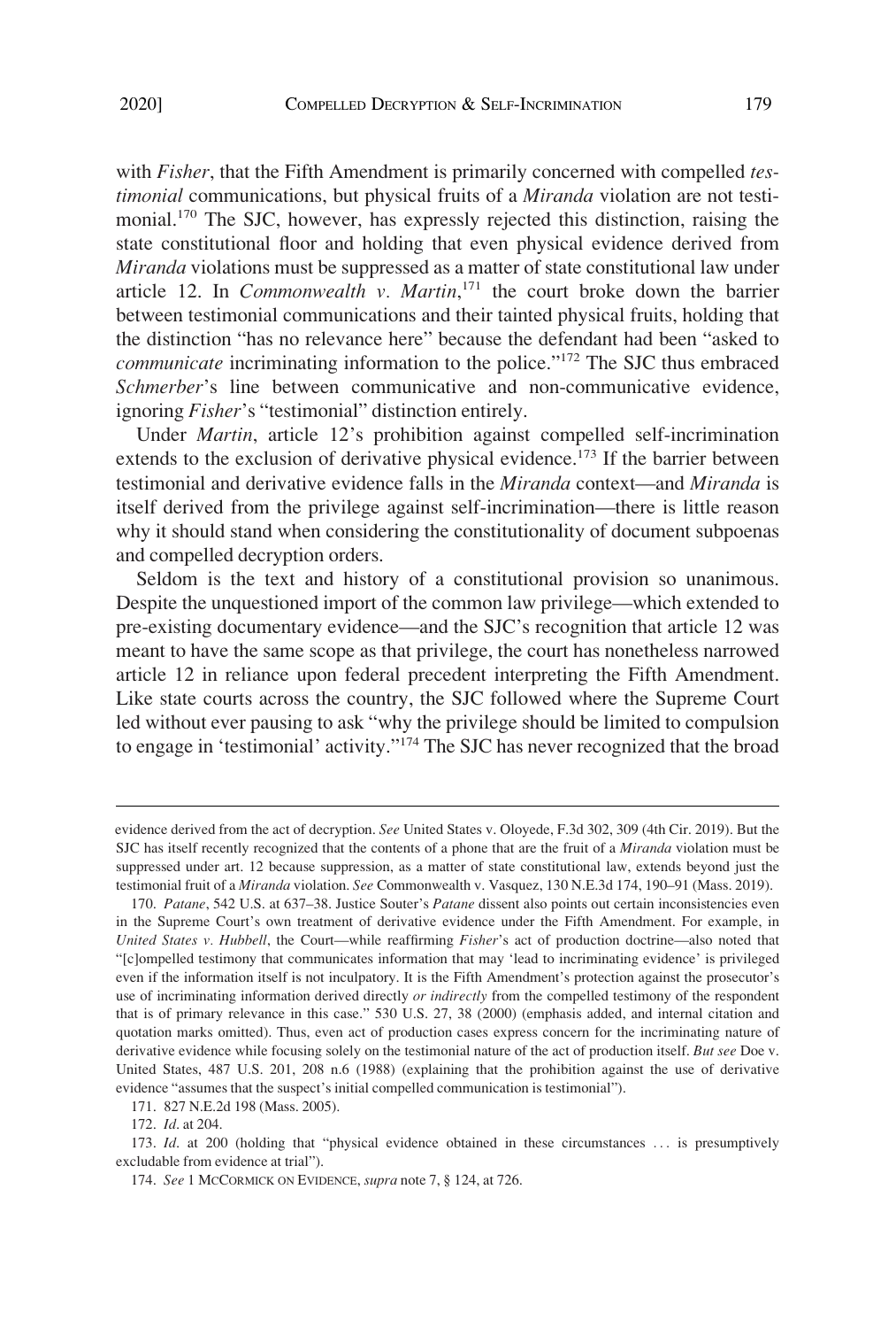with *Fisher*, that the Fifth Amendment is primarily concerned with compelled *testimonial* communications, but physical fruits of a *Miranda* violation are not testimonial.[170] The SJC, however, has expressly rejected this distinction, raising the state constitutional floor and holding that even physical evidence derived from *Miranda* violations must be suppressed as a matter of state constitutional law under article 12. In *Commonwealth v. Martin*,[171] the court broke down the barrier between testimonial communications and their tainted physical fruits, holding that the distinction "has no relevance here" because the defendant had been "asked to *communicate* incriminating information to the police."[172] The SJC thus embraced *Schmerber*'s line between communicative and non-communicative evidence, ignoring *Fisher*'s "testimonial" distinction entirely.

Under *Martin*, article 12's prohibition against compelled self-incrimination extends to the exclusion of derivative physical evidence.[173] If the barrier between testimonial and derivative evidence falls in the *Miranda* context—and *Miranda* is itself derived from the privilege against self-incrimination—there is little reason why it should stand when considering the constitutionality of document subpoenas and compelled decryption orders.

Seldom is the text and history of a constitutional provision so unanimous. Despite the unquestioned import of the common law privilege—which extended to pre-existing documentary evidence—and the SJC's recognition that article 12 was meant to have the same scope as that privilege, the court has nonetheless narrowed article 12 in reliance upon federal precedent interpreting the Fifth Amendment. Like state courts across the country, the SJC followed where the Supreme Court led without ever pausing to ask "why the privilege should be limited to compulsion to engage in 'testimonial' activity."[174] The SJC has never recognized that the broad

---

evidence derived from the act of decryption. *See* United States v. Oloyede, F.3d 302, 309 (4th Cir. 2019). But the SJC has itself recently recognized that the contents of a phone that are the fruit of a *Miranda* violation must be suppressed under art. 12 because suppression, as a matter of state constitutional law, extends beyond just the testimonial fruit of a *Miranda* violation. *See* Commonwealth v. Vasquez, 130 N.E.3d 174, 190–91 (Mass. 2019).

170. *Patane*, 542 U.S. at 637–38. Justice Souter's *Patane* dissent also points out certain inconsistencies even in the Supreme Court's own treatment of derivative evidence under the Fifth Amendment. For example, in *United States v. Hubbell*, the Court—while reaffirming *Fisher*'s act of production doctrine—also noted that "[c]ompelled testimony that communicates information that may 'lead to incriminating evidence' is privileged even if the information itself is not inculpatory. It is the Fifth Amendment's protection against the prosecutor's use of incriminating information derived directly *or indirectly* from the compelled testimony of the respondent that is of primary relevance in this case." 530 U.S. 27, 38 (2000) (emphasis added, and internal citation and quotation marks omitted). Thus, even act of production cases express concern for the incriminating nature of derivative evidence while focusing solely on the testimonial nature of the act of production itself. *But see* Doe v. United States, 487 U.S. 201, 208 n.6 (1988) (explaining that the prohibition against the use of derivative evidence "assumes that the suspect's initial compelled communication is testimonial").

171. 827 N.E.2d 198 (Mass. 2005).

172. *Id*. at 204.

173. *Id*. at 200 (holding that "physical evidence obtained in these circumstances . . . is presumptively excludable from evidence at trial").

174. *See* 1 MCCORMICK ON EVIDENCE, *supra* note 7, § 124, at 726.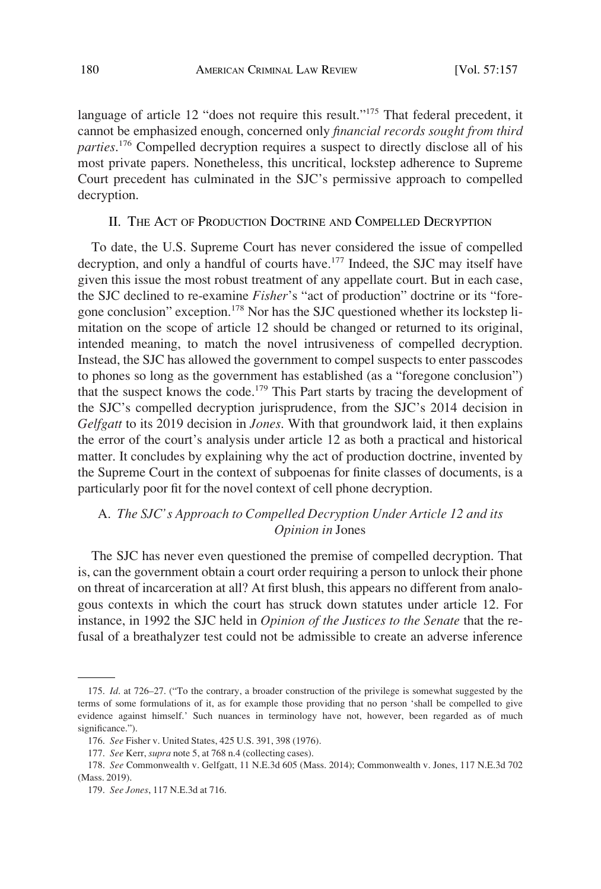language of article 12 "does not require this result."[175] That federal precedent, it cannot be emphasized enough, concerned only *financial records sought from third parties*.[176] Compelled decryption requires a suspect to directly disclose all of his most private papers. Nonetheless, this uncritical, lockstep adherence to Supreme Court precedent has culminated in the SJC's permissive approach to compelled decryption.

## II. The Act of Production Doctrine and Compelled Decryption

To date, the U.S. Supreme Court has never considered the issue of compelled decryption, and only a handful of courts have.[177] Indeed, the SJC may itself have given this issue the most robust treatment of any appellate court. But in each case, the SJC declined to re-examine *Fisher*'s "act of production" doctrine or its "foregone conclusion" exception.[178] Nor has the SJC questioned whether its lockstep limitation on the scope of article 12 should be changed or returned to its original, intended meaning, to match the novel intrusiveness of compelled decryption. Instead, the SJC has allowed the government to compel suspects to enter passcodes to phones so long as the government has established (as a "foregone conclusion") that the suspect knows the code.[179] This Part starts by tracing the development of the SJC's compelled decryption jurisprudence, from the SJC's 2014 decision in *Gelfgatt* to its 2019 decision in *Jones*. With that groundwork laid, it then explains the error of the court's analysis under article 12 as both a practical and historical matter. It concludes by explaining why the act of production doctrine, invented by the Supreme Court in the context of subpoenas for finite classes of documents, is a particularly poor fit for the novel context of cell phone decryption.

### A. *The SJC's Approach to Compelled Decryption Under Article 12 and its Opinion in* Jones

The SJC has never even questioned the premise of compelled decryption. That is, can the government obtain a court order requiring a person to unlock their phone on threat of incarceration at all? At first blush, this appears no different from analogous contexts in which the court has struck down statutes under article 12. For instance, in 1992 the SJC held in *Opinion of the Justices to the Senate* that the refusal of a breathalyzer test could not be admissible to create an adverse inference

---

175. *Id*. at 726–27. ("To the contrary, a broader construction of the privilege is somewhat suggested by the terms of some formulations of it, as for example those providing that no person 'shall be compelled to give evidence against himself.' Such nuances in terminology have not, however, been regarded as of much significance.").

176. *See* Fisher v. United States, 425 U.S. 391, 398 (1976).

177. *See* Kerr, *supra* note 5, at 768 n.4 (collecting cases).

178. *See* Commonwealth v. Gelfgatt, 11 N.E.3d 605 (Mass. 2014); Commonwealth v. Jones, 117 N.E.3d 702 (Mass. 2019).

179. *See Jones*, 117 N.E.3d at 716.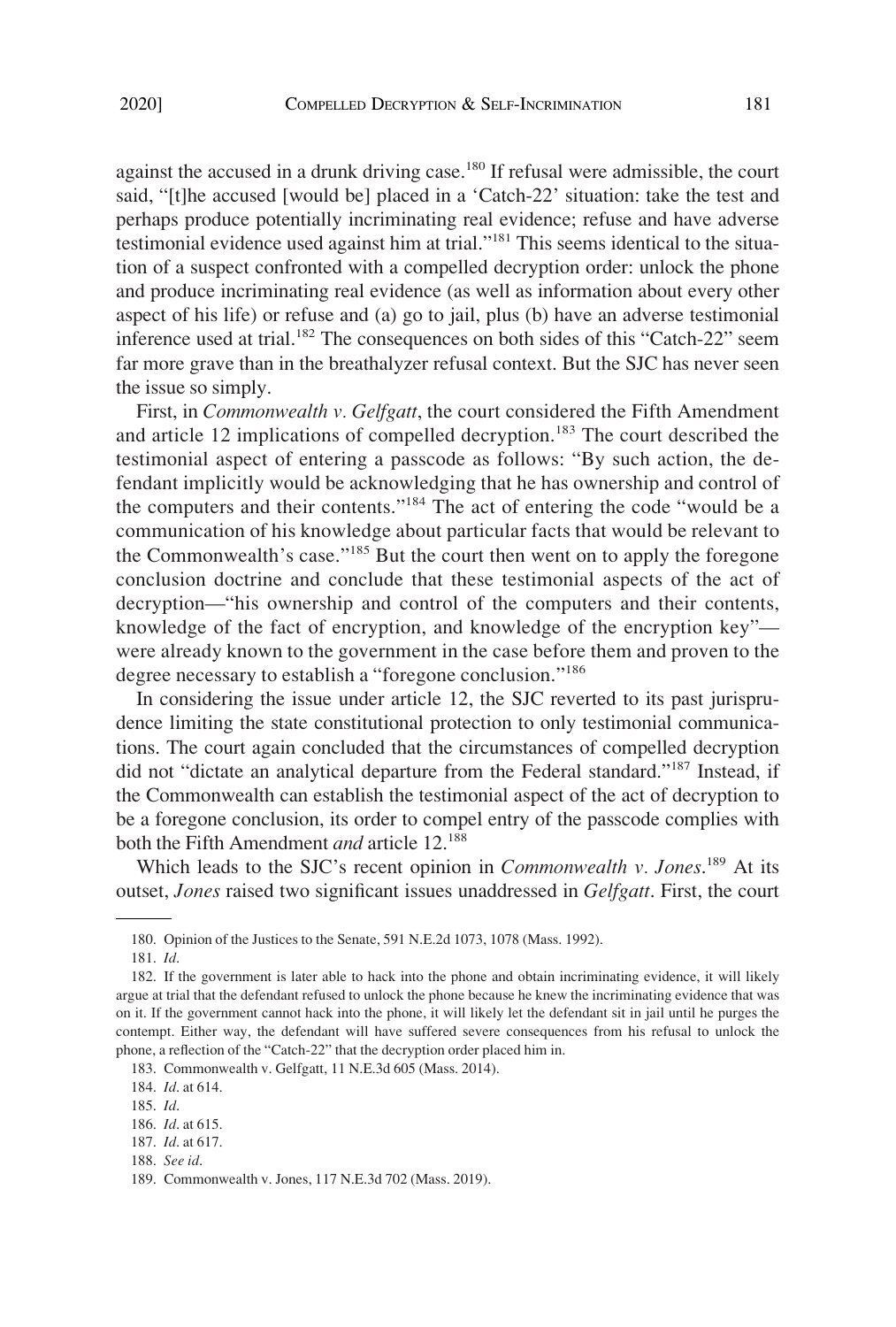against the accused in a drunk driving case.[180] If refusal were admissible, the court said, "[t]he accused [would be] placed in a 'Catch-22' situation: take the test and perhaps produce potentially incriminating real evidence; refuse and have adverse testimonial evidence used against him at trial."[181] This seems identical to the situation of a suspect confronted with a compelled decryption order: unlock the phone and produce incriminating real evidence (as well as information about every other aspect of his life) or refuse and (a) go to jail, plus (b) have an adverse testimonial inference used at trial.[182] The consequences on both sides of this "Catch-22" seem far more grave than in the breathalyzer refusal context. But the SJC has never seen the issue so simply.

First, in *Commonwealth v. Gelfgatt*, the court considered the Fifth Amendment and article 12 implications of compelled decryption.[183] The court described the testimonial aspect of entering a passcode as follows: "By such action, the defendant implicitly would be acknowledging that he has ownership and control of the computers and their contents."[184] The act of entering the code "would be a communication of his knowledge about particular facts that would be relevant to the Commonwealth's case."[185] But the court then went on to apply the foregone conclusion doctrine and conclude that these testimonial aspects of the act of decryption—"his ownership and control of the computers and their contents, knowledge of the fact of encryption, and knowledge of the encryption key"—were already known to the government in the case before them and proven to the degree necessary to establish a "foregone conclusion."[186]

In considering the issue under article 12, the SJC reverted to its past jurisprudence limiting the state constitutional protection to only testimonial communications. The court again concluded that the circumstances of compelled decryption did not "dictate an analytical departure from the Federal standard."[187] Instead, if the Commonwealth can establish the testimonial aspect of the act of decryption to be a foregone conclusion, its order to compel entry of the passcode complies with both the Fifth Amendment *and* article 12.[188]

Which leads to the SJC's recent opinion in *Commonwealth v. Jones*.[189] At its outset, *Jones* raised two significant issues unaddressed in *Gelfgatt*. First, the court

---

180. Opinion of the Justices to the Senate, 591 N.E.2d 1073, 1078 (Mass. 1992).

181. *Id.*

182. If the government is later able to hack into the phone and obtain incriminating evidence, it will likely argue at trial that the defendant refused to unlock the phone because he knew the incriminating evidence that was on it. If the government cannot hack into the phone, it will likely let the defendant sit in jail until he purges the contempt. Either way, the defendant will have suffered severe consequences from his refusal to unlock the phone, a reflection of the "Catch-22" that the decryption order placed him in.

183. Commonwealth v. Gelfgatt, 11 N.E.3d 605 (Mass. 2014).

184. *Id.* at 614.

185. *Id.*

186. *Id.* at 615.

187. *Id.* at 617.

188. *See id.*

189. Commonwealth v. Jones, 117 N.E.3d 702 (Mass. 2019).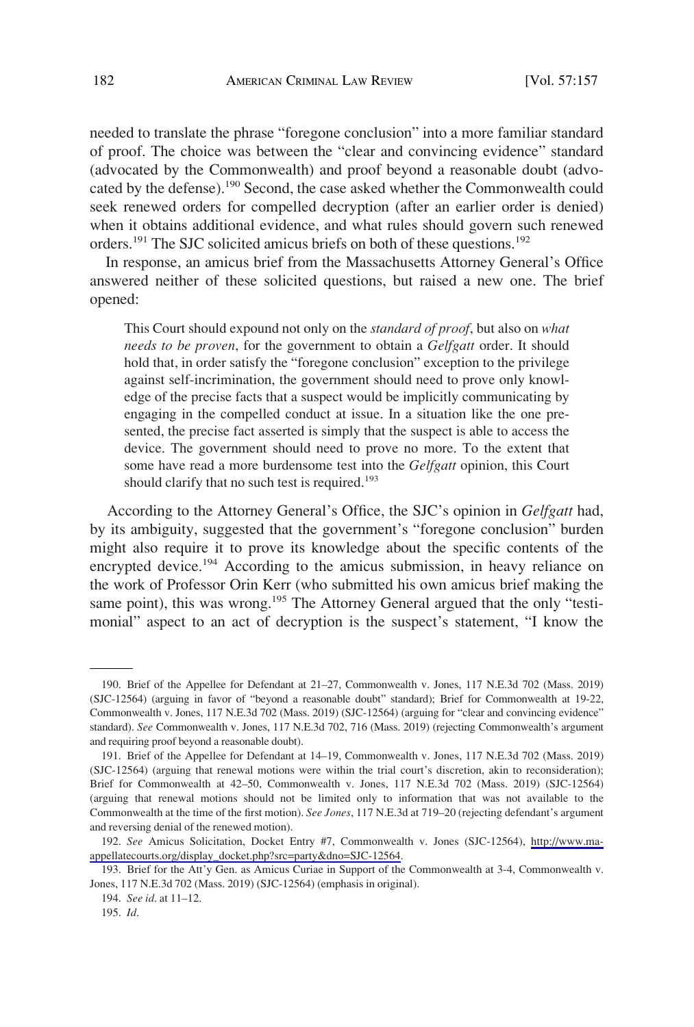needed to translate the phrase "foregone conclusion" into a more familiar standard of proof. The choice was between the "clear and convincing evidence" standard (advocated by the Commonwealth) and proof beyond a reasonable doubt (advocated by the defense).[190] Second, the case asked whether the Commonwealth could seek renewed orders for compelled decryption (after an earlier order is denied) when it obtains additional evidence, and what rules should govern such renewed orders.[191] The SJC solicited amicus briefs on both of these questions.[192]

In response, an amicus brief from the Massachusetts Attorney General's Office answered neither of these solicited questions, but raised a new one. The brief opened:

> This Court should expound not only on the *standard of proof*, but also on *what needs to be proven*, for the government to obtain a *Gelfgatt* order. It should hold that, in order satisfy the "foregone conclusion" exception to the privilege against self-incrimination, the government should need to prove only knowledge of the precise facts that a suspect would be implicitly communicating by engaging in the compelled conduct at issue. In a situation like the one presented, the precise fact asserted is simply that the suspect is able to access the device. The government should need to prove no more. To the extent that some have read a more burdensome test into the *Gelfgatt* opinion, this Court should clarify that no such test is required.[193]

According to the Attorney General's Office, the SJC's opinion in *Gelfgatt* had, by its ambiguity, suggested that the government's "foregone conclusion" burden might also require it to prove its knowledge about the specific contents of the encrypted device.[194] According to the amicus submission, in heavy reliance on the work of Professor Orin Kerr (who submitted his own amicus brief making the same point), this was wrong.[195] The Attorney General argued that the only "testimonial" aspect to an act of decryption is the suspect's statement, "I know the

---

190. Brief of the Appellee for Defendant at 21–27, Commonwealth v. Jones, 117 N.E.3d 702 (Mass. 2019) (SJC-12564) (arguing in favor of "beyond a reasonable doubt" standard); Brief for Commonwealth at 19-22, Commonwealth v. Jones, 117 N.E.3d 702 (Mass. 2019) (SJC-12564) (arguing for "clear and convincing evidence" standard). *See* Commonwealth v. Jones, 117 N.E.3d 702, 716 (Mass. 2019) (rejecting Commonwealth's argument and requiring proof beyond a reasonable doubt).

191. Brief of the Appellee for Defendant at 14–19, Commonwealth v. Jones, 117 N.E.3d 702 (Mass. 2019) (SJC-12564) (arguing that renewal motions were within the trial court's discretion, akin to reconsideration); Brief for Commonwealth at 42–50, Commonwealth v. Jones, 117 N.E.3d 702 (Mass. 2019) (SJC-12564) (arguing that renewal motions should not be limited only to information that was not available to the Commonwealth at the time of the first motion). *See Jones*, 117 N.E.3d at 719–20 (rejecting defendant's argument and reversing denial of the renewed motion).

192. *See* Amicus Solicitation, Docket Entry #7, Commonwealth v. Jones (SJC-12564), http://www.ma-appellatecourts.org/display_docket.php?src=party&dno=SJC-12564.

193. Brief for the Att'y Gen. as Amicus Curiae in Support of the Commonwealth at 3-4, Commonwealth v. Jones, 117 N.E.3d 702 (Mass. 2019) (SJC-12564) (emphasis in original).

194. *See id*. at 11–12.

195. *Id*.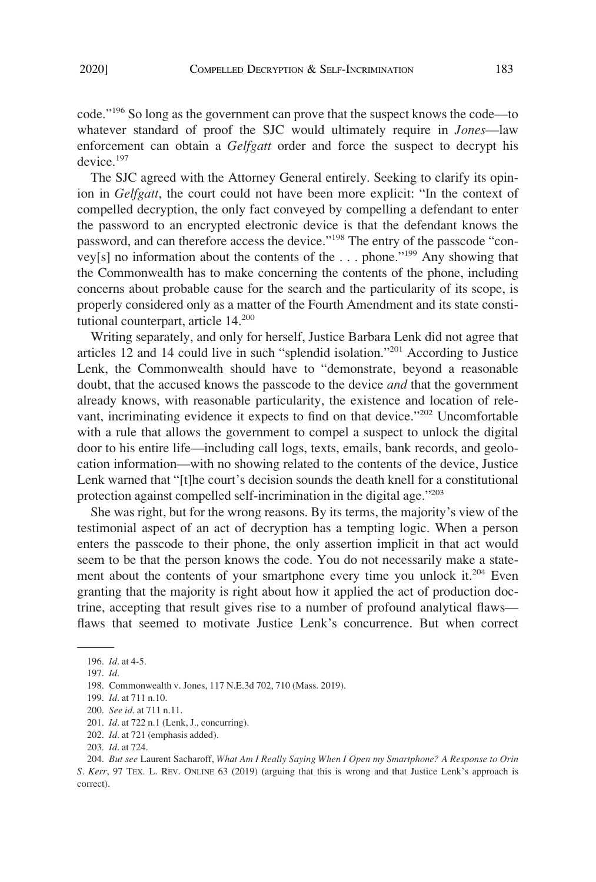code."[196] So long as the government can prove that the suspect knows the code—to whatever standard of proof the SJC would ultimately require in *Jones*—law enforcement can obtain a *Gelfgatt* order and force the suspect to decrypt his device.[197]

The SJC agreed with the Attorney General entirely. Seeking to clarify its opinion in *Gelfgatt*, the court could not have been more explicit: "In the context of compelled decryption, the only fact conveyed by compelling a defendant to enter the password to an encrypted electronic device is that the defendant knows the password, and can therefore access the device."[198] The entry of the passcode "convey[s] no information about the contents of the . . . phone."[199] Any showing that the Commonwealth has to make concerning the contents of the phone, including concerns about probable cause for the search and the particularity of its scope, is properly considered only as a matter of the Fourth Amendment and its state constitutional counterpart, article 14.[200]

Writing separately, and only for herself, Justice Barbara Lenk did not agree that articles 12 and 14 could live in such "splendid isolation."[201] According to Justice Lenk, the Commonwealth should have to "demonstrate, beyond a reasonable doubt, that the accused knows the passcode to the device *and* that the government already knows, with reasonable particularity, the existence and location of relevant, incriminating evidence it expects to find on that device."[202] Uncomfortable with a rule that allows the government to compel a suspect to unlock the digital door to his entire life—including call logs, texts, emails, bank records, and geolocation information—with no showing related to the contents of the device, Justice Lenk warned that "[t]he court's decision sounds the death knell for a constitutional protection against compelled self-incrimination in the digital age."[203]

She was right, but for the wrong reasons. By its terms, the majority's view of the testimonial aspect of an act of decryption has a tempting logic. When a person enters the passcode to their phone, the only assertion implicit in that act would seem to be that the person knows the code. You do not necessarily make a statement about the contents of your smartphone every time you unlock it.[204] Even granting that the majority is right about how it applied the act of production doctrine, accepting that result gives rise to a number of profound analytical flaws—flaws that seemed to motivate Justice Lenk's concurrence. But when correct

---

196. *Id*. at 4-5.

197. *Id*.

198. Commonwealth v. Jones, 117 N.E.3d 702, 710 (Mass. 2019).

199. *Id*. at 711 n.10.

200. *See id*. at 711 n.11.

201. *Id*. at 722 n.1 (Lenk, J., concurring).

202. *Id*. at 721 (emphasis added).

203. *Id*. at 724.

204. *But see* Laurent Sacharoff, *What Am I Really Saying When I Open my Smartphone? A Response to Orin S. Kerr*, 97 TEX. L. REV. ONLINE 63 (2019) (arguing that this is wrong and that Justice Lenk's approach is correct).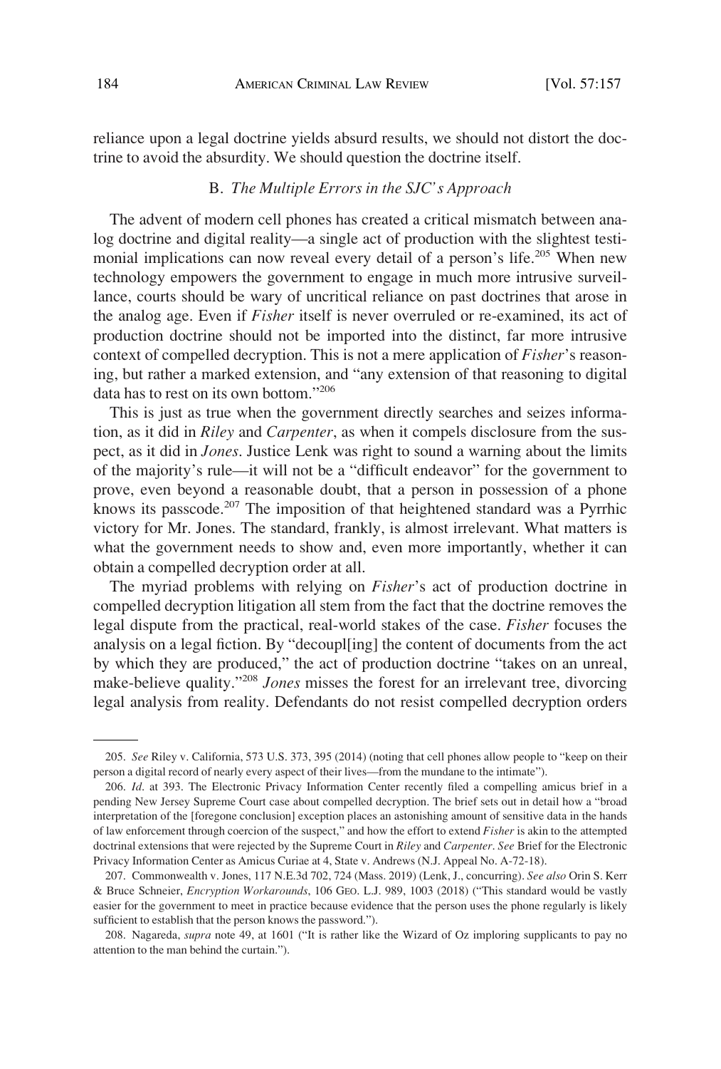reliance upon a legal doctrine yields absurd results, we should not distort the doctrine to avoid the absurdity. We should question the doctrine itself.

### B. *The Multiple Errors in the SJC's Approach*

The advent of modern cell phones has created a critical mismatch between analog doctrine and digital reality—a single act of production with the slightest testimonial implications can now reveal every detail of a person's life.[205] When new technology empowers the government to engage in much more intrusive surveillance, courts should be wary of uncritical reliance on past doctrines that arose in the analog age. Even if *Fisher* itself is never overruled or re-examined, its act of production doctrine should not be imported into the distinct, far more intrusive context of compelled decryption. This is not a mere application of *Fisher*'s reasoning, but rather a marked extension, and "any extension of that reasoning to digital data has to rest on its own bottom."[206]

This is just as true when the government directly searches and seizes information, as it did in *Riley* and *Carpenter*, as when it compels disclosure from the suspect, as it did in *Jones*. Justice Lenk was right to sound a warning about the limits of the majority's rule—it will not be a "difficult endeavor" for the government to prove, even beyond a reasonable doubt, that a person in possession of a phone knows its passcode.[207] The imposition of that heightened standard was a Pyrrhic victory for Mr. Jones. The standard, frankly, is almost irrelevant. What matters is what the government needs to show and, even more importantly, whether it can obtain a compelled decryption order at all.

The myriad problems with relying on *Fisher*'s act of production doctrine in compelled decryption litigation all stem from the fact that the doctrine removes the legal dispute from the practical, real-world stakes of the case. *Fisher* focuses the analysis on a legal fiction. By "decoupl[ing] the content of documents from the act by which they are produced," the act of production doctrine "takes on an unreal, make-believe quality."[208] *Jones* misses the forest for an irrelevant tree, divorcing legal analysis from reality. Defendants do not resist compelled decryption orders

---

205. *See* Riley v. California, 573 U.S. 373, 395 (2014) (noting that cell phones allow people to "keep on their person a digital record of nearly every aspect of their lives—from the mundane to the intimate").

206. *Id*. at 393. The Electronic Privacy Information Center recently filed a compelling amicus brief in a pending New Jersey Supreme Court case about compelled decryption. The brief sets out in detail how a "broad interpretation of the [foregone conclusion] exception places an astonishing amount of sensitive data in the hands of law enforcement through coercion of the suspect," and how the effort to extend *Fisher* is akin to the attempted doctrinal extensions that were rejected by the Supreme Court in *Riley* and *Carpenter*. *See* Brief for the Electronic Privacy Information Center as Amicus Curiae at 4, State v. Andrews (N.J. Appeal No. A-72-18).

207. Commonwealth v. Jones, 117 N.E.3d 702, 724 (Mass. 2019) (Lenk, J., concurring). *See also* Orin S. Kerr & Bruce Schneier, *Encryption Workarounds*, 106 GEO. L.J. 989, 1003 (2018) ("This standard would be vastly easier for the government to meet in practice because evidence that the person uses the phone regularly is likely sufficient to establish that the person knows the password.").

208. Nagareda, *supra* note 49, at 1601 ("It is rather like the Wizard of Oz imploring supplicants to pay no attention to the man behind the curtain.").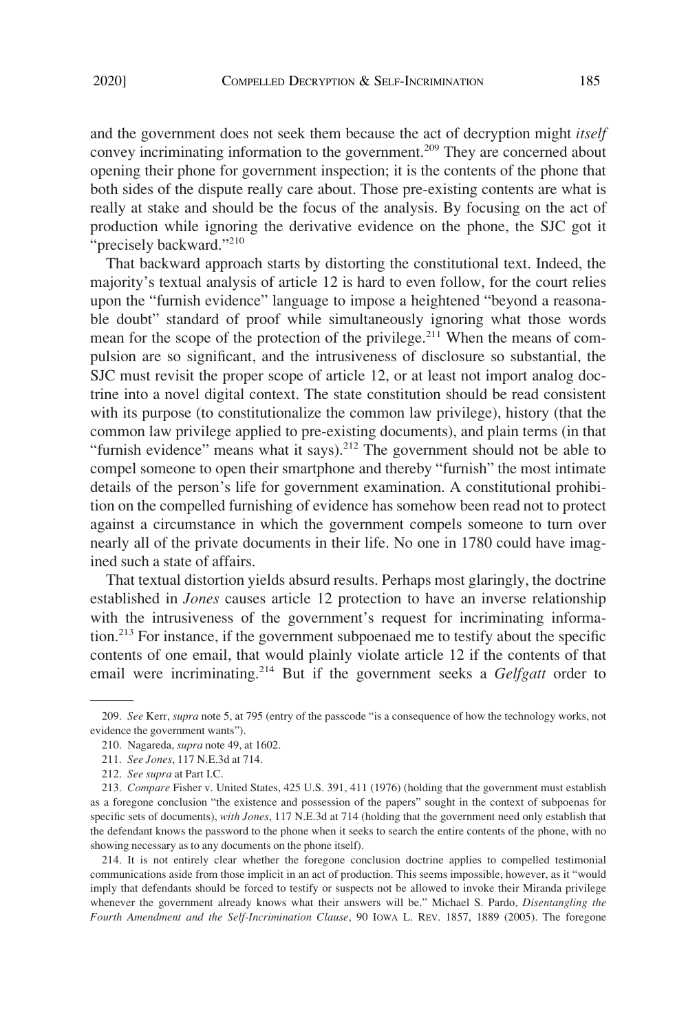and the government does not seek them because the act of decryption might *itself* convey incriminating information to the government.[209] They are concerned about opening their phone for government inspection; it is the contents of the phone that both sides of the dispute really care about. Those pre-existing contents are what is really at stake and should be the focus of the analysis. By focusing on the act of production while ignoring the derivative evidence on the phone, the SJC got it "precisely backward."[210]

That backward approach starts by distorting the constitutional text. Indeed, the majority's textual analysis of article 12 is hard to even follow, for the court relies upon the "furnish evidence" language to impose a heightened "beyond a reasonable doubt" standard of proof while simultaneously ignoring what those words mean for the scope of the protection of the privilege.[211] When the means of compulsion are so significant, and the intrusiveness of disclosure so substantial, the SJC must revisit the proper scope of article 12, or at least not import analog doctrine into a novel digital context. The state constitution should be read consistent with its purpose (to constitutionalize the common law privilege), history (that the common law privilege applied to pre-existing documents), and plain terms (in that "furnish evidence" means what it says).[212] The government should not be able to compel someone to open their smartphone and thereby "furnish" the most intimate details of the person's life for government examination. A constitutional prohibition on the compelled furnishing of evidence has somehow been read not to protect against a circumstance in which the government compels someone to turn over nearly all of the private documents in their life. No one in 1780 could have imagined such a state of affairs.

That textual distortion yields absurd results. Perhaps most glaringly, the doctrine established in *Jones* causes article 12 protection to have an inverse relationship with the intrusiveness of the government's request for incriminating information.[213] For instance, if the government subpoenaed me to testify about the specific contents of one email, that would plainly violate article 12 if the contents of that email were incriminating.[214] But if the government seeks a *Gelfgatt* order to

---

209. *See* Kerr, *supra* note 5, at 795 (entry of the passcode "is a consequence of how the technology works, not evidence the government wants").

210. Nagareda, *supra* note 49, at 1602.

211. *See Jones*, 117 N.E.3d at 714.

212. *See supra* at Part I.C.

213. *Compare* Fisher v. United States, 425 U.S. 391, 411 (1976) (holding that the government must establish as a foregone conclusion "the existence and possession of the papers" sought in the context of subpoenas for specific sets of documents), *with Jones*, 117 N.E.3d at 714 (holding that the government need only establish that the defendant knows the password to the phone when it seeks to search the entire contents of the phone, with no showing necessary as to any documents on the phone itself).

214. It is not entirely clear whether the foregone conclusion doctrine applies to compelled testimonial communications aside from those implicit in an act of production. This seems impossible, however, as it "would imply that defendants should be forced to testify or suspects not be allowed to invoke their Miranda privilege whenever the government already knows what their answers will be." Michael S. Pardo, *Disentangling the Fourth Amendment and the Self-Incrimination Clause*, 90 IOWA L. REV. 1857, 1889 (2005). The foregone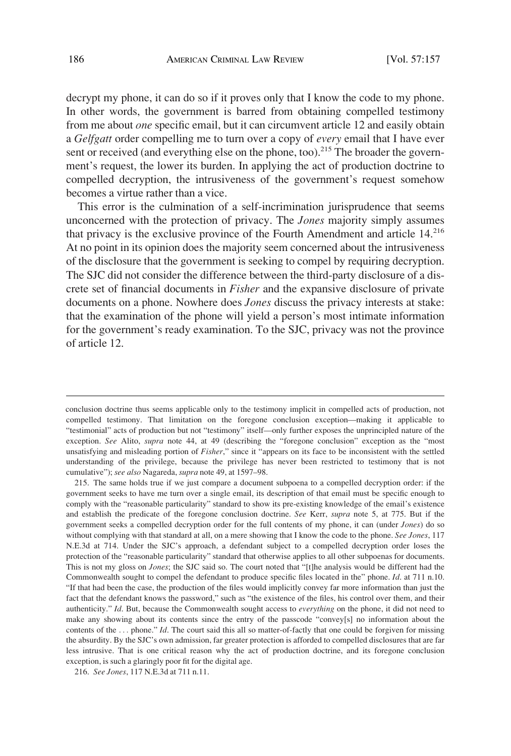decrypt my phone, it can do so if it proves only that I know the code to my phone. In other words, the government is barred from obtaining compelled testimony from me about *one* specific email, but it can circumvent article 12 and easily obtain a *Gelfgatt* order compelling me to turn over a copy of *every* email that I have ever sent or received (and everything else on the phone, too).[215] The broader the government's request, the lower its burden. In applying the act of production doctrine to compelled decryption, the intrusiveness of the government's request somehow becomes a virtue rather than a vice.

This error is the culmination of a self-incrimination jurisprudence that seems unconcerned with the protection of privacy. The *Jones* majority simply assumes that privacy is the exclusive province of the Fourth Amendment and article 14.[216] At no point in its opinion does the majority seem concerned about the intrusiveness of the disclosure that the government is seeking to compel by requiring decryption. The SJC did not consider the difference between the third-party disclosure of a discrete set of financial documents in *Fisher* and the expansive disclosure of private documents on a phone. Nowhere does *Jones* discuss the privacy interests at stake: that the examination of the phone will yield a person's most intimate information for the government's ready examination. To the SJC, privacy was not the province of article 12.

---

conclusion doctrine thus seems applicable only to the testimony implicit in compelled acts of production, not compelled testimony. That limitation on the foregone conclusion exception—making it applicable to "testimonial" acts of production but not "testimony" itself—only further exposes the unprincipled nature of the exception. *See* Alito, *supra* note 44, at 49 (describing the "foregone conclusion" exception as the "most unsatisfying and misleading portion of *Fisher*," since it "appears on its face to be inconsistent with the settled understanding of the privilege, because the privilege has never been restricted to testimony that is not cumulative"); *see also* Nagareda, *supra* note 49, at 1597–98.

215. The same holds true if we just compare a document subpoena to a compelled decryption order: if the government seeks to have me turn over a single email, its description of that email must be specific enough to comply with the "reasonable particularity" standard to show its pre-existing knowledge of the email's existence and establish the predicate of the foregone conclusion doctrine. *See* Kerr, *supra* note 5, at 775. But if the government seeks a compelled decryption order for the full contents of my phone, it can (under *Jones*) do so without complying with that standard at all, on a mere showing that I know the code to the phone. *See Jones*, 117 N.E.3d at 714. Under the SJC's approach, a defendant subject to a compelled decryption order loses the protection of the "reasonable particularity" standard that otherwise applies to all other subpoenas for documents. This is not my gloss on *Jones*; the SJC said so. The court noted that "[t]he analysis would be different had the Commonwealth sought to compel the defendant to produce specific files located in the" phone. *Id*. at 711 n.10. "If that had been the case, the production of the files would implicitly convey far more information than just the fact that the defendant knows the password," such as "the existence of the files, his control over them, and their authenticity." *Id*. But, because the Commonwealth sought access to *everything* on the phone, it did not need to make any showing about its contents since the entry of the passcode "convey[s] no information about the contents of the . . . phone." *Id*. The court said this all so matter-of-factly that one could be forgiven for missing the absurdity. By the SJC's own admission, far greater protection is afforded to compelled disclosures that are far less intrusive. That is one critical reason why the act of production doctrine, and its foregone conclusion exception, is such a glaringly poor fit for the digital age.

216. *See Jones*, 117 N.E.3d at 711 n.11.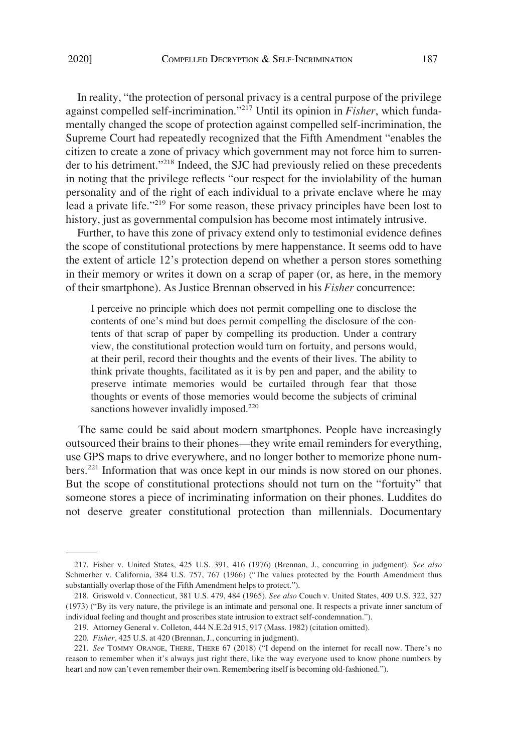In reality, "the protection of personal privacy is a central purpose of the privilege against compelled self-incrimination."[217] Until its opinion in *Fisher*, which fundamentally changed the scope of protection against compelled self-incrimination, the Supreme Court had repeatedly recognized that the Fifth Amendment "enables the citizen to create a zone of privacy which government may not force him to surrender to his detriment."[218] Indeed, the SJC had previously relied on these precedents in noting that the privilege reflects "our respect for the inviolability of the human personality and of the right of each individual to a private enclave where he may lead a private life."[219] For some reason, these privacy principles have been lost to history, just as governmental compulsion has become most intimately intrusive.

Further, to have this zone of privacy extend only to testimonial evidence defines the scope of constitutional protections by mere happenstance. It seems odd to have the extent of article 12's protection depend on whether a person stores something in their memory or writes it down on a scrap of paper (or, as here, in the memory of their smartphone). As Justice Brennan observed in his *Fisher* concurrence:

> I perceive no principle which does not permit compelling one to disclose the contents of one's mind but does permit compelling the disclosure of the contents of that scrap of paper by compelling its production. Under a contrary view, the constitutional protection would turn on fortuity, and persons would, at their peril, record their thoughts and the events of their lives. The ability to think private thoughts, facilitated as it is by pen and paper, and the ability to preserve intimate memories would be curtailed through fear that those thoughts or events of those memories would become the subjects of criminal sanctions however invalidly imposed.[220]

The same could be said about modern smartphones. People have increasingly outsourced their brains to their phones—they write email reminders for everything, use GPS maps to drive everywhere, and no longer bother to memorize phone numbers.[221] Information that was once kept in our minds is now stored on our phones. But the scope of constitutional protections should not turn on the "fortuity" that someone stores a piece of incriminating information on their phones. Luddites do not deserve greater constitutional protection than millennials. Documentary

---

217. Fisher v. United States, 425 U.S. 391, 416 (1976) (Brennan, J., concurring in judgment). *See also* Schmerber v. California, 384 U.S. 757, 767 (1966) ("The values protected by the Fourth Amendment thus substantially overlap those of the Fifth Amendment helps to protect.").

218. Griswold v. Connecticut, 381 U.S. 479, 484 (1965). *See also* Couch v. United States, 409 U.S. 322, 327 (1973) ("By its very nature, the privilege is an intimate and personal one. It respects a private inner sanctum of individual feeling and thought and proscribes state intrusion to extract self-condemnation.").

219. Attorney General v. Colleton, 444 N.E.2d 915, 917 (Mass. 1982) (citation omitted).

220. *Fisher*, 425 U.S. at 420 (Brennan, J., concurring in judgment).

221. *See* TOMMY ORANGE, THERE, THERE 67 (2018) ("I depend on the internet for recall now. There's no reason to remember when it's always just right there, like the way everyone used to know phone numbers by heart and now can't even remember their own. Remembering itself is becoming old-fashioned.").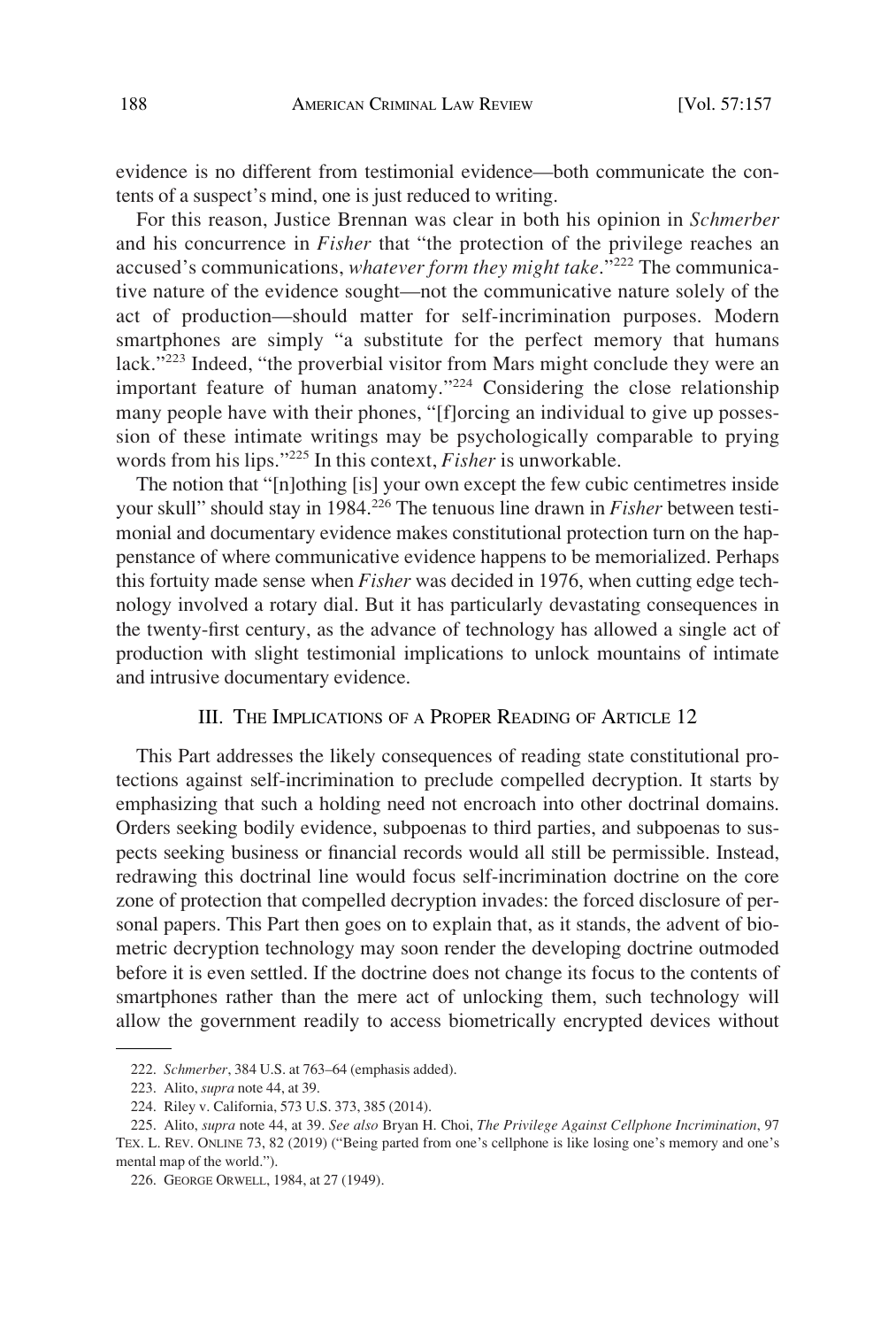evidence is no different from testimonial evidence—both communicate the contents of a suspect's mind, one is just reduced to writing.

For this reason, Justice Brennan was clear in both his opinion in *Schmerber* and his concurrence in *Fisher* that "the protection of the privilege reaches an accused's communications, *whatever form they might take*."[222] The communicative nature of the evidence sought—not the communicative nature solely of the act of production—should matter for self-incrimination purposes. Modern smartphones are simply "a substitute for the perfect memory that humans lack."[223] Indeed, "the proverbial visitor from Mars might conclude they were an important feature of human anatomy."[224] Considering the close relationship many people have with their phones, "[f]orcing an individual to give up possession of these intimate writings may be psychologically comparable to prying words from his lips."[225] In this context, *Fisher* is unworkable.

The notion that "[n]othing [is] your own except the few cubic centimetres inside your skull" should stay in 1984.[226] The tenuous line drawn in *Fisher* between testimonial and documentary evidence makes constitutional protection turn on the happenstance of where communicative evidence happens to be memorialized. Perhaps this fortuity made sense when *Fisher* was decided in 1976, when cutting edge technology involved a rotary dial. But it has particularly devastating consequences in the twenty-first century, as the advance of technology has allowed a single act of production with slight testimonial implications to unlock mountains of intimate and intrusive documentary evidence.

## III. The Implications of a Proper Reading of Article 12

This Part addresses the likely consequences of reading state constitutional protections against self-incrimination to preclude compelled decryption. It starts by emphasizing that such a holding need not encroach into other doctrinal domains. Orders seeking bodily evidence, subpoenas to third parties, and subpoenas to suspects seeking business or financial records would all still be permissible. Instead, redrawing this doctrinal line would focus self-incrimination doctrine on the core zone of protection that compelled decryption invades: the forced disclosure of personal papers. This Part then goes on to explain that, as it stands, the advent of biometric decryption technology may soon render the developing doctrine outmoded before it is even settled. If the doctrine does not change its focus to the contents of smartphones rather than the mere act of unlocking them, such technology will allow the government readily to access biometrically encrypted devices without

---

222. *Schmerber*, 384 U.S. at 763–64 (emphasis added).

223. Alito, *supra* note 44, at 39.

224. Riley v. California, 573 U.S. 373, 385 (2014).

225. Alito, *supra* note 44, at 39. *See also* Bryan H. Choi, *The Privilege Against Cellphone Incrimination*, 97 TEX. L. REV. ONLINE 73, 82 (2019) ("Being parted from one's cellphone is like losing one's memory and one's mental map of the world.").

226. GEORGE ORWELL, 1984, at 27 (1949).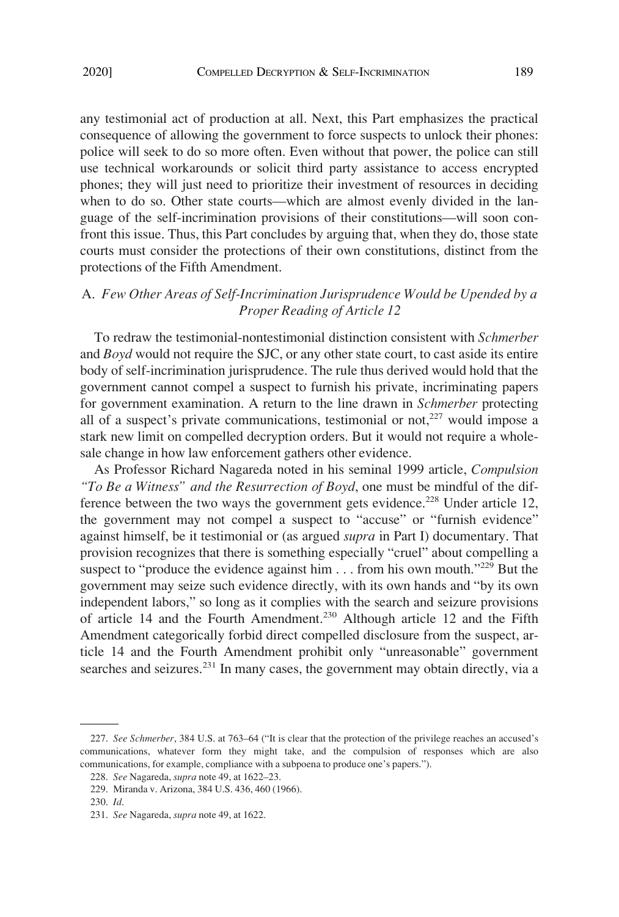any testimonial act of production at all. Next, this Part emphasizes the practical consequence of allowing the government to force suspects to unlock their phones: police will seek to do so more often. Even without that power, the police can still use technical workarounds or solicit third party assistance to access encrypted phones; they will just need to prioritize their investment of resources in deciding when to do so. Other state courts—which are almost evenly divided in the language of the self-incrimination provisions of their constitutions—will soon confront this issue. Thus, this Part concludes by arguing that, when they do, those state courts must consider the protections of their own constitutions, distinct from the protections of the Fifth Amendment.

### A. *Few Other Areas of Self-Incrimination Jurisprudence Would be Upended by a Proper Reading of Article 12*

To redraw the testimonial-nontestimonial distinction consistent with *Schmerber* and *Boyd* would not require the SJC, or any other state court, to cast aside its entire body of self-incrimination jurisprudence. The rule thus derived would hold that the government cannot compel a suspect to furnish his private, incriminating papers for government examination. A return to the line drawn in *Schmerber* protecting all of a suspect's private communications, testimonial or not,[227] would impose a stark new limit on compelled decryption orders. But it would not require a wholesale change in how law enforcement gathers other evidence.

As Professor Richard Nagareda noted in his seminal 1999 article, *Compulsion "To Be a Witness" and the Resurrection of Boyd*, one must be mindful of the difference between the two ways the government gets evidence.[228] Under article 12, the government may not compel a suspect to "accuse" or "furnish evidence" against himself, be it testimonial or (as argued *supra* in Part I) documentary. That provision recognizes that there is something especially "cruel" about compelling a suspect to "produce the evidence against him . . . from his own mouth."[229] But the government may seize such evidence directly, with its own hands and "by its own independent labors," so long as it complies with the search and seizure provisions of article 14 and the Fourth Amendment.[230] Although article 12 and the Fifth Amendment categorically forbid direct compelled disclosure from the suspect, article 14 and the Fourth Amendment prohibit only "unreasonable" government searches and seizures.[231] In many cases, the government may obtain directly, via a

---

227. *See Schmerber*, 384 U.S. at 763–64 ("It is clear that the protection of the privilege reaches an accused's communications, whatever form they might take, and the compulsion of responses which are also communications, for example, compliance with a subpoena to produce one's papers.").

228. *See* Nagareda, *supra* note 49, at 1622–23.

229. Miranda v. Arizona, 384 U.S. 436, 460 (1966).

230. *Id*.

231. *See* Nagareda, *supra* note 49, at 1622.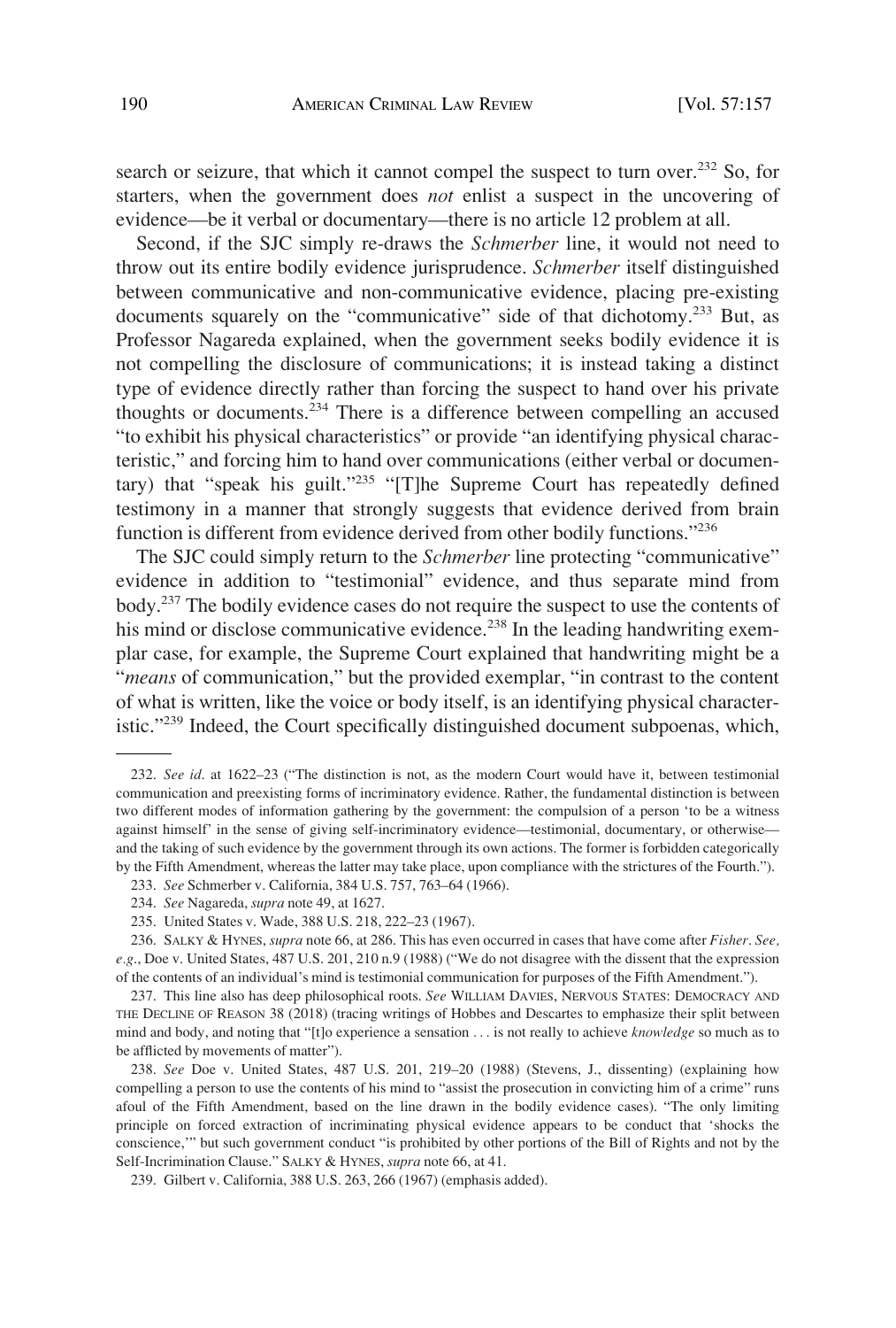search or seizure, that which it cannot compel the suspect to turn over.[232] So, for starters, when the government does *not* enlist a suspect in the uncovering of evidence—be it verbal or documentary—there is no article 12 problem at all.

Second, if the SJC simply re-draws the *Schmerber* line, it would not need to throw out its entire bodily evidence jurisprudence. *Schmerber* itself distinguished between communicative and non-communicative evidence, placing pre-existing documents squarely on the "communicative" side of that dichotomy.[233] But, as Professor Nagareda explained, when the government seeks bodily evidence it is not compelling the disclosure of communications; it is instead taking a distinct type of evidence directly rather than forcing the suspect to hand over his private thoughts or documents.[234] There is a difference between compelling an accused "to exhibit his physical characteristics" or provide "an identifying physical characteristic," and forcing him to hand over communications (either verbal or documentary) that "speak his guilt."[235] "[T]he Supreme Court has repeatedly defined testimony in a manner that strongly suggests that evidence derived from brain function is different from evidence derived from other bodily functions."[236]

The SJC could simply return to the *Schmerber* line protecting "communicative" evidence in addition to "testimonial" evidence, and thus separate mind from body.[237] The bodily evidence cases do not require the suspect to use the contents of his mind or disclose communicative evidence.[238] In the leading handwriting exemplar case, for example, the Supreme Court explained that handwriting might be a "*means* of communication," but the provided exemplar, "in contrast to the content of what is written, like the voice or body itself, is an identifying physical characteristic."[239] Indeed, the Court specifically distinguished document subpoenas, which,

---

232. *See id.* at 1622–23 ("The distinction is not, as the modern Court would have it, between testimonial communication and preexisting forms of incriminatory evidence. Rather, the fundamental distinction is between two different modes of information gathering by the government: the compulsion of a person 'to be a witness against himself' in the sense of giving self-incriminatory evidence—testimonial, documentary, or otherwise—and the taking of such evidence by the government through its own actions. The former is forbidden categorically by the Fifth Amendment, whereas the latter may take place, upon compliance with the strictures of the Fourth.").

233. *See* Schmerber v. California, 384 U.S. 757, 763–64 (1966).

234. *See* Nagareda, *supra* note 49, at 1627.

235. United States v. Wade, 388 U.S. 218, 222–23 (1967).

236. SALKY & HYNES, *supra* note 66, at 286. This has even occurred in cases that have come after *Fisher*. *See, e.g.*, Doe v. United States, 487 U.S. 201, 210 n.9 (1988) ("We do not disagree with the dissent that the expression of the contents of an individual's mind is testimonial communication for purposes of the Fifth Amendment.").

237. This line also has deep philosophical roots. *See* WILLIAM DAVIES, NERVOUS STATES: DEMOCRACY AND THE DECLINE OF REASON 38 (2018) (tracing writings of Hobbes and Descartes to emphasize their split between mind and body, and noting that "[t]o experience a sensation . . . is not really to achieve *knowledge* so much as to be afflicted by movements of matter").

238. *See* Doe v. United States, 487 U.S. 201, 219–20 (1988) (Stevens, J., dissenting) (explaining how compelling a person to use the contents of his mind to "assist the prosecution in convicting him of a crime" runs afoul of the Fifth Amendment, based on the line drawn in the bodily evidence cases). "The only limiting principle on forced extraction of incriminating physical evidence appears to be conduct that 'shocks the conscience,'" but such government conduct "is prohibited by other portions of the Bill of Rights and not by the Self-Incrimination Clause." SALKY & HYNES, *supra* note 66, at 41.

239. Gilbert v. California, 388 U.S. 263, 266 (1967) (emphasis added).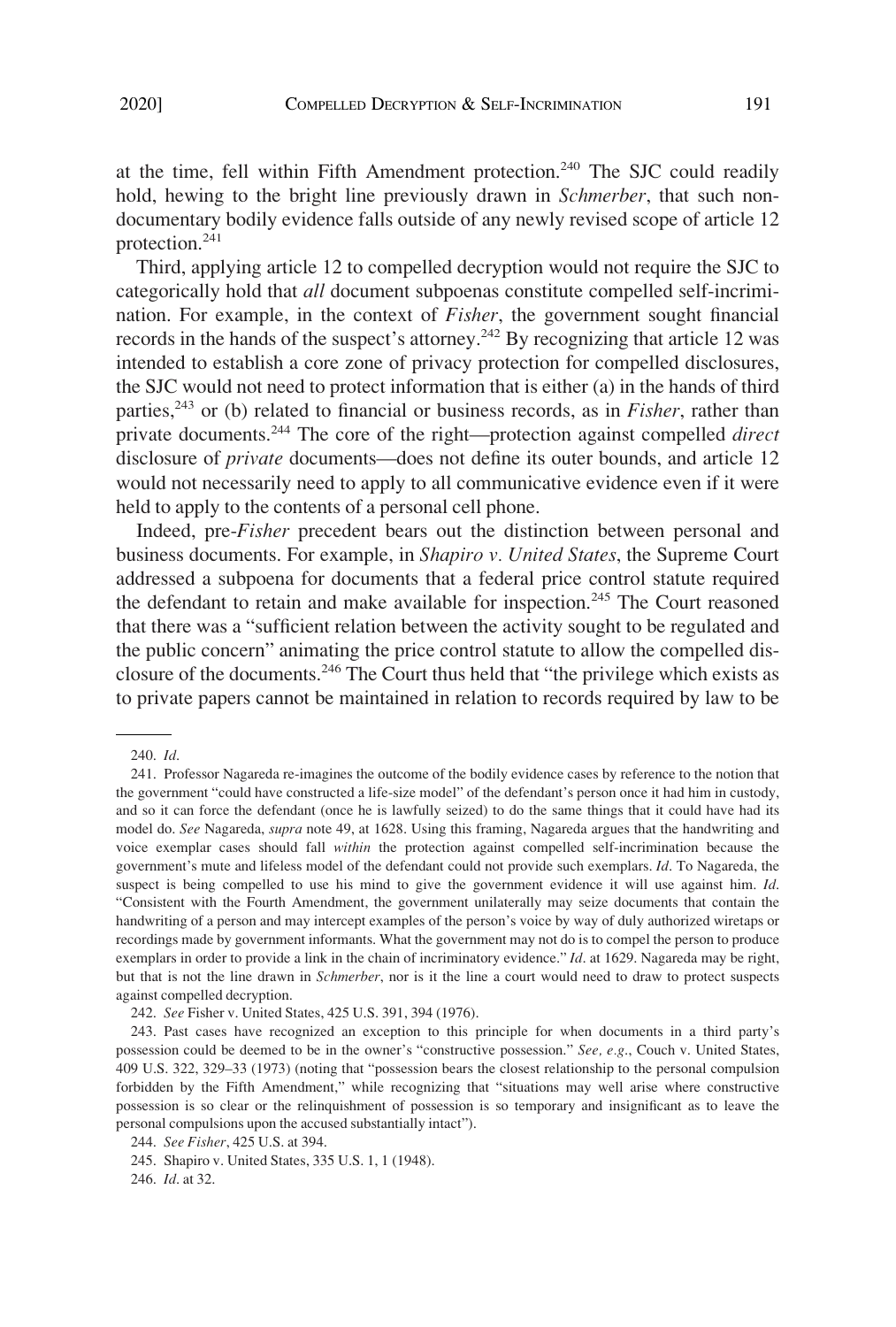at the time, fell within Fifth Amendment protection.[240] The SJC could readily hold, hewing to the bright line previously drawn in *Schmerber*, that such non-documentary bodily evidence falls outside of any newly revised scope of article 12 protection.[241]

Third, applying article 12 to compelled decryption would not require the SJC to categorically hold that *all* document subpoenas constitute compelled self-incrimination. For example, in the context of *Fisher*, the government sought financial records in the hands of the suspect's attorney.[242] By recognizing that article 12 was intended to establish a core zone of privacy protection for compelled disclosures, the SJC would not need to protect information that is either (a) in the hands of third parties,[243] or (b) related to financial or business records, as in *Fisher*, rather than private documents.[244] The core of the right—protection against compelled *direct* disclosure of *private* documents—does not define its outer bounds, and article 12 would not necessarily need to apply to all communicative evidence even if it were held to apply to the contents of a personal cell phone.

Indeed, pre-*Fisher* precedent bears out the distinction between personal and business documents. For example, in *Shapiro v. United States*, the Supreme Court addressed a subpoena for documents that a federal price control statute required the defendant to retain and make available for inspection.[245] The Court reasoned that there was a "sufficient relation between the activity sought to be regulated and the public concern" animating the price control statute to allow the compelled disclosure of the documents.[246] The Court thus held that "the privilege which exists as to private papers cannot be maintained in relation to records required by law to be

---

240. *Id*.

241. Professor Nagareda re-imagines the outcome of the bodily evidence cases by reference to the notion that the government "could have constructed a life-size model" of the defendant's person once it had him in custody, and so it can force the defendant (once he is lawfully seized) to do the same things that it could have had its model do. *See* Nagareda, *supra* note 49, at 1628. Using this framing, Nagareda argues that the handwriting and voice exemplar cases should fall *within* the protection against compelled self-incrimination because the government's mute and lifeless model of the defendant could not provide such exemplars. *Id*. To Nagareda, the suspect is being compelled to use his mind to give the government evidence it will use against him. *Id*. "Consistent with the Fourth Amendment, the government unilaterally may seize documents that contain the handwriting of a person and may intercept examples of the person's voice by way of duly authorized wiretaps or recordings made by government informants. What the government may not do is to compel the person to produce exemplars in order to provide a link in the chain of incriminatory evidence." *Id*. at 1629. Nagareda may be right, but that is not the line drawn in *Schmerber*, nor is it the line a court would need to draw to protect suspects against compelled decryption.

242. *See* Fisher v. United States, 425 U.S. 391, 394 (1976).

243. Past cases have recognized an exception to this principle for when documents in a third party's possession could be deemed to be in the owner's "constructive possession." *See, e.g*., Couch v. United States, 409 U.S. 322, 329–33 (1973) (noting that "possession bears the closest relationship to the personal compulsion forbidden by the Fifth Amendment," while recognizing that "situations may well arise where constructive possession is so clear or the relinquishment of possession is so temporary and insignificant as to leave the personal compulsions upon the accused substantially intact").

244. *See Fisher*, 425 U.S. at 394.

245. Shapiro v. United States, 335 U.S. 1, 1 (1948).

246. *Id*. at 32.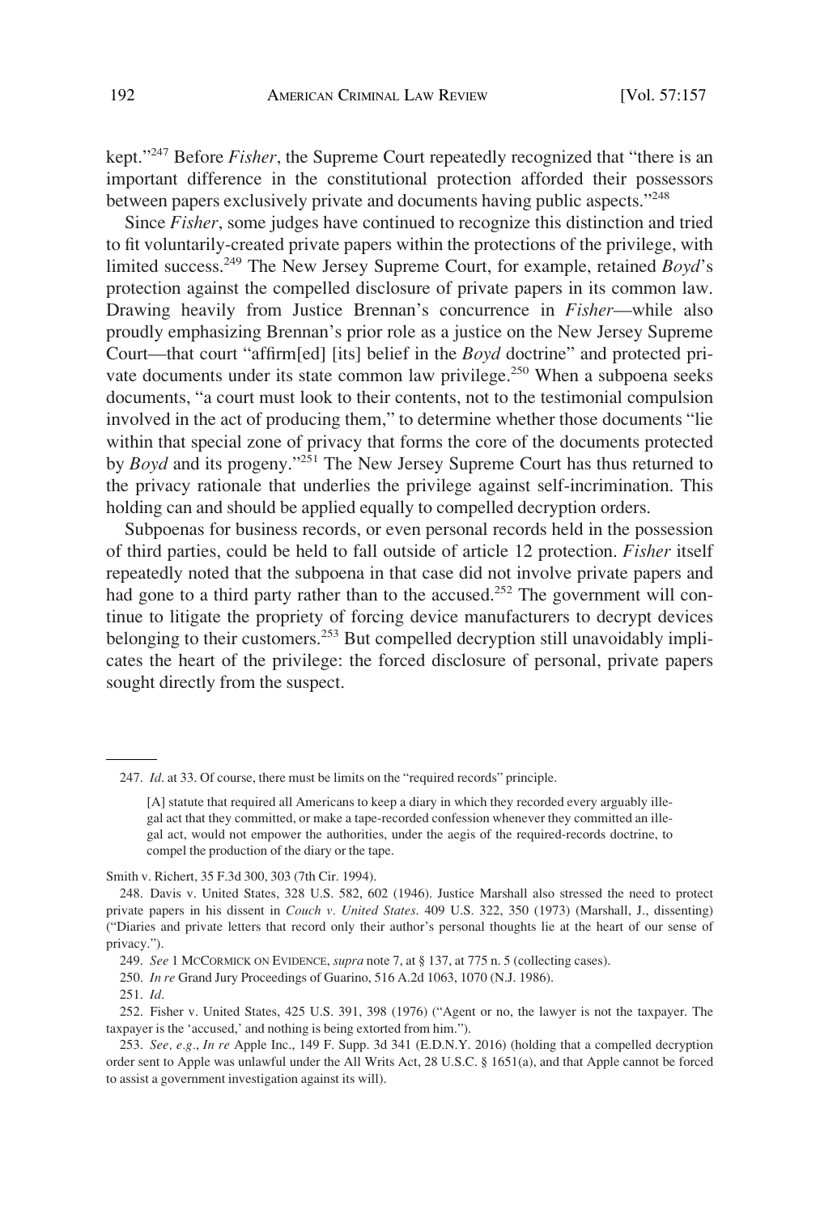kept."[247] Before *Fisher*, the Supreme Court repeatedly recognized that "there is an important difference in the constitutional protection afforded their possessors between papers exclusively private and documents having public aspects."[248]

Since *Fisher*, some judges have continued to recognize this distinction and tried to fit voluntarily-created private papers within the protections of the privilege, with limited success.[249] The New Jersey Supreme Court, for example, retained *Boyd*'s protection against the compelled disclosure of private papers in its common law. Drawing heavily from Justice Brennan's concurrence in *Fisher*—while also proudly emphasizing Brennan's prior role as a justice on the New Jersey Supreme Court—that court "affirm[ed] [its] belief in the *Boyd* doctrine" and protected private documents under its state common law privilege.[250] When a subpoena seeks documents, "a court must look to their contents, not to the testimonial compulsion involved in the act of producing them," to determine whether those documents "lie within that special zone of privacy that forms the core of the documents protected by *Boyd* and its progeny."[251] The New Jersey Supreme Court has thus returned to the privacy rationale that underlies the privilege against self-incrimination. This holding can and should be applied equally to compelled decryption orders.

Subpoenas for business records, or even personal records held in the possession of third parties, could be held to fall outside of article 12 protection. *Fisher* itself repeatedly noted that the subpoena in that case did not involve private papers and had gone to a third party rather than to the accused.[252] The government will continue to litigate the propriety of forcing device manufacturers to decrypt devices belonging to their customers.[253] But compelled decryption still unavoidably implicates the heart of the privilege: the forced disclosure of personal, private papers sought directly from the suspect.

---

247. *Id*. at 33. Of course, there must be limits on the "required records" principle.

> [A] statute that required all Americans to keep a diary in which they recorded every arguably illegal act that they committed, or make a tape-recorded confession whenever they committed an illegal act, would not empower the authorities, under the aegis of the required-records doctrine, to compel the production of the diary or the tape.

Smith v. Richert, 35 F.3d 300, 303 (7th Cir. 1994).

248. Davis v. United States, 328 U.S. 582, 602 (1946). Justice Marshall also stressed the need to protect private papers in his dissent in *Couch v. United States*. 409 U.S. 322, 350 (1973) (Marshall, J., dissenting) ("Diaries and private letters that record only their author's personal thoughts lie at the heart of our sense of privacy.").

249. *See* 1 McCORMICK ON EVIDENCE, *supra* note 7, at § 137, at 775 n. 5 (collecting cases).

250. *In re* Grand Jury Proceedings of Guarino, 516 A.2d 1063, 1070 (N.J. 1986).

251. *Id*.

252. Fisher v. United States, 425 U.S. 391, 398 (1976) ("Agent or no, the lawyer is not the taxpayer. The taxpayer is the 'accused,' and nothing is being extorted from him.").

253. *See, e.g.*, *In re* Apple Inc., 149 F. Supp. 3d 341 (E.D.N.Y. 2016) (holding that a compelled decryption order sent to Apple was unlawful under the All Writs Act, 28 U.S.C. § 1651(a), and that Apple cannot be forced to assist a government investigation against its will).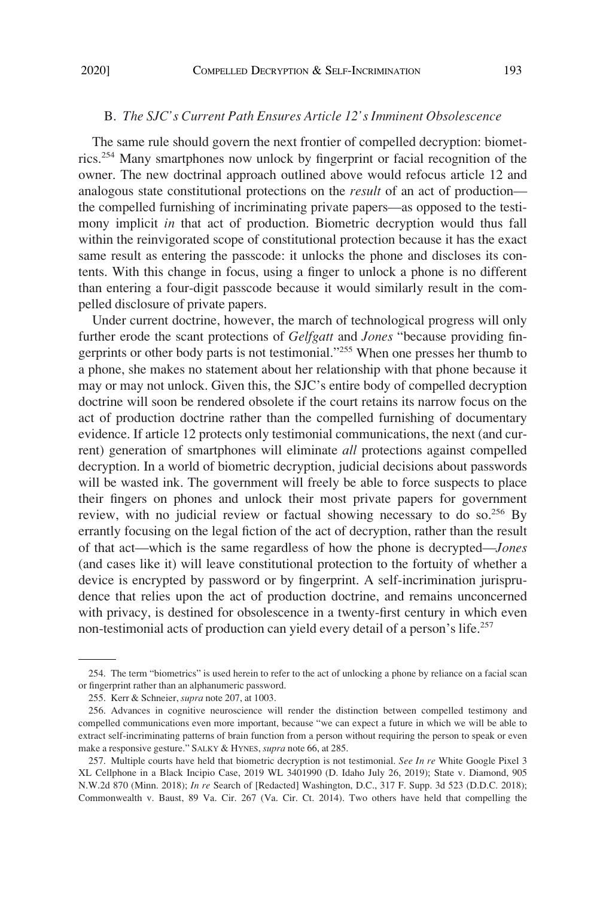### B. *The SJC's Current Path Ensures Article 12's Imminent Obsolescence*

The same rule should govern the next frontier of compelled decryption: biometrics.[254] Many smartphones now unlock by fingerprint or facial recognition of the owner. The new doctrinal approach outlined above would refocus article 12 and analogous state constitutional protections on the *result* of an act of production—the compelled furnishing of incriminating private papers—as opposed to the testimony implicit *in* that act of production. Biometric decryption would thus fall within the reinvigorated scope of constitutional protection because it has the exact same result as entering the passcode: it unlocks the phone and discloses its contents. With this change in focus, using a finger to unlock a phone is no different than entering a four-digit passcode because it would similarly result in the compelled disclosure of private papers.

Under current doctrine, however, the march of technological progress will only further erode the scant protections of *Gelfgatt* and *Jones* "because providing fingerprints or other body parts is not testimonial."[255] When one presses her thumb to a phone, she makes no statement about her relationship with that phone because it may or may not unlock. Given this, the SJC's entire body of compelled decryption doctrine will soon be rendered obsolete if the court retains its narrow focus on the act of production doctrine rather than the compelled furnishing of documentary evidence. If article 12 protects only testimonial communications, the next (and current) generation of smartphones will eliminate *all* protections against compelled decryption. In a world of biometric decryption, judicial decisions about passwords will be wasted ink. The government will freely be able to force suspects to place their fingers on phones and unlock their most private papers for government review, with no judicial review or factual showing necessary to do so.[256] By errantly focusing on the legal fiction of the act of decryption, rather than the result of that act—which is the same regardless of how the phone is decrypted—*Jones* (and cases like it) will leave constitutional protection to the fortuity of whether a device is encrypted by password or by fingerprint. A self-incrimination jurisprudence that relies upon the act of production doctrine, and remains unconcerned with privacy, is destined for obsolescence in a twenty-first century in which even non-testimonial acts of production can yield every detail of a person's life.[257]

---

254. The term "biometrics" is used herein to refer to the act of unlocking a phone by reliance on a facial scan or fingerprint rather than an alphanumeric password.

255. Kerr & Schneier, *supra* note 207, at 1003.

256. Advances in cognitive neuroscience will render the distinction between compelled testimony and compelled communications even more important, because "we can expect a future in which we will be able to extract self-incriminating patterns of brain function from a person without requiring the person to speak or even make a responsive gesture." SALKY & HYNES, *supra* note 66, at 285.

257. Multiple courts have held that biometric decryption is not testimonial. *See In re* White Google Pixel 3 XL Cellphone in a Black Incipio Case, 2019 WL 3401990 (D. Idaho July 26, 2019); State v. Diamond, 905 N.W.2d 870 (Minn. 2018); *In re* Search of [Redacted] Washington, D.C., 317 F. Supp. 3d 523 (D.D.C. 2018); Commonwealth v. Baust, 89 Va. Cir. 267 (Va. Cir. Ct. 2014). Two others have held that compelling the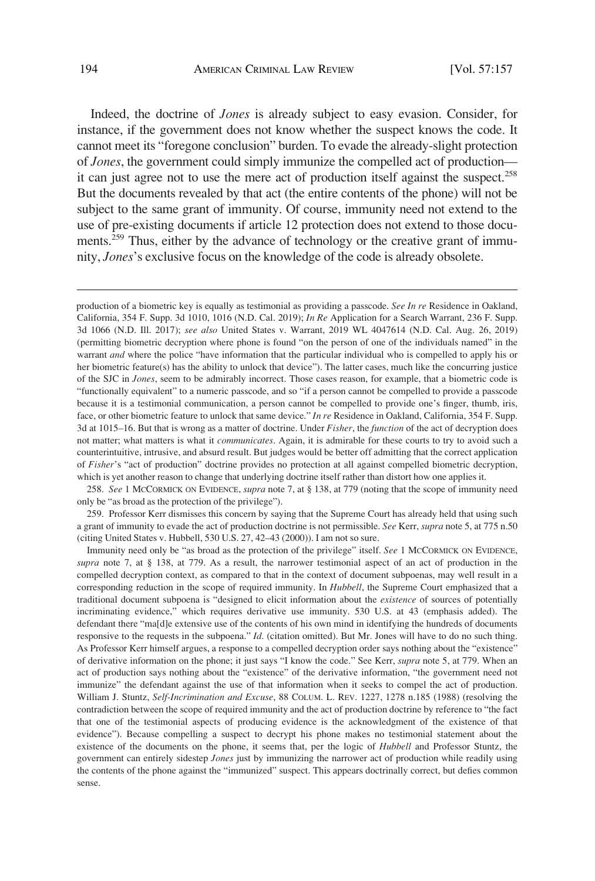Indeed, the doctrine of *Jones* is already subject to easy evasion. Consider, for instance, if the government does not know whether the suspect knows the code. It cannot meet its "foregone conclusion" burden. To evade the already-slight protection of *Jones*, the government could simply immunize the compelled act of production—it can just agree not to use the mere act of production itself against the suspect.[258] But the documents revealed by that act (the entire contents of the phone) will not be subject to the same grant of immunity. Of course, immunity need not extend to the use of pre-existing documents if article 12 protection does not extend to those documents.[259] Thus, either by the advance of technology or the creative grant of immunity, *Jones*'s exclusive focus on the knowledge of the code is already obsolete.

---

production of a biometric key is equally as testimonial as providing a passcode. *See In re* Residence in Oakland, California, 354 F. Supp. 3d 1010, 1016 (N.D. Cal. 2019); *In Re* Application for a Search Warrant, 236 F. Supp. 3d 1066 (N.D. Ill. 2017); *see also* United States v. Warrant, 2019 WL 4047614 (N.D. Cal. Aug. 26, 2019) (permitting biometric decryption where phone is found "on the person of one of the individuals named" in the warrant *and* where the police "have information that the particular individual who is compelled to apply his or her biometric feature(s) has the ability to unlock that device"). The latter cases, much like the concurring justice of the SJC in *Jones*, seem to be admirably incorrect. Those cases reason, for example, that a biometric code is "functionally equivalent" to a numeric passcode, and so "if a person cannot be compelled to provide a passcode because it is a testimonial communication, a person cannot be compelled to provide one's finger, thumb, iris, face, or other biometric feature to unlock that same device." *In re* Residence in Oakland, California, 354 F. Supp. 3d at 1015–16. But that is wrong as a matter of doctrine. Under *Fisher*, the *function* of the act of decryption does not matter; what matters is what it *communicates*. Again, it is admirable for these courts to try to avoid such a counterintuitive, intrusive, and absurd result. But judges would be better off admitting that the correct application of *Fisher*'s "act of production" doctrine provides no protection at all against compelled biometric decryption, which is yet another reason to change that underlying doctrine itself rather than distort how one applies it.

258. *See* 1 MCCORMICK ON EVIDENCE, *supra* note 7, at § 138, at 779 (noting that the scope of immunity need only be "as broad as the protection of the privilege").

259. Professor Kerr dismisses this concern by saying that the Supreme Court has already held that using such a grant of immunity to evade the act of production doctrine is not permissible. *See* Kerr, *supra* note 5, at 775 n.50 (citing United States v. Hubbell, 530 U.S. 27, 42–43 (2000)). I am not so sure.

Immunity need only be "as broad as the protection of the privilege" itself. *See* 1 MCCORMICK ON EVIDENCE, *supra* note 7, at § 138, at 779. As a result, the narrower testimonial aspect of an act of production in the compelled decryption context, as compared to that in the context of document subpoenas, may well result in a corresponding reduction in the scope of required immunity. In *Hubbell*, the Supreme Court emphasized that a traditional document subpoena is "designed to elicit information about the *existence* of sources of potentially incriminating evidence," which requires derivative use immunity. 530 U.S. at 43 (emphasis added). The defendant there "ma[d]e extensive use of the contents of his own mind in identifying the hundreds of documents responsive to the requests in the subpoena." *Id.* (citation omitted). But Mr. Jones will have to do no such thing. As Professor Kerr himself argues, a response to a compelled decryption order says nothing about the "existence" of derivative information on the phone; it just says "I know the code." See Kerr, *supra* note 5, at 779. When an act of production says nothing about the "existence" of the derivative information, "the government need not immunize" the defendant against the use of that information when it seeks to compel the act of production. William J. Stuntz, *Self-Incrimination and Excuse*, 88 COLUM. L. REV. 1227, 1278 n.185 (1988) (resolving the contradiction between the scope of required immunity and the act of production doctrine by reference to "the fact that one of the testimonial aspects of producing evidence is the acknowledgment of the existence of that evidence"). Because compelling a suspect to decrypt his phone makes no testimonial statement about the existence of the documents on the phone, it seems that, per the logic of *Hubbell* and Professor Stuntz, the government can entirely sidestep *Jones* just by immunizing the narrower act of production while readily using the contents of the phone against the "immunized" suspect. This appears doctrinally correct, but defies common sense.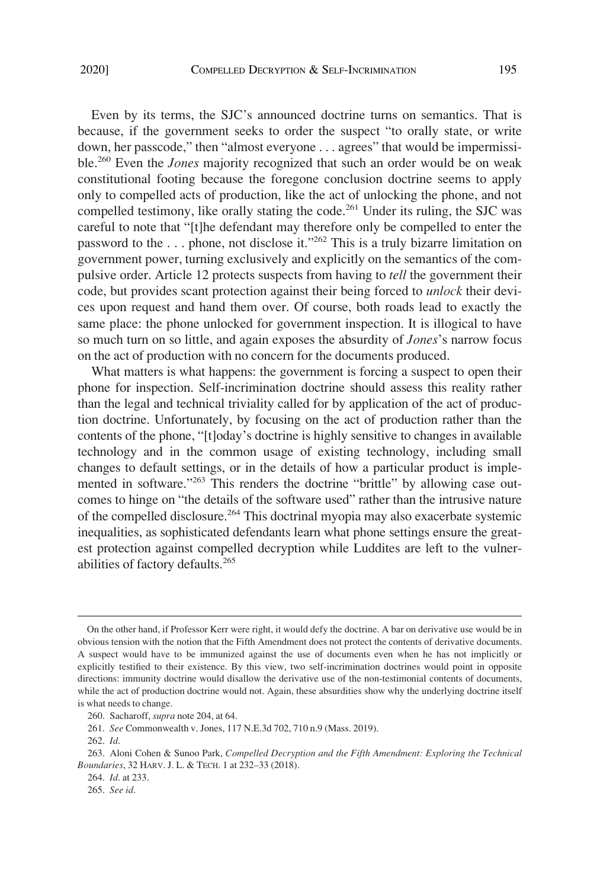Even by its terms, the SJC's announced doctrine turns on semantics. That is because, if the government seeks to order the suspect "to orally state, or write down, her passcode," then "almost everyone . . . agrees" that would be impermissible.[260] Even the *Jones* majority recognized that such an order would be on weak constitutional footing because the foregone conclusion doctrine seems to apply only to compelled acts of production, like the act of unlocking the phone, and not compelled testimony, like orally stating the code.[261] Under its ruling, the SJC was careful to note that "[t]he defendant may therefore only be compelled to enter the password to the . . . phone, not disclose it."[262] This is a truly bizarre limitation on government power, turning exclusively and explicitly on the semantics of the compulsive order. Article 12 protects suspects from having to *tell* the government their code, but provides scant protection against their being forced to *unlock* their devices upon request and hand them over. Of course, both roads lead to exactly the same place: the phone unlocked for government inspection. It is illogical to have so much turn on so little, and again exposes the absurdity of *Jones*'s narrow focus on the act of production with no concern for the documents produced.

What matters is what happens: the government is forcing a suspect to open their phone for inspection. Self-incrimination doctrine should assess this reality rather than the legal and technical triviality called for by application of the act of production doctrine. Unfortunately, by focusing on the act of production rather than the contents of the phone, "[t]oday's doctrine is highly sensitive to changes in available technology and in the common usage of existing technology, including small changes to default settings, or in the details of how a particular product is implemented in software."[263] This renders the doctrine "brittle" by allowing case outcomes to hinge on "the details of the software used" rather than the intrusive nature of the compelled disclosure.[264] This doctrinal myopia may also exacerbate systemic inequalities, as sophisticated defendants learn what phone settings ensure the greatest protection against compelled decryption while Luddites are left to the vulnerabilities of factory defaults.[265]

---

On the other hand, if Professor Kerr were right, it would defy the doctrine. A bar on derivative use would be in obvious tension with the notion that the Fifth Amendment does not protect the contents of derivative documents. A suspect would have to be immunized against the use of documents even when he has not implicitly or explicitly testified to their existence. By this view, two self-incrimination doctrines would point in opposite directions: immunity doctrine would disallow the derivative use of the non-testimonial contents of documents, while the act of production doctrine would not. Again, these absurdities show why the underlying doctrine itself is what needs to change.

260. Sacharoff, *supra* note 204, at 64.

261. *See* Commonwealth v. Jones, 117 N.E.3d 702, 710 n.9 (Mass. 2019).

262. *Id.*

263. Aloni Cohen & Sunoo Park, *Compelled Decryption and the Fifth Amendment: Exploring the Technical Boundaries*, 32 HARV. J. L. & TECH. 1 at 232–33 (2018).

264. *Id*. at 233.

265. *See id*.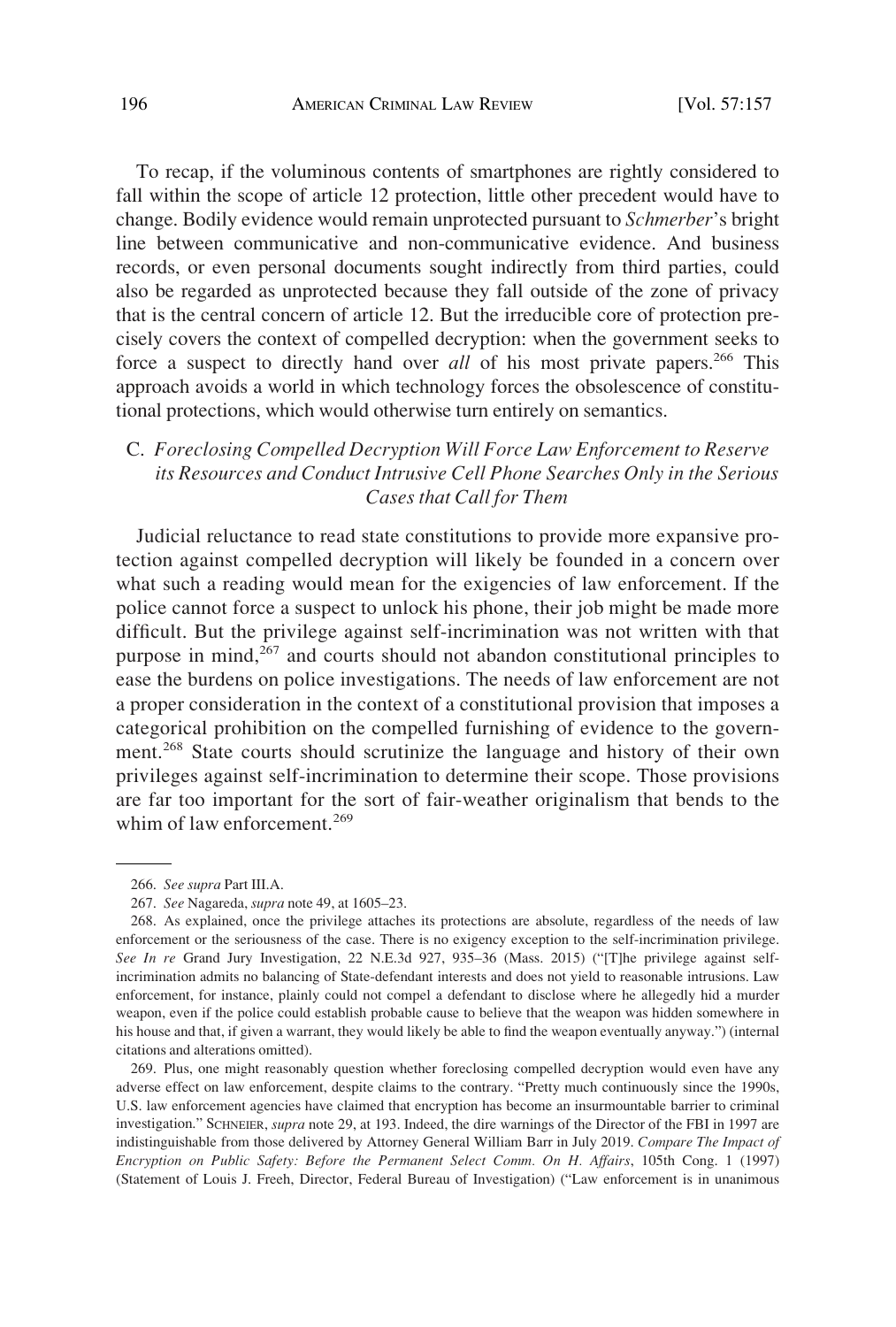To recap, if the voluminous contents of smartphones are rightly considered to fall within the scope of article 12 protection, little other precedent would have to change. Bodily evidence would remain unprotected pursuant to *Schmerber*'s bright line between communicative and non-communicative evidence. And business records, or even personal documents sought indirectly from third parties, could also be regarded as unprotected because they fall outside of the zone of privacy that is the central concern of article 12. But the irreducible core of protection precisely covers the context of compelled decryption: when the government seeks to force a suspect to directly hand over *all* of his most private papers.[266] This approach avoids a world in which technology forces the obsolescence of constitutional protections, which would otherwise turn entirely on semantics.

### C. *Foreclosing Compelled Decryption Will Force Law Enforcement to Reserve its Resources and Conduct Intrusive Cell Phone Searches Only in the Serious Cases that Call for Them*

Judicial reluctance to read state constitutions to provide more expansive protection against compelled decryption will likely be founded in a concern over what such a reading would mean for the exigencies of law enforcement. If the police cannot force a suspect to unlock his phone, their job might be made more difficult. But the privilege against self-incrimination was not written with that purpose in mind,[267] and courts should not abandon constitutional principles to ease the burdens on police investigations. The needs of law enforcement are not a proper consideration in the context of a constitutional provision that imposes a categorical prohibition on the compelled furnishing of evidence to the government.[268] State courts should scrutinize the language and history of their own privileges against self-incrimination to determine their scope. Those provisions are far too important for the sort of fair-weather originalism that bends to the whim of law enforcement.[269]

---

266. *See supra* Part III.A.

267. *See* Nagareda, *supra* note 49, at 1605–23.

268. As explained, once the privilege attaches its protections are absolute, regardless of the needs of law enforcement or the seriousness of the case. There is no exigency exception to the self-incrimination privilege. *See In re* Grand Jury Investigation, 22 N.E.3d 927, 935–36 (Mass. 2015) ("[T]he privilege against self-incrimination admits no balancing of State-defendant interests and does not yield to reasonable intrusions. Law enforcement, for instance, plainly could not compel a defendant to disclose where he allegedly hid a murder weapon, even if the police could establish probable cause to believe that the weapon was hidden somewhere in his house and that, if given a warrant, they would likely be able to find the weapon eventually anyway.") (internal citations and alterations omitted).

269. Plus, one might reasonably question whether foreclosing compelled decryption would even have any adverse effect on law enforcement, despite claims to the contrary. "Pretty much continuously since the 1990s, U.S. law enforcement agencies have claimed that encryption has become an insurmountable barrier to criminal investigation." SCHNEIER, *supra* note 29, at 193. Indeed, the dire warnings of the Director of the FBI in 1997 are indistinguishable from those delivered by Attorney General William Barr in July 2019. *Compare The Impact of Encryption on Public Safety: Before the Permanent Select Comm. On H. Affairs*, 105th Cong. 1 (1997) (Statement of Louis J. Freeh, Director, Federal Bureau of Investigation) ("Law enforcement is in unanimous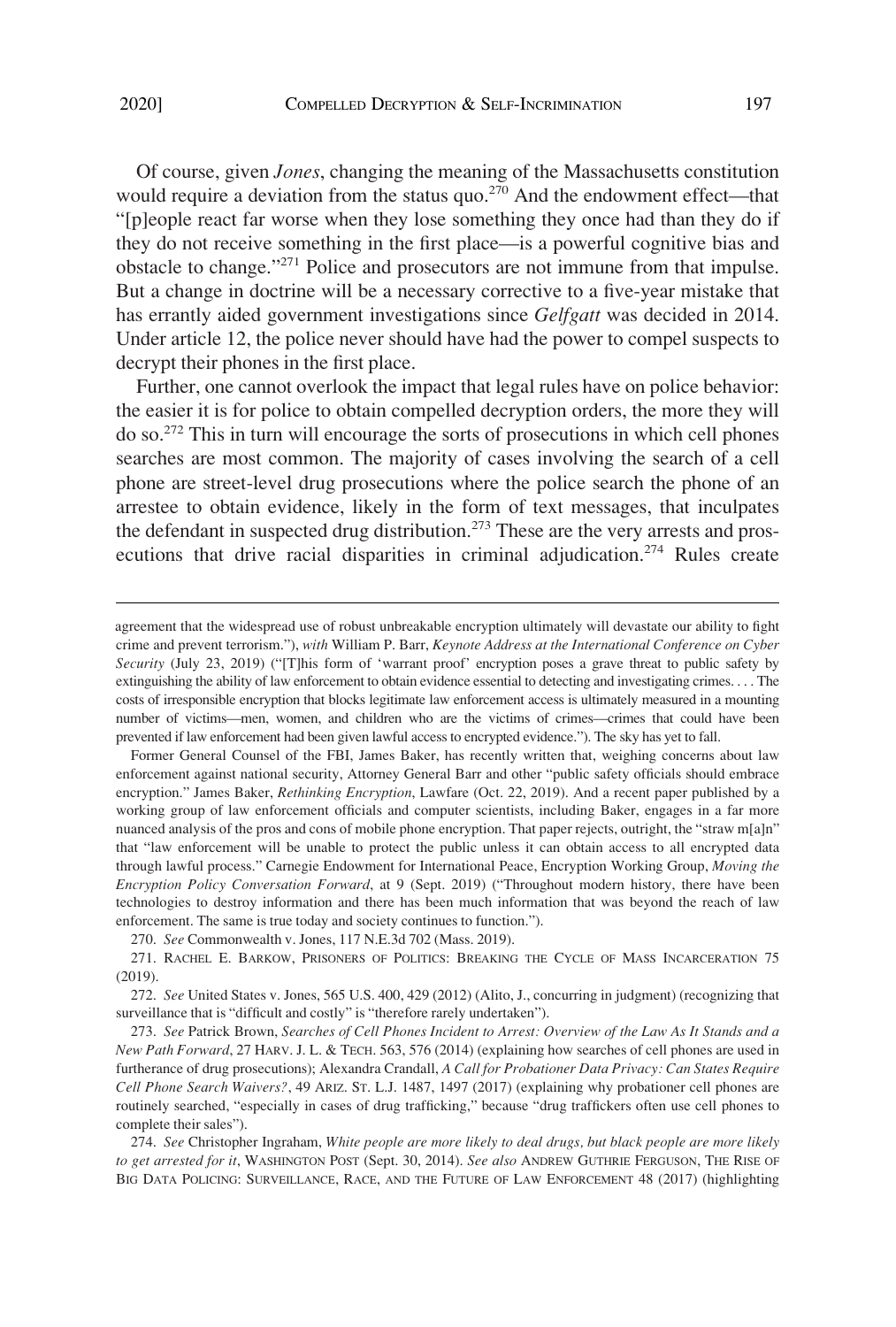Of course, given *Jones*, changing the meaning of the Massachusetts constitution would require a deviation from the status quo.[270] And the endowment effect—that "[p]eople react far worse when they lose something they once had than they do if they do not receive something in the first place—is a powerful cognitive bias and obstacle to change."[271] Police and prosecutors are not immune from that impulse. But a change in doctrine will be a necessary corrective to a five-year mistake that has errantly aided government investigations since *Gelfgatt* was decided in 2014. Under article 12, the police never should have had the power to compel suspects to decrypt their phones in the first place.

Further, one cannot overlook the impact that legal rules have on police behavior: the easier it is for police to obtain compelled decryption orders, the more they will do so.[272] This in turn will encourage the sorts of prosecutions in which cell phones searches are most common. The majority of cases involving the search of a cell phone are street-level drug prosecutions where the police search the phone of an arrestee to obtain evidence, likely in the form of text messages, that inculpates the defendant in suspected drug distribution.[273] These are the very arrests and prosecutions that drive racial disparities in criminal adjudication.[274] Rules create

---

agreement that the widespread use of robust unbreakable encryption ultimately will devastate our ability to fight crime and prevent terrorism."), *with* William P. Barr, *Keynote Address at the International Conference on Cyber Security* (July 23, 2019) ("[T]his form of 'warrant proof' encryption poses a grave threat to public safety by extinguishing the ability of law enforcement to obtain evidence essential to detecting and investigating crimes. . . . The costs of irresponsible encryption that blocks legitimate law enforcement access is ultimately measured in a mounting number of victims—men, women, and children who are the victims of crimes—crimes that could have been prevented if law enforcement had been given lawful access to encrypted evidence."). The sky has yet to fall.

Former General Counsel of the FBI, James Baker, has recently written that, weighing concerns about law enforcement against national security, Attorney General Barr and other "public safety officials should embrace encryption." James Baker, *Rethinking Encryption*, Lawfare (Oct. 22, 2019). And a recent paper published by a working group of law enforcement officials and computer scientists, including Baker, engages in a far more nuanced analysis of the pros and cons of mobile phone encryption. That paper rejects, outright, the "straw m[a]n" that "law enforcement will be unable to protect the public unless it can obtain access to all encrypted data through lawful process." Carnegie Endowment for International Peace, Encryption Working Group, *Moving the Encryption Policy Conversation Forward*, at 9 (Sept. 2019) ("Throughout modern history, there have been technologies to destroy information and there has been much information that was beyond the reach of law enforcement. The same is true today and society continues to function.").

270. *See* Commonwealth v. Jones, 117 N.E.3d 702 (Mass. 2019).

271. RACHEL E. BARKOW, PRISONERS OF POLITICS: BREAKING THE CYCLE OF MASS INCARCERATION 75 (2019).

272. *See* United States v. Jones, 565 U.S. 400, 429 (2012) (Alito, J., concurring in judgment) (recognizing that surveillance that is "difficult and costly" is "therefore rarely undertaken").

273. *See* Patrick Brown, *Searches of Cell Phones Incident to Arrest: Overview of the Law As It Stands and a New Path Forward*, 27 HARV. J. L. & TECH. 563, 576 (2014) (explaining how searches of cell phones are used in furtherance of drug prosecutions); Alexandra Crandall, *A Call for Probationer Data Privacy: Can States Require Cell Phone Search Waivers?*, 49 ARIZ. ST. L.J. 1487, 1497 (2017) (explaining why probationer cell phones are routinely searched, "especially in cases of drug trafficking," because "drug traffickers often use cell phones to complete their sales").

274. *See* Christopher Ingraham, *White people are more likely to deal drugs, but black people are more likely to get arrested for it*, WASHINGTON POST (Sept. 30, 2014). *See also* ANDREW GUTHRIE FERGUSON, THE RISE OF BIG DATA POLICING: SURVEILLANCE, RACE, AND THE FUTURE OF LAW ENFORCEMENT 48 (2017) (highlighting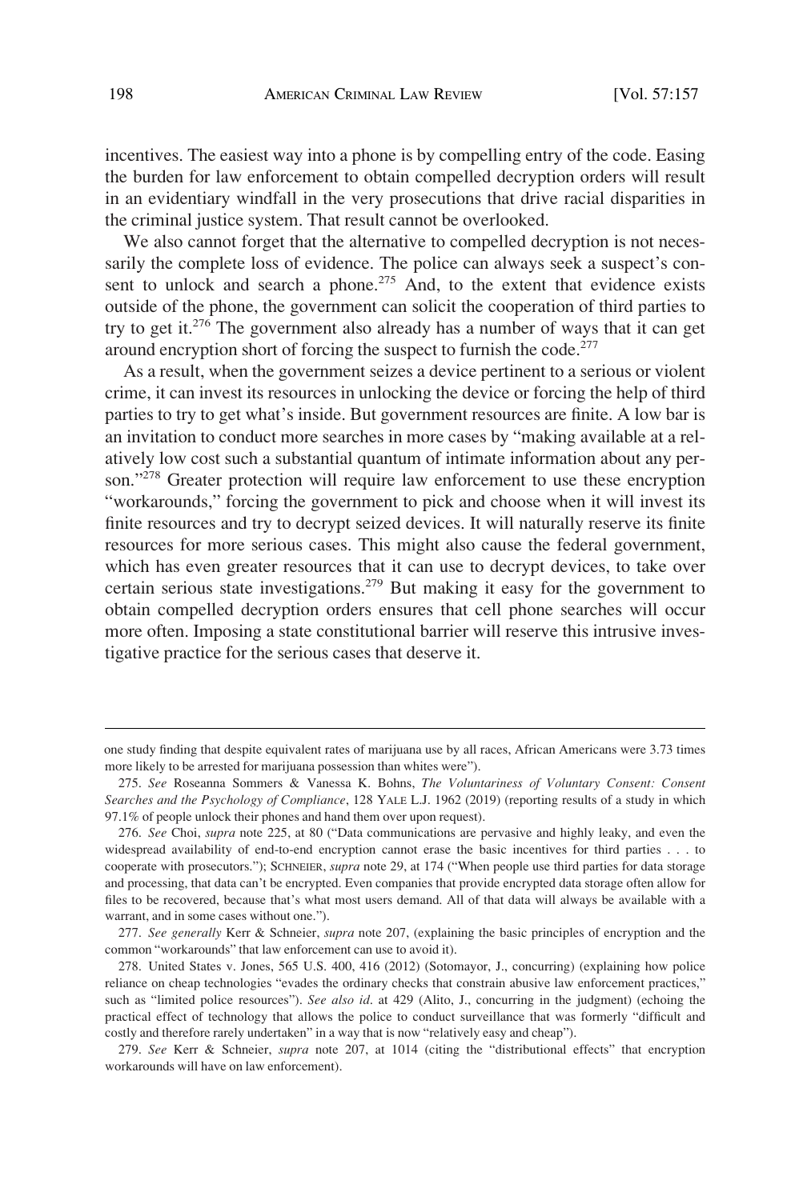incentives. The easiest way into a phone is by compelling entry of the code. Easing the burden for law enforcement to obtain compelled decryption orders will result in an evidentiary windfall in the very prosecutions that drive racial disparities in the criminal justice system. That result cannot be overlooked.

We also cannot forget that the alternative to compelled decryption is not necessarily the complete loss of evidence. The police can always seek a suspect's consent to unlock and search a phone.[275] And, to the extent that evidence exists outside of the phone, the government can solicit the cooperation of third parties to try to get it.[276] The government also already has a number of ways that it can get around encryption short of forcing the suspect to furnish the code.[277]

As a result, when the government seizes a device pertinent to a serious or violent crime, it can invest its resources in unlocking the device or forcing the help of third parties to try to get what's inside. But government resources are finite. A low bar is an invitation to conduct more searches in more cases by "making available at a relatively low cost such a substantial quantum of intimate information about any person."[278] Greater protection will require law enforcement to use these encryption "workarounds," forcing the government to pick and choose when it will invest its finite resources and try to decrypt seized devices. It will naturally reserve its finite resources for more serious cases. This might also cause the federal government, which has even greater resources that it can use to decrypt devices, to take over certain serious state investigations.[279] But making it easy for the government to obtain compelled decryption orders ensures that cell phone searches will occur more often. Imposing a state constitutional barrier will reserve this intrusive investigative practice for the serious cases that deserve it.

---

one study finding that despite equivalent rates of marijuana use by all races, African Americans were 3.73 times more likely to be arrested for marijuana possession than whites were").

275. *See* Roseanna Sommers & Vanessa K. Bohns, *The Voluntariness of Voluntary Consent: Consent Searches and the Psychology of Compliance*, 128 YALE L.J. 1962 (2019) (reporting results of a study in which 97.1% of people unlock their phones and hand them over upon request).

276. *See* Choi, *supra* note 225, at 80 ("Data communications are pervasive and highly leaky, and even the widespread availability of end-to-end encryption cannot erase the basic incentives for third parties . . . to cooperate with prosecutors."); SCHNEIER, *supra* note 29, at 174 ("When people use third parties for data storage and processing, that data can't be encrypted. Even companies that provide encrypted data storage often allow for files to be recovered, because that's what most users demand. All of that data will always be available with a warrant, and in some cases without one.").

277. *See generally* Kerr & Schneier, *supra* note 207, (explaining the basic principles of encryption and the common "workarounds" that law enforcement can use to avoid it).

278. United States v. Jones, 565 U.S. 400, 416 (2012) (Sotomayor, J., concurring) (explaining how police reliance on cheap technologies "evades the ordinary checks that constrain abusive law enforcement practices," such as "limited police resources"). *See also id*. at 429 (Alito, J., concurring in the judgment) (echoing the practical effect of technology that allows the police to conduct surveillance that was formerly "difficult and costly and therefore rarely undertaken" in a way that is now "relatively easy and cheap").

279. *See* Kerr & Schneier, *supra* note 207, at 1014 (citing the "distributional effects" that encryption workarounds will have on law enforcement).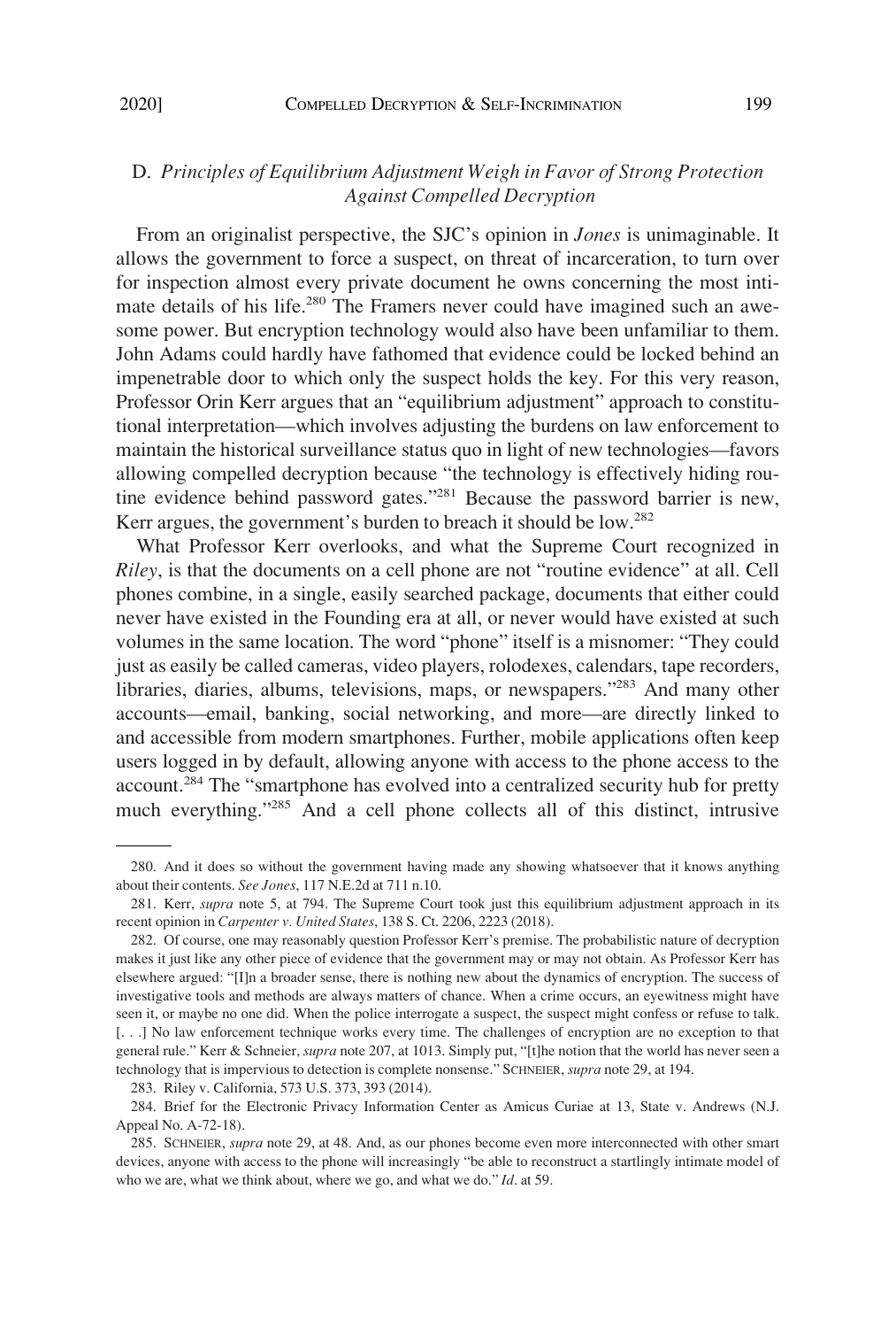### D. *Principles of Equilibrium Adjustment Weigh in Favor of Strong Protection Against Compelled Decryption*

From an originalist perspective, the SJC's opinion in *Jones* is unimaginable. It allows the government to force a suspect, on threat of incarceration, to turn over for inspection almost every private document he owns concerning the most intimate details of his life.[280] The Framers never could have imagined such an awesome power. But encryption technology would also have been unfamiliar to them. John Adams could hardly have fathomed that evidence could be locked behind an impenetrable door to which only the suspect holds the key. For this very reason, Professor Orin Kerr argues that an "equilibrium adjustment" approach to constitutional interpretation—which involves adjusting the burdens on law enforcement to maintain the historical surveillance status quo in light of new technologies—favors allowing compelled decryption because "the technology is effectively hiding routine evidence behind password gates."[281] Because the password barrier is new, Kerr argues, the government's burden to breach it should be low.[282]

What Professor Kerr overlooks, and what the Supreme Court recognized in *Riley*, is that the documents on a cell phone are not "routine evidence" at all. Cell phones combine, in a single, easily searched package, documents that either could never have existed in the Founding era at all, or never would have existed at such volumes in the same location. The word "phone" itself is a misnomer: "They could just as easily be called cameras, video players, rolodexes, calendars, tape recorders, libraries, diaries, albums, televisions, maps, or newspapers."[283] And many other accounts—email, banking, social networking, and more—are directly linked to and accessible from modern smartphones. Further, mobile applications often keep users logged in by default, allowing anyone with access to the phone access to the account.[284] The "smartphone has evolved into a centralized security hub for pretty much everything."[285] And a cell phone collects all of this distinct, intrusive

---

280. And it does so without the government having made any showing whatsoever that it knows anything about their contents. *See Jones*, 117 N.E.2d at 711 n.10.

281. Kerr, *supra* note 5, at 794. The Supreme Court took just this equilibrium adjustment approach in its recent opinion in *Carpenter v. United States*, 138 S. Ct. 2206, 2223 (2018).

282. Of course, one may reasonably question Professor Kerr's premise. The probabilistic nature of decryption makes it just like any other piece of evidence that the government may or may not obtain. As Professor Kerr has elsewhere argued: "[I]n a broader sense, there is nothing new about the dynamics of encryption. The success of investigative tools and methods are always matters of chance. When a crime occurs, an eyewitness might have seen it, or maybe no one did. When the police interrogate a suspect, the suspect might confess or refuse to talk. [. . .] No law enforcement technique works every time. The challenges of encryption are no exception to that general rule." Kerr & Schneier, *supra* note 207, at 1013. Simply put, "[t]he notion that the world has never seen a technology that is impervious to detection is complete nonsense." SCHNEIER, *supra* note 29, at 194.

283. Riley v. California, 573 U.S. 373, 393 (2014).

284. Brief for the Electronic Privacy Information Center as Amicus Curiae at 13, State v. Andrews (N.J. Appeal No. A-72-18).

285. SCHNEIER, *supra* note 29, at 48. And, as our phones become even more interconnected with other smart devices, anyone with access to the phone will increasingly "be able to reconstruct a startlingly intimate model of who we are, what we think about, where we go, and what we do." *Id*. at 59.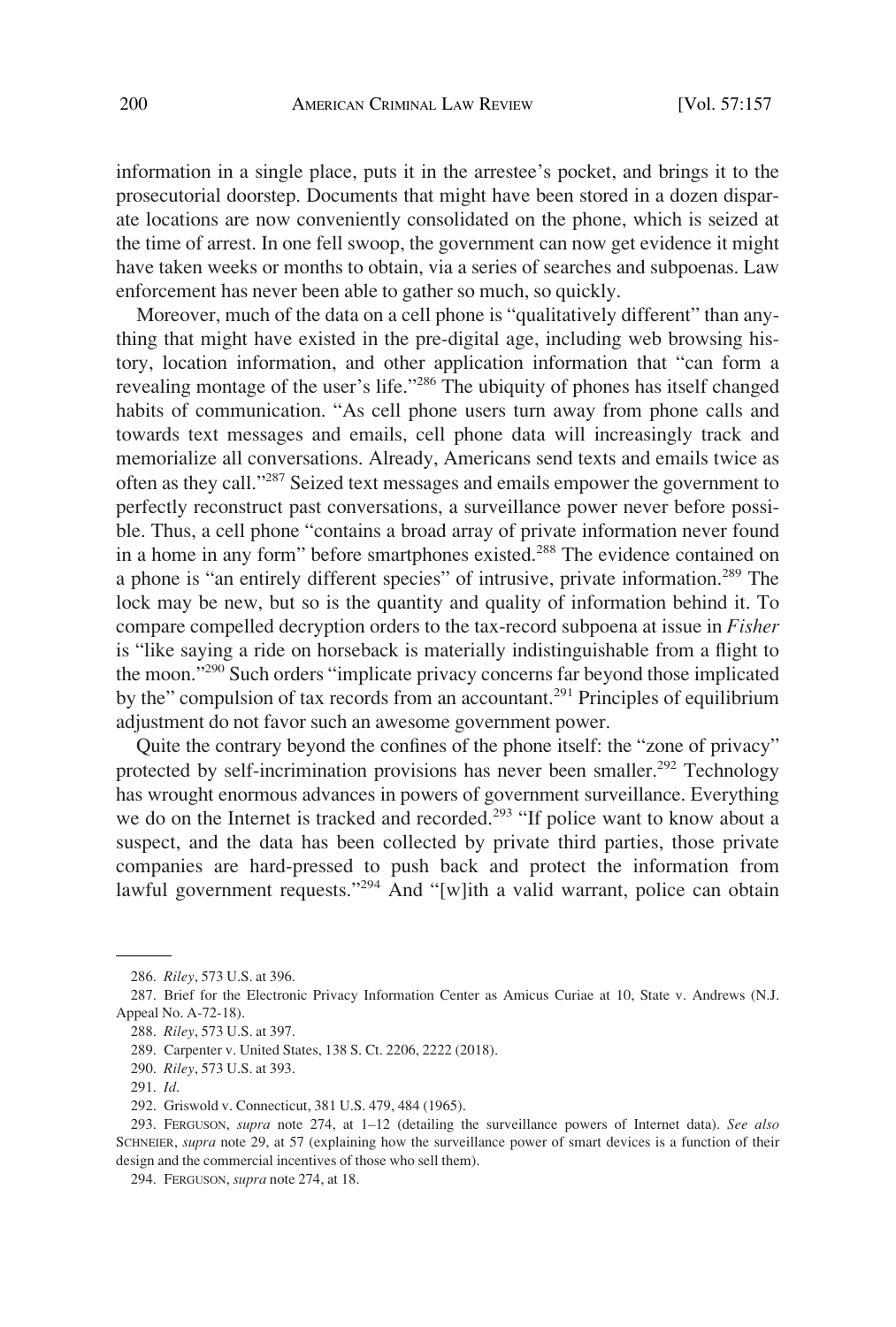information in a single place, puts it in the arrestee's pocket, and brings it to the prosecutorial doorstep. Documents that might have been stored in a dozen disparate locations are now conveniently consolidated on the phone, which is seized at the time of arrest. In one fell swoop, the government can now get evidence it might have taken weeks or months to obtain, via a series of searches and subpoenas. Law enforcement has never been able to gather so much, so quickly.

Moreover, much of the data on a cell phone is "qualitatively different" than anything that might have existed in the pre-digital age, including web browsing history, location information, and other application information that "can form a revealing montage of the user's life."[286] The ubiquity of phones has itself changed habits of communication. "As cell phone users turn away from phone calls and towards text messages and emails, cell phone data will increasingly track and memorialize all conversations. Already, Americans send texts and emails twice as often as they call."[287] Seized text messages and emails empower the government to perfectly reconstruct past conversations, a surveillance power never before possible. Thus, a cell phone "contains a broad array of private information never found in a home in any form" before smartphones existed.[288] The evidence contained on a phone is "an entirely different species" of intrusive, private information.[289] The lock may be new, but so is the quantity and quality of information behind it. To compare compelled decryption orders to the tax-record subpoena at issue in *Fisher* is "like saying a ride on horseback is materially indistinguishable from a flight to the moon."[290] Such orders "implicate privacy concerns far beyond those implicated by the" compulsion of tax records from an accountant.[291] Principles of equilibrium adjustment do not favor such an awesome government power.

Quite the contrary beyond the confines of the phone itself: the "zone of privacy" protected by self-incrimination provisions has never been smaller.[292] Technology has wrought enormous advances in powers of government surveillance. Everything we do on the Internet is tracked and recorded.[293] "If police want to know about a suspect, and the data has been collected by private third parties, those private companies are hard-pressed to push back and protect the information from lawful government requests."[294] And "[w]ith a valid warrant, police can obtain

---

286. *Riley*, 573 U.S. at 396.

287. Brief for the Electronic Privacy Information Center as Amicus Curiae at 10, State v. Andrews (N.J. Appeal No. A-72-18).

288. *Riley*, 573 U.S. at 397.

289. Carpenter v. United States, 138 S. Ct. 2206, 2222 (2018).

290. *Riley*, 573 U.S. at 393.

291. *Id*.

292. Griswold v. Connecticut, 381 U.S. 479, 484 (1965).

293. FERGUSON, *supra* note 274, at 1–12 (detailing the surveillance powers of Internet data). *See also* SCHNEIER, *supra* note 29, at 57 (explaining how the surveillance power of smart devices is a function of their design and the commercial incentives of those who sell them).

294. FERGUSON, *supra* note 274, at 18.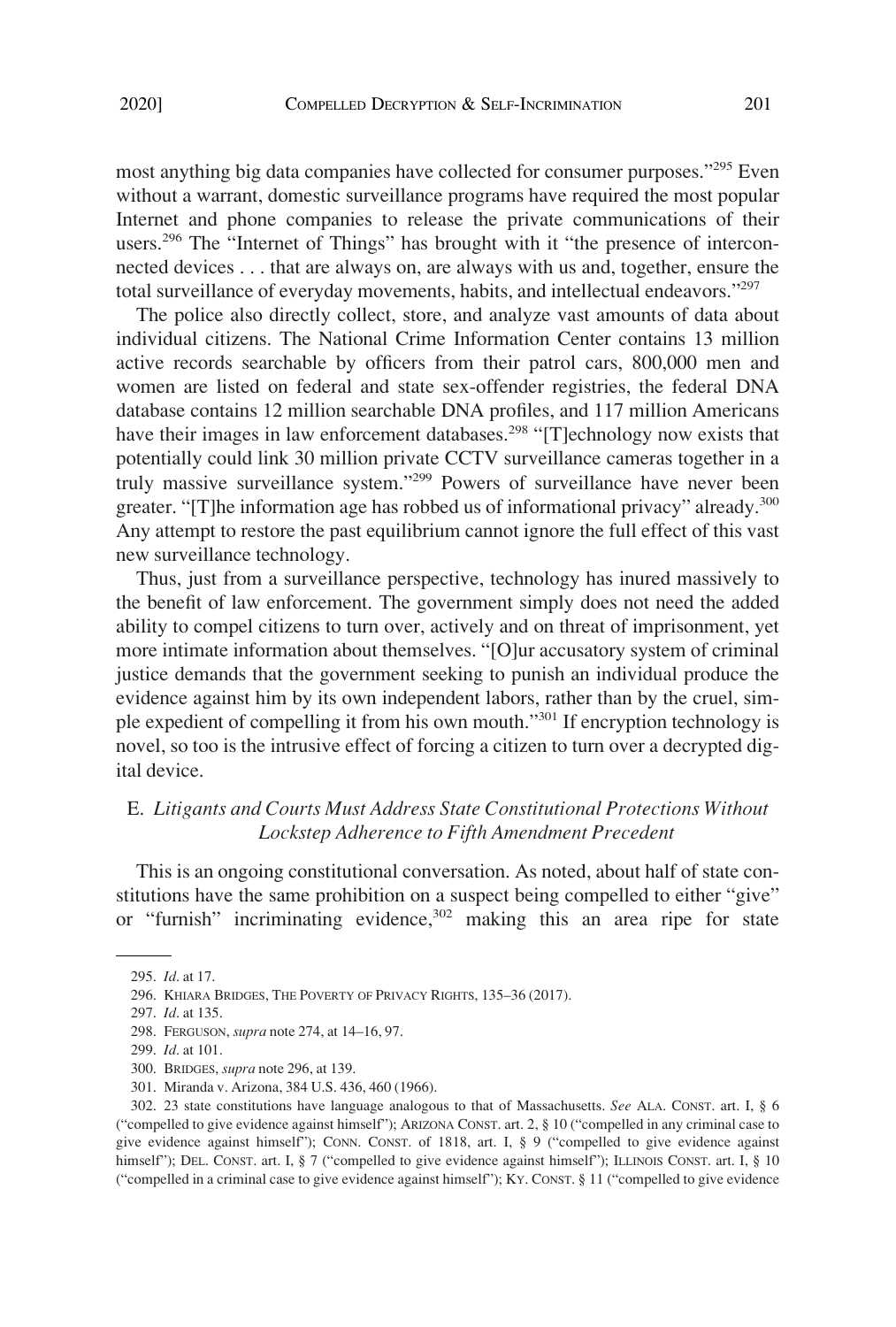most anything big data companies have collected for consumer purposes."[295] Even without a warrant, domestic surveillance programs have required the most popular Internet and phone companies to release the private communications of their users.[296] The "Internet of Things" has brought with it "the presence of interconnected devices . . . that are always on, are always with us and, together, ensure the total surveillance of everyday movements, habits, and intellectual endeavors."[297]

The police also directly collect, store, and analyze vast amounts of data about individual citizens. The National Crime Information Center contains 13 million active records searchable by officers from their patrol cars, 800,000 men and women are listed on federal and state sex-offender registries, the federal DNA database contains 12 million searchable DNA profiles, and 117 million Americans have their images in law enforcement databases.[298] "[T]echnology now exists that potentially could link 30 million private CCTV surveillance cameras together in a truly massive surveillance system."[299] Powers of surveillance have never been greater. "[T]he information age has robbed us of informational privacy" already.[300] Any attempt to restore the past equilibrium cannot ignore the full effect of this vast new surveillance technology.

Thus, just from a surveillance perspective, technology has inured massively to the benefit of law enforcement. The government simply does not need the added ability to compel citizens to turn over, actively and on threat of imprisonment, yet more intimate information about themselves. "[O]ur accusatory system of criminal justice demands that the government seeking to punish an individual produce the evidence against him by its own independent labors, rather than by the cruel, simple expedient of compelling it from his own mouth."[301] If encryption technology is novel, so too is the intrusive effect of forcing a citizen to turn over a decrypted digital device.

### E. *Litigants and Courts Must Address State Constitutional Protections Without Lockstep Adherence to Fifth Amendment Precedent*

This is an ongoing constitutional conversation. As noted, about half of state constitutions have the same prohibition on a suspect being compelled to either "give" or "furnish" incriminating evidence,[302] making this an area ripe for state

---

295. *Id*. at 17.

296. KHIARA BRIDGES, THE POVERTY OF PRIVACY RIGHTS, 135–36 (2017).

297. *Id*. at 135.

298. FERGUSON, *supra* note 274, at 14–16, 97.

299. *Id*. at 101.

300. BRIDGES, *supra* note 296, at 139.

301. Miranda v. Arizona, 384 U.S. 436, 460 (1966).

302. 23 state constitutions have language analogous to that of Massachusetts. *See* ALA. CONST. art. I, § 6 ("compelled to give evidence against himself"); ARIZONA CONST. art. 2, § 10 ("compelled in any criminal case to give evidence against himself"); CONN. CONST. of 1818, art. I, § 9 ("compelled to give evidence against himself"); DEL. CONST. art. I, § 7 ("compelled to give evidence against himself"); ILLINOIS CONST. art. I, § 10 ("compelled in a criminal case to give evidence against himself"); KY. CONST. § 11 ("compelled to give evidence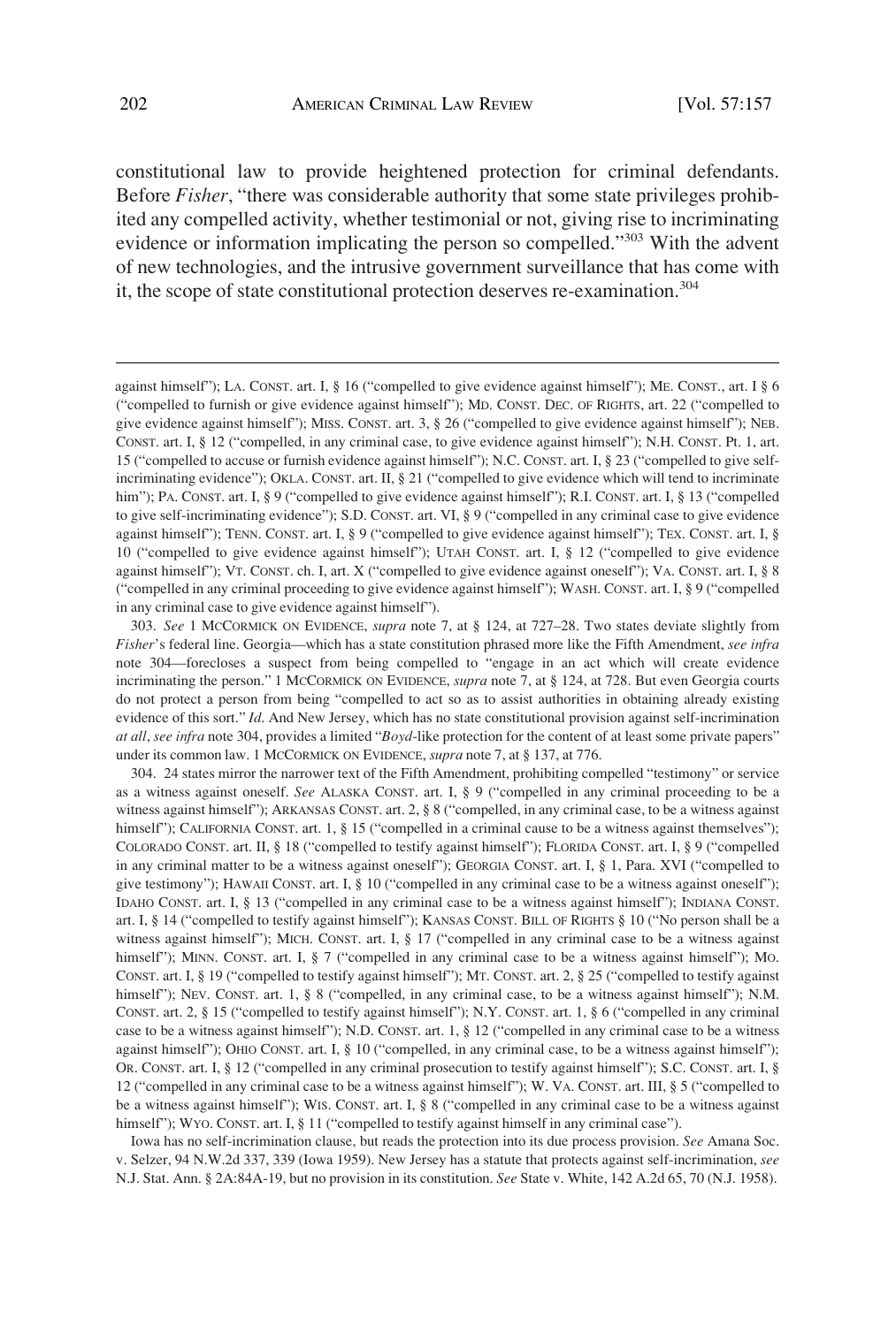constitutional law to provide heightened protection for criminal defendants. Before *Fisher*, "there was considerable authority that some state privileges prohibited any compelled activity, whether testimonial or not, giving rise to incriminating evidence or information implicating the person so compelled."[303] With the advent of new technologies, and the intrusive government surveillance that has come with it, the scope of state constitutional protection deserves re-examination.[304]

---

against himself"); LA. CONST. art. I, § 16 ("compelled to give evidence against himself"); ME. CONST., art. I § 6 ("compelled to furnish or give evidence against himself"); MD. CONST. DEC. OF RIGHTS, art. 22 ("compelled to give evidence against himself"); MISS. CONST. art. 3, § 26 ("compelled to give evidence against himself"); NEB. CONST. art. I, § 12 ("compelled, in any criminal case, to give evidence against himself"); N.H. CONST. Pt. 1, art. 15 ("compelled to accuse or furnish evidence against himself"); N.C. CONST. art. I, § 23 ("compelled to give self-incriminating evidence"); OKLA. CONST. art. II, § 21 ("compelled to give evidence which will tend to incriminate him"); PA. CONST. art. I, § 9 ("compelled to give evidence against himself"); R.I. CONST. art. I, § 13 ("compelled to give self-incriminating evidence"); S.D. CONST. art. VI, § 9 ("compelled in any criminal case to give evidence against himself"); TENN. CONST. art. I, § 9 ("compelled to give evidence against himself"); TEX. CONST. art. I, § 10 ("compelled to give evidence against himself"); UTAH CONST. art. I, § 12 ("compelled to give evidence against himself"); VT. CONST. ch. I, art. X ("compelled to give evidence against oneself"); VA. CONST. art. I, § 8 ("compelled in any criminal proceeding to give evidence against himself"); WASH. CONST. art. I, § 9 ("compelled in any criminal case to give evidence against himself").

303. *See* 1 MCCORMICK ON EVIDENCE, *supra* note 7, at § 124, at 727–28. Two states deviate slightly from *Fisher*'s federal line. Georgia—which has a state constitution phrased more like the Fifth Amendment, *see infra* note 304—forecloses a suspect from being compelled to "engage in an act which will create evidence incriminating the person." 1 MCCORMICK ON EVIDENCE, *supra* note 7, at § 124, at 728. But even Georgia courts do not protect a person from being "compelled to act so as to assist authorities in obtaining already existing evidence of this sort." *Id*. And New Jersey, which has no state constitutional provision against self-incrimination *at all*, *see infra* note 304, provides a limited "*Boyd*-like protection for the content of at least some private papers" under its common law. 1 MCCORMICK ON EVIDENCE, *supra* note 7, at § 137, at 776.

304. 24 states mirror the narrower text of the Fifth Amendment, prohibiting compelled "testimony" or service as a witness against oneself. *See* ALASKA CONST. art. I, § 9 ("compelled in any criminal proceeding to be a witness against himself"); ARKANSAS CONST. art. 2, § 8 ("compelled, in any criminal case, to be a witness against himself"); CALIFORNIA CONST. art. 1, § 15 ("compelled in a criminal cause to be a witness against themselves"); COLORADO CONST. art. II, § 18 ("compelled to testify against himself"); FLORIDA CONST. art. I, § 9 ("compelled in any criminal matter to be a witness against oneself"); GEORGIA CONST. art. I, § 1, Para. XVI ("compelled to give testimony"); HAWAII CONST. art. I, § 10 ("compelled in any criminal case to be a witness against oneself"); IDAHO CONST. art. I, § 13 ("compelled in any criminal case to be a witness against himself"); INDIANA CONST. art. I, § 14 ("compelled to testify against himself"); KANSAS CONST. BILL OF RIGHTS § 10 ("No person shall be a witness against himself"); MICH. CONST. art. I, § 17 ("compelled in any criminal case to be a witness against himself"); MINN. CONST. art. I, § 7 ("compelled in any criminal case to be a witness against himself"); MO. CONST. art. I, § 19 ("compelled to testify against himself"); MT. CONST. art. 2, § 25 ("compelled to testify against himself"); NEV. CONST. art. 1, § 8 ("compelled, in any criminal case, to be a witness against himself"); N.M. CONST. art. 2, § 15 ("compelled to testify against himself"); N.Y. CONST. art. 1, § 6 ("compelled in any criminal case to be a witness against himself"); N.D. CONST. art. 1, § 12 ("compelled in any criminal case to be a witness against himself"); OHIO CONST. art. I, § 10 ("compelled, in any criminal case, to be a witness against himself"); OR. CONST. art. I, § 12 ("compelled in any criminal prosecution to testify against himself"); S.C. CONST. art. I, § 12 ("compelled in any criminal case to be a witness against himself"); W. VA. CONST. art. III, § 5 ("compelled to be a witness against himself"); WIS. CONST. art. I, § 8 ("compelled in any criminal case to be a witness against himself"); WYO. CONST. art. I, § 11 ("compelled to testify against himself in any criminal case").

Iowa has no self-incrimination clause, but reads the protection into its due process provision. *See* Amana Soc. v. Selzer, 94 N.W.2d 337, 339 (Iowa 1959). New Jersey has a statute that protects against self-incrimination, *see* N.J. Stat. Ann. § 2A:84A-19, but no provision in its constitution. *See* State v. White, 142 A.2d 65, 70 (N.J. 1958).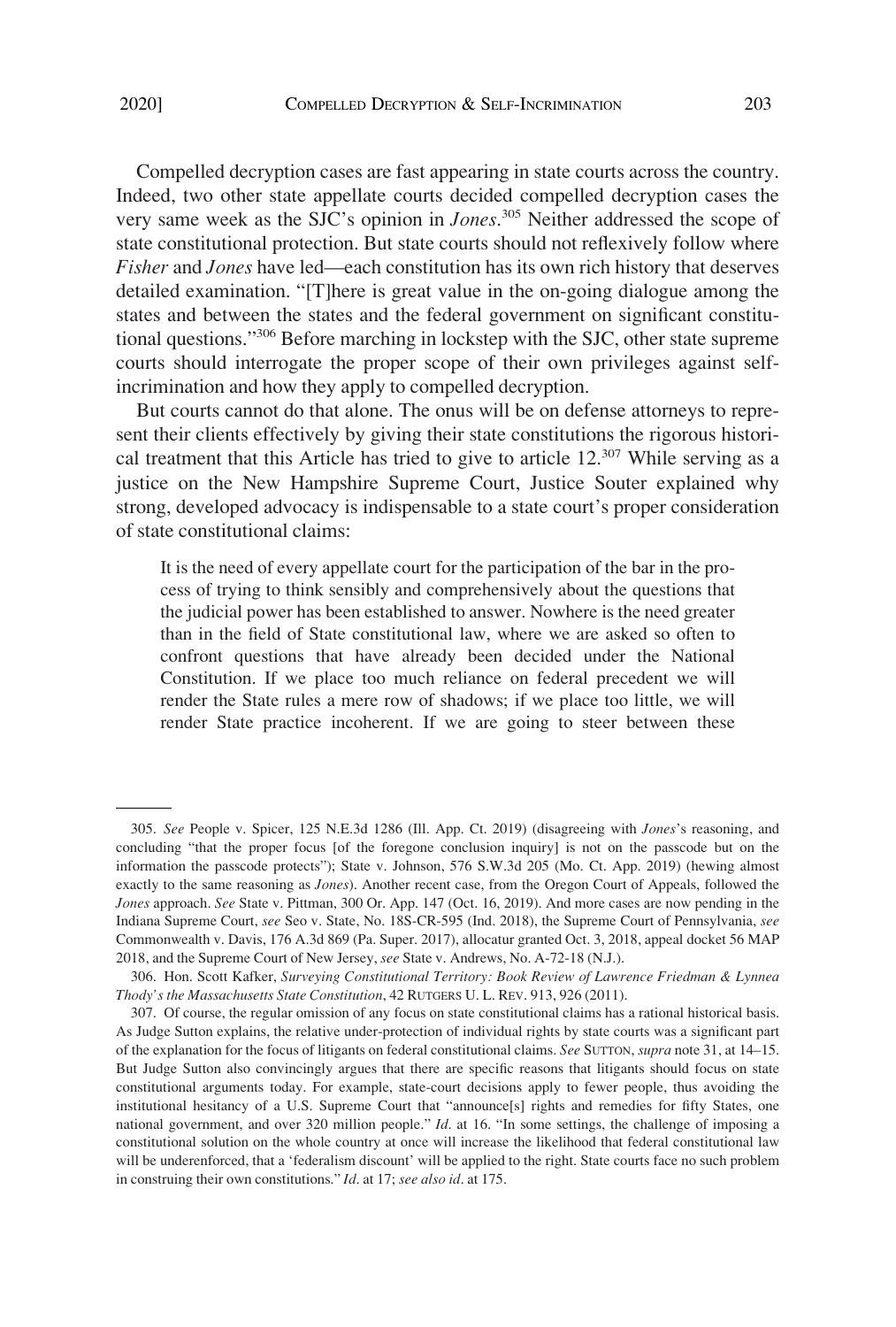Compelled decryption cases are fast appearing in state courts across the country. Indeed, two other state appellate courts decided compelled decryption cases the very same week as the SJC's opinion in *Jones*.[305] Neither addressed the scope of state constitutional protection. But state courts should not reflexively follow where *Fisher* and *Jones* have led—each constitution has its own rich history that deserves detailed examination. "[T]here is great value in the on-going dialogue among the states and between the states and the federal government on significant constitutional questions."[306] Before marching in lockstep with the SJC, other state supreme courts should interrogate the proper scope of their own privileges against self-incrimination and how they apply to compelled decryption.

But courts cannot do that alone. The onus will be on defense attorneys to represent their clients effectively by giving their state constitutions the rigorous historical treatment that this Article has tried to give to article 12.[307] While serving as a justice on the New Hampshire Supreme Court, Justice Souter explained why strong, developed advocacy is indispensable to a state court's proper consideration of state constitutional claims:

> It is the need of every appellate court for the participation of the bar in the process of trying to think sensibly and comprehensively about the questions that the judicial power has been established to answer. Nowhere is the need greater than in the field of State constitutional law, where we are asked so often to confront questions that have already been decided under the National Constitution. If we place too much reliance on federal precedent we will render the State rules a mere row of shadows; if we place too little, we will render State practice incoherent. If we are going to steer between these

---

305. *See* People v. Spicer, 125 N.E.3d 1286 (Ill. App. Ct. 2019) (disagreeing with *Jones*'s reasoning, and concluding "that the proper focus [of the foregone conclusion inquiry] is not on the passcode but on the information the passcode protects"); State v. Johnson, 576 S.W.3d 205 (Mo. Ct. App. 2019) (hewing almost exactly to the same reasoning as *Jones*). Another recent case, from the Oregon Court of Appeals, followed the *Jones* approach. *See* State v. Pittman, 300 Or. App. 147 (Oct. 16, 2019). And more cases are now pending in the Indiana Supreme Court, *see* Seo v. State, No. 18S-CR-595 (Ind. 2018), the Supreme Court of Pennsylvania, *see* Commonwealth v. Davis, 176 A.3d 869 (Pa. Super. 2017), allocatur granted Oct. 3, 2018, appeal docket 56 MAP 2018, and the Supreme Court of New Jersey, *see* State v. Andrews, No. A-72-18 (N.J.).

306. Hon. Scott Kafker, *Surveying Constitutional Territory: Book Review of Lawrence Friedman & Lynnea Thody's the Massachusetts State Constitution*, 42 RUTGERS U. L. REV. 913, 926 (2011).

307. Of course, the regular omission of any focus on state constitutional claims has a rational historical basis. As Judge Sutton explains, the relative under-protection of individual rights by state courts was a significant part of the explanation for the focus of litigants on federal constitutional claims. *See* SUTTON, *supra* note 31, at 14–15. But Judge Sutton also convincingly argues that there are specific reasons that litigants should focus on state constitutional arguments today. For example, state-court decisions apply to fewer people, thus avoiding the institutional hesitancy of a U.S. Supreme Court that "announce[s] rights and remedies for fifty States, one national government, and over 320 million people." *Id.* at 16. "In some settings, the challenge of imposing a constitutional solution on the whole country at once will increase the likelihood that federal constitutional law will be underenforced, that a 'federalism discount' will be applied to the right. State courts face no such problem in construing their own constitutions." *Id*. at 17; *see also id*. at 175.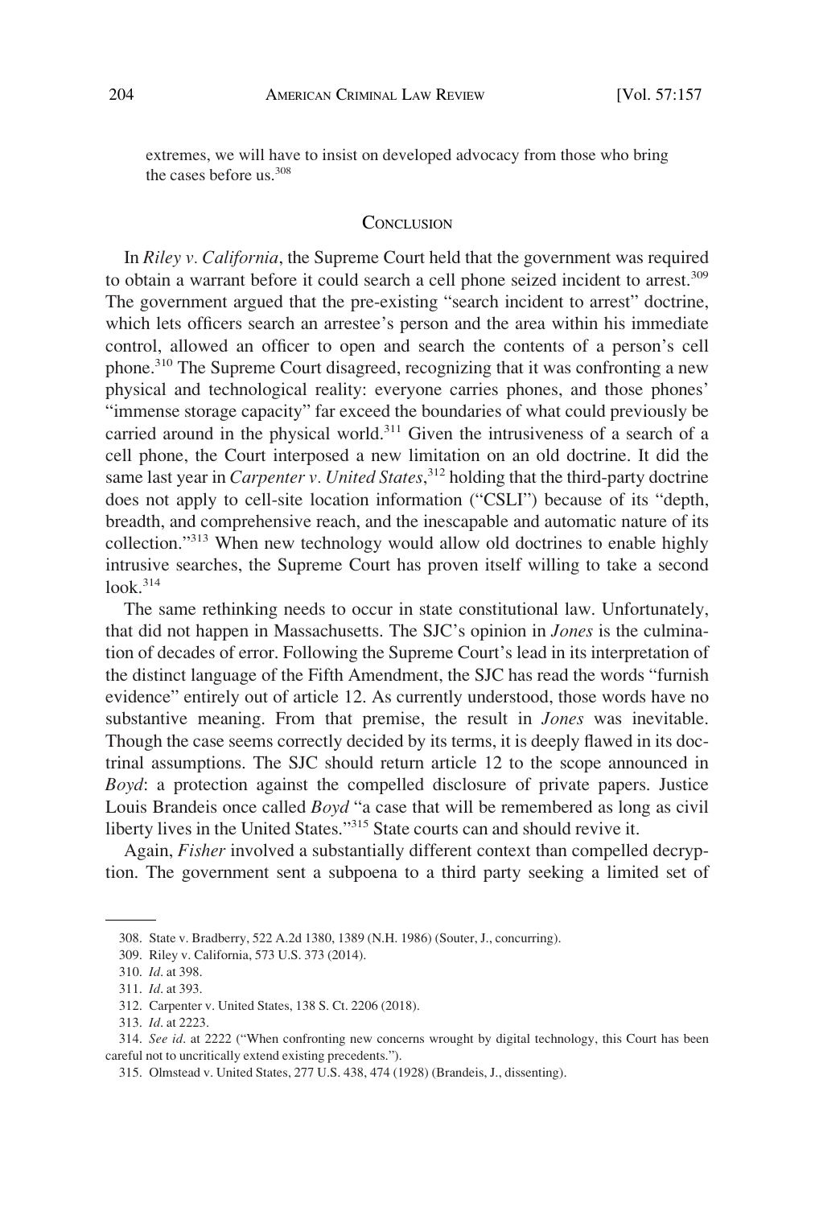extremes, we will have to insist on developed advocacy from those who bring the cases before us.[308]

## CONCLUSION

In *Riley v. California*, the Supreme Court held that the government was required to obtain a warrant before it could search a cell phone seized incident to arrest.[309] The government argued that the pre-existing "search incident to arrest" doctrine, which lets officers search an arrestee's person and the area within his immediate control, allowed an officer to open and search the contents of a person's cell phone.[310] The Supreme Court disagreed, recognizing that it was confronting a new physical and technological reality: everyone carries phones, and those phones' "immense storage capacity" far exceed the boundaries of what could previously be carried around in the physical world.[311] Given the intrusiveness of a search of a cell phone, the Court interposed a new limitation on an old doctrine. It did the same last year in *Carpenter v. United States*,[312] holding that the third-party doctrine does not apply to cell-site location information ("CSLI") because of its "depth, breadth, and comprehensive reach, and the inescapable and automatic nature of its collection."[313] When new technology would allow old doctrines to enable highly intrusive searches, the Supreme Court has proven itself willing to take a second look.[314]

The same rethinking needs to occur in state constitutional law. Unfortunately, that did not happen in Massachusetts. The SJC's opinion in *Jones* is the culmination of decades of error. Following the Supreme Court's lead in its interpretation of the distinct language of the Fifth Amendment, the SJC has read the words "furnish evidence" entirely out of article 12. As currently understood, those words have no substantive meaning. From that premise, the result in *Jones* was inevitable. Though the case seems correctly decided by its terms, it is deeply flawed in its doctrinal assumptions. The SJC should return article 12 to the scope announced in *Boyd*: a protection against the compelled disclosure of private papers. Justice Louis Brandeis once called *Boyd* "a case that will be remembered as long as civil liberty lives in the United States."[315] State courts can and should revive it.

Again, *Fisher* involved a substantially different context than compelled decryption. The government sent a subpoena to a third party seeking a limited set of

---

308. State v. Bradberry, 522 A.2d 1380, 1389 (N.H. 1986) (Souter, J., concurring).

309. Riley v. California, 573 U.S. 373 (2014).

310. *Id*. at 398.

311. *Id*. at 393.

312. Carpenter v. United States, 138 S. Ct. 2206 (2018).

313. *Id*. at 2223.

314. *See id*. at 2222 ("When confronting new concerns wrought by digital technology, this Court has been careful not to uncritically extend existing precedents.").

315. Olmstead v. United States, 277 U.S. 438, 474 (1928) (Brandeis, J., dissenting).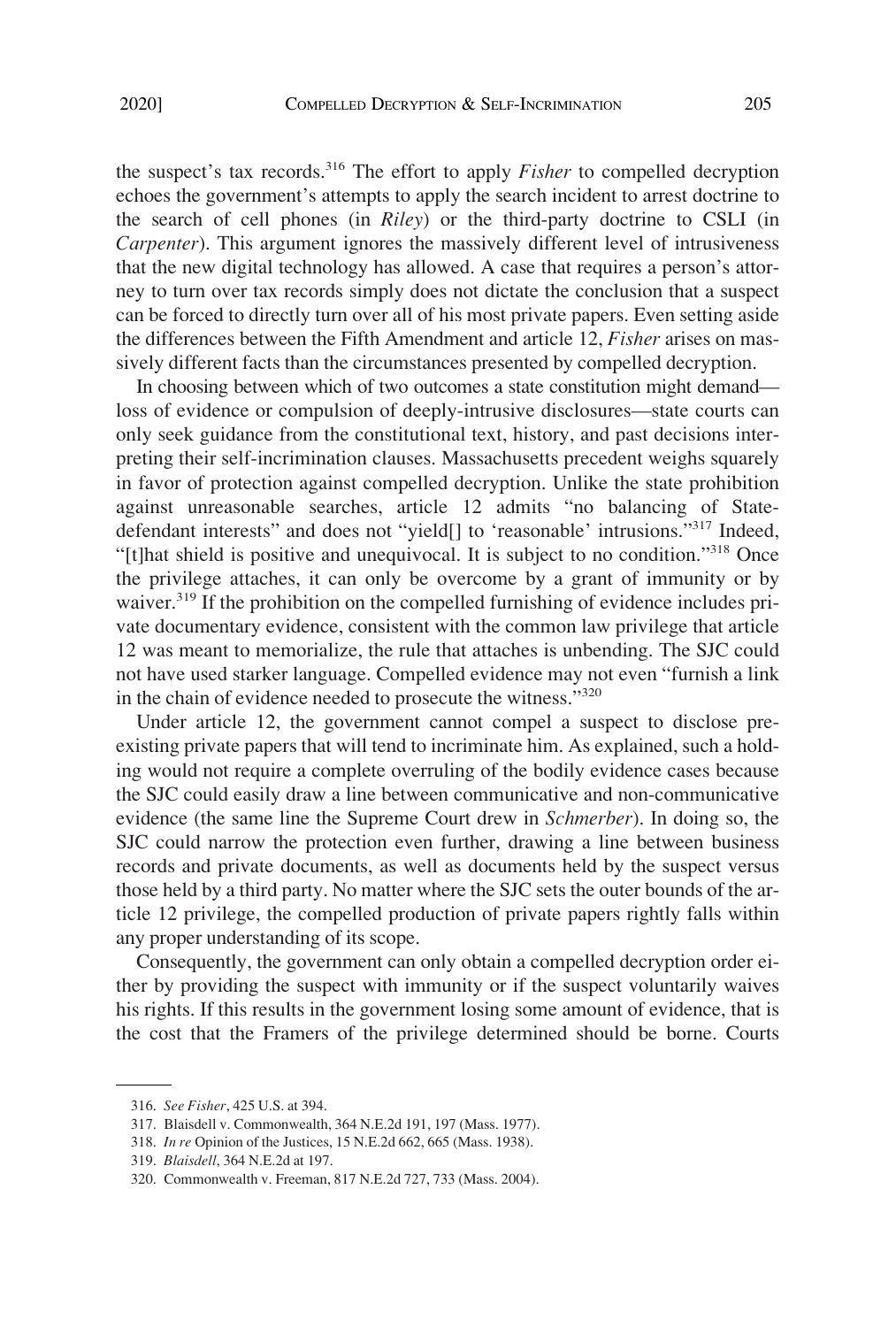the suspect's tax records.[316] The effort to apply *Fisher* to compelled decryption echoes the government's attempts to apply the search incident to arrest doctrine to the search of cell phones (in *Riley*) or the third-party doctrine to CSLI (in *Carpenter*). This argument ignores the massively different level of intrusiveness that the new digital technology has allowed. A case that requires a person's attorney to turn over tax records simply does not dictate the conclusion that a suspect can be forced to directly turn over all of his most private papers. Even setting aside the differences between the Fifth Amendment and article 12, *Fisher* arises on massively different facts than the circumstances presented by compelled decryption.

In choosing between which of two outcomes a state constitution might demand—loss of evidence or compulsion of deeply-intrusive disclosures—state courts can only seek guidance from the constitutional text, history, and past decisions interpreting their self-incrimination clauses. Massachusetts precedent weighs squarely in favor of protection against compelled decryption. Unlike the state prohibition against unreasonable searches, article 12 admits "no balancing of State-defendant interests" and does not "yield[] to 'reasonable' intrusions."[317] Indeed, "[t]hat shield is positive and unequivocal. It is subject to no condition."[318] Once the privilege attaches, it can only be overcome by a grant of immunity or by waiver.[319] If the prohibition on the compelled furnishing of evidence includes private documentary evidence, consistent with the common law privilege that article 12 was meant to memorialize, the rule that attaches is unbending. The SJC could not have used starker language. Compelled evidence may not even "furnish a link in the chain of evidence needed to prosecute the witness."[320]

Under article 12, the government cannot compel a suspect to disclose pre-existing private papers that will tend to incriminate him. As explained, such a holding would not require a complete overruling of the bodily evidence cases because the SJC could easily draw a line between communicative and non-communicative evidence (the same line the Supreme Court drew in *Schmerber*). In doing so, the SJC could narrow the protection even further, drawing a line between business records and private documents, as well as documents held by the suspect versus those held by a third party. No matter where the SJC sets the outer bounds of the article 12 privilege, the compelled production of private papers rightly falls within any proper understanding of its scope.

Consequently, the government can only obtain a compelled decryption order either by providing the suspect with immunity or if the suspect voluntarily waives his rights. If this results in the government losing some amount of evidence, that is the cost that the Framers of the privilege determined should be borne. Courts

---

316. *See Fisher*, 425 U.S. at 394.

317. Blaisdell v. Commonwealth, 364 N.E.2d 191, 197 (Mass. 1977).

318. *In re* Opinion of the Justices, 15 N.E.2d 662, 665 (Mass. 1938).

319. *Blaisdell*, 364 N.E.2d at 197.

320. Commonwealth v. Freeman, 817 N.E.2d 727, 733 (Mass. 2004).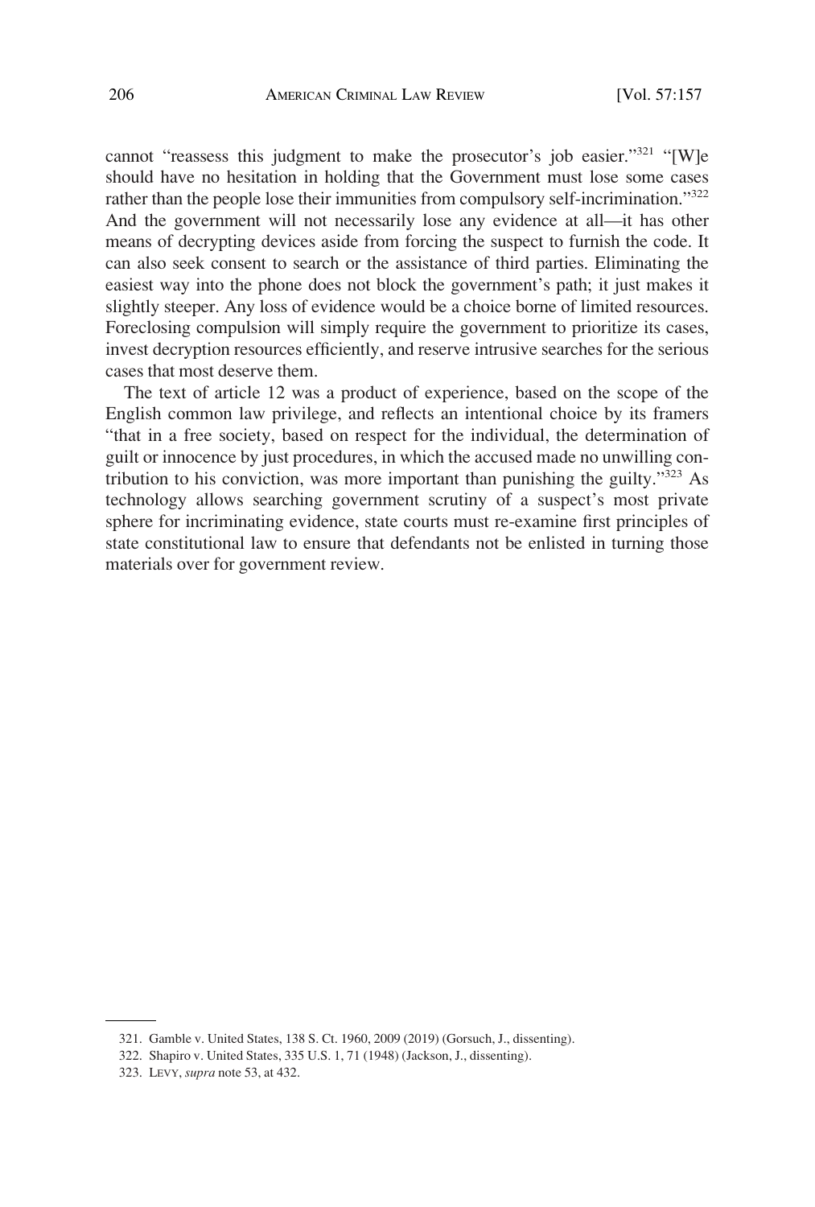cannot "reassess this judgment to make the prosecutor's job easier."[321] "[W]e should have no hesitation in holding that the Government must lose some cases rather than the people lose their immunities from compulsory self-incrimination."[322] And the government will not necessarily lose any evidence at all—it has other means of decrypting devices aside from forcing the suspect to furnish the code. It can also seek consent to search or the assistance of third parties. Eliminating the easiest way into the phone does not block the government's path; it just makes it slightly steeper. Any loss of evidence would be a choice borne of limited resources. Foreclosing compulsion will simply require the government to prioritize its cases, invest decryption resources efficiently, and reserve intrusive searches for the serious cases that most deserve them.

The text of article 12 was a product of experience, based on the scope of the English common law privilege, and reflects an intentional choice by its framers "that in a free society, based on respect for the individual, the determination of guilt or innocence by just procedures, in which the accused made no unwilling contribution to his conviction, was more important than punishing the guilty."[323] As technology allows searching government scrutiny of a suspect's most private sphere for incriminating evidence, state courts must re-examine first principles of state constitutional law to ensure that defendants not be enlisted in turning those materials over for government review.

---

321. Gamble v. United States, 138 S. Ct. 1960, 2009 (2019) (Gorsuch, J., dissenting).

322. Shapiro v. United States, 335 U.S. 1, 71 (1948) (Jackson, J., dissenting).

323. LEVY, *supra* note 53, at 432.